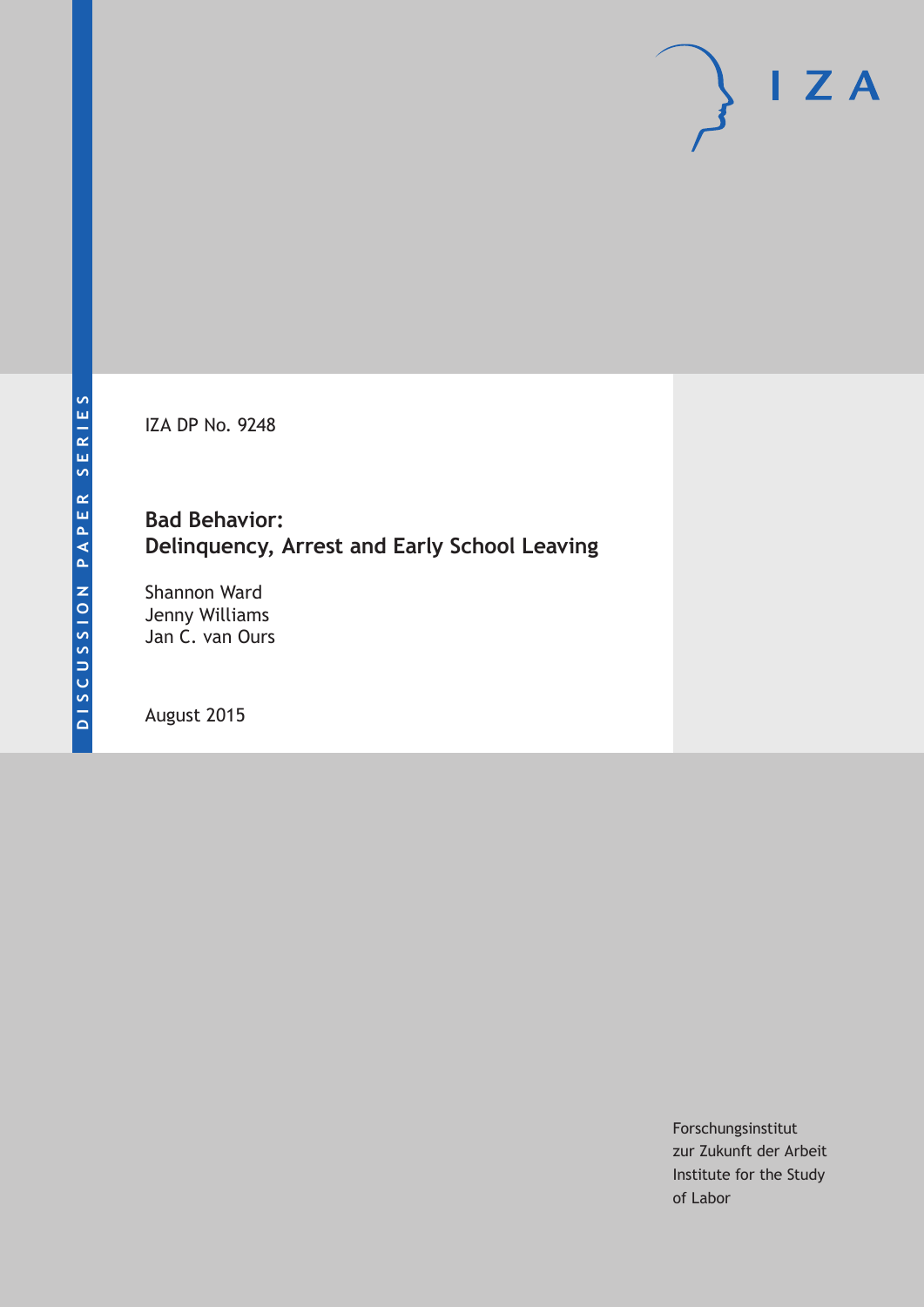DISCUSSION PAPER SERIES

IZA DP No. 9248

# Bad Behavior: Delinquency, Arrest and Early School Leaving

Shannon Ward
Jenny Williams
Jan C. van Ours

August 2015

Forschungsinstitut
zur Zukunft der Arbeit
Institute for the Study
of Labor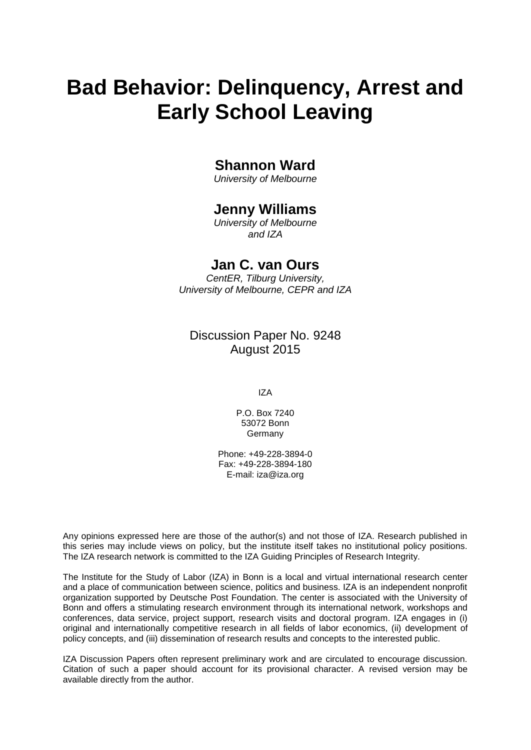# Bad Behavior: Delinquency, Arrest and Early School Leaving

**Shannon Ward**
*University of Melbourne*

**Jenny Williams**
*University of Melbourne and IZA*

**Jan C. van Ours**
*CentER, Tilburg University, University of Melbourne, CEPR and IZA*

Discussion Paper No. 9248
August 2015

IZA

P.O. Box 7240
53072 Bonn
Germany

Phone: +49-228-3894-0
Fax: +49-228-3894-180
E-mail: iza@iza.org

Any opinions expressed here are those of the author(s) and not those of IZA. Research published in this series may include views on policy, but the institute itself takes no institutional policy positions. The IZA research network is committed to the IZA Guiding Principles of Research Integrity.

The Institute for the Study of Labor (IZA) in Bonn is a local and virtual international research center and a place of communication between science, politics and business. IZA is an independent nonprofit organization supported by Deutsche Post Foundation. The center is associated with the University of Bonn and offers a stimulating research environment through its international network, workshops and conferences, data service, project support, research visits and doctoral program. IZA engages in (i) original and internationally competitive research in all fields of labor economics, (ii) development of policy concepts, and (iii) dissemination of research results and concepts to the interested public.

IZA Discussion Papers often represent preliminary work and are circulated to encourage discussion. Citation of such a paper should account for its provisional character. A revised version may be available directly from the author.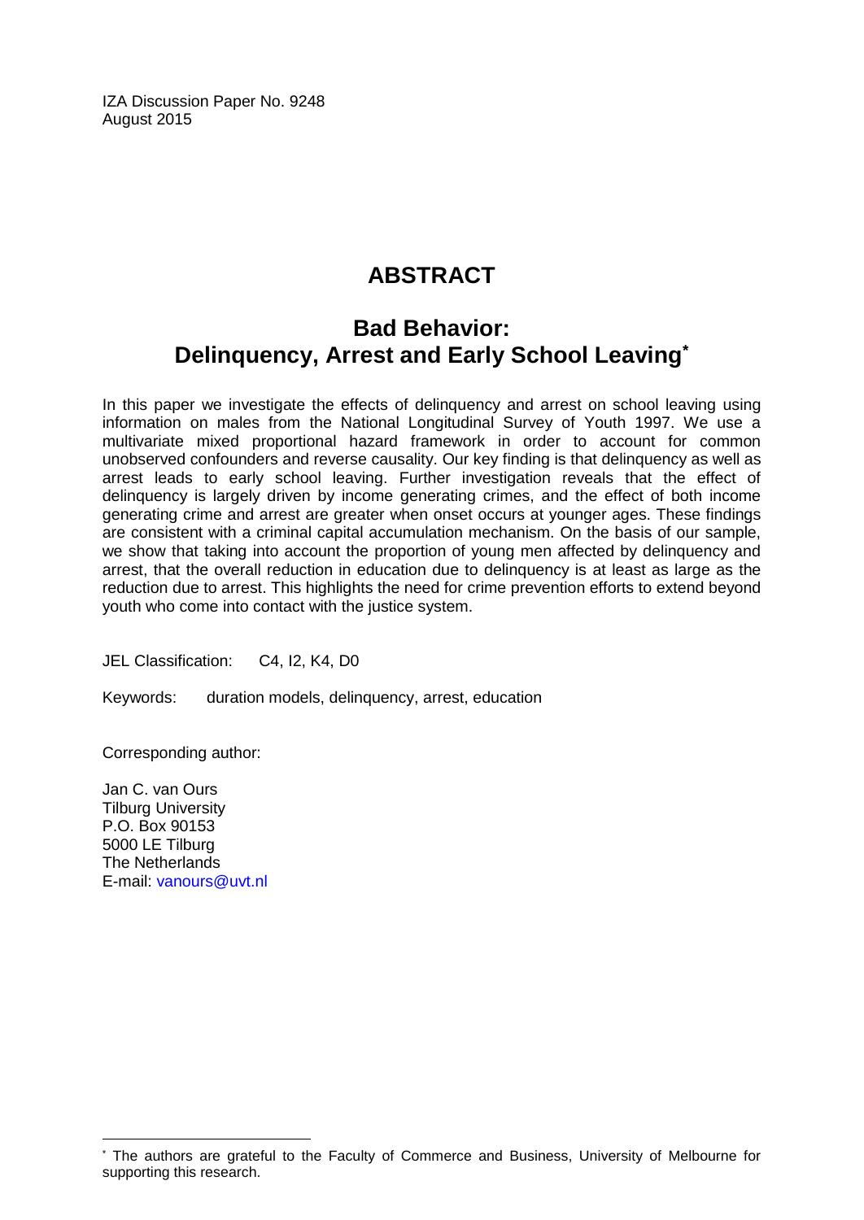IZA Discussion Paper No. 9248
August 2015

# ABSTRACT

## Bad Behavior: Delinquency, Arrest and Early School Leaving[*]

In this paper we investigate the effects of delinquency and arrest on school leaving using information on males from the National Longitudinal Survey of Youth 1997. We use a multivariate mixed proportional hazard framework in order to account for common unobserved confounders and reverse causality. Our key finding is that delinquency as well as arrest leads to early school leaving. Further investigation reveals that the effect of delinquency is largely driven by income generating crimes, and the effect of both income generating crime and arrest are greater when onset occurs at younger ages. These findings are consistent with a criminal capital accumulation mechanism. On the basis of our sample, we show that taking into account the proportion of young men affected by delinquency and arrest, that the overall reduction in education due to delinquency is at least as large as the reduction due to arrest. This highlights the need for crime prevention efforts to extend beyond youth who come into contact with the justice system.

JEL Classification: C4, I2, K4, D0

Keywords: duration models, delinquency, arrest, education

Corresponding author:

Jan C. van Ours
Tilburg University
P.O. Box 90153
5000 LE Tilburg
The Netherlands
E-mail: vanours@uvt.nl

[*] The authors are grateful to the Faculty of Commerce and Business, University of Melbourne for supporting this research.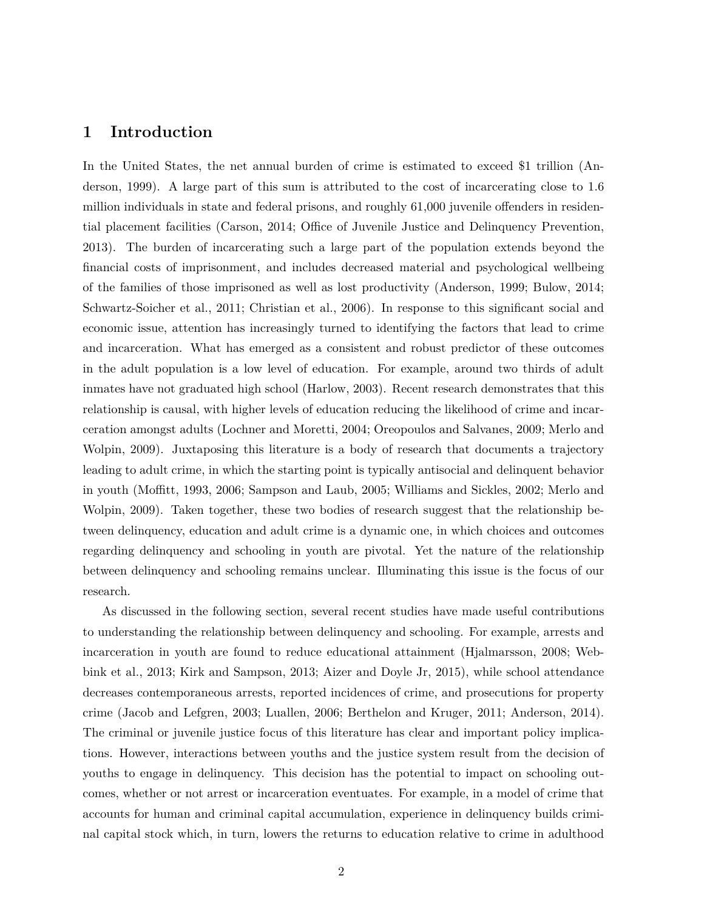# 1 Introduction

In the United States, the net annual burden of crime is estimated to exceed $1 trillion (Anderson, 1999). A large part of this sum is attributed to the cost of incarcerating close to 1.6 million individuals in state and federal prisons, and roughly 61,000 juvenile offenders in residential placement facilities (Carson, 2014; Office of Juvenile Justice and Delinquency Prevention, 2013). The burden of incarcerating such a large part of the population extends beyond the financial costs of imprisonment, and includes decreased material and psychological wellbeing of the families of those imprisoned as well as lost productivity (Anderson, 1999; Bulow, 2014; Schwartz-Soicher et al., 2011; Christian et al., 2006). In response to this significant social and economic issue, attention has increasingly turned to identifying the factors that lead to crime and incarceration. What has emerged as a consistent and robust predictor of these outcomes in the adult population is a low level of education. For example, around two thirds of adult inmates have not graduated high school (Harlow, 2003). Recent research demonstrates that this relationship is causal, with higher levels of education reducing the likelihood of crime and incarceration amongst adults (Lochner and Moretti, 2004; Oreopoulos and Salvanes, 2009; Merlo and Wolpin, 2009). Juxtaposing this literature is a body of research that documents a trajectory leading to adult crime, in which the starting point is typically antisocial and delinquent behavior in youth (Moffitt, 1993, 2006; Sampson and Laub, 2005; Williams and Sickles, 2002; Merlo and Wolpin, 2009). Taken together, these two bodies of research suggest that the relationship between delinquency, education and adult crime is a dynamic one, in which choices and outcomes regarding delinquency and schooling in youth are pivotal. Yet the nature of the relationship between delinquency and schooling remains unclear. Illuminating this issue is the focus of our research.

As discussed in the following section, several recent studies have made useful contributions to understanding the relationship between delinquency and schooling. For example, arrests and incarceration in youth are found to reduce educational attainment (Hjalmarsson, 2008; Webbink et al., 2013; Kirk and Sampson, 2013; Aizer and Doyle Jr, 2015), while school attendance decreases contemporaneous arrests, reported incidences of crime, and prosecutions for property crime (Jacob and Lefgren, 2003; Luallen, 2006; Berthelon and Kruger, 2011; Anderson, 2014). The criminal or juvenile justice focus of this literature has clear and important policy implications. However, interactions between youths and the justice system result from the decision of youths to engage in delinquency. This decision has the potential to impact on schooling outcomes, whether or not arrest or incarceration eventuates. For example, in a model of crime that accounts for human and criminal capital accumulation, experience in delinquency builds criminal capital stock which, in turn, lowers the returns to education relative to crime in adulthood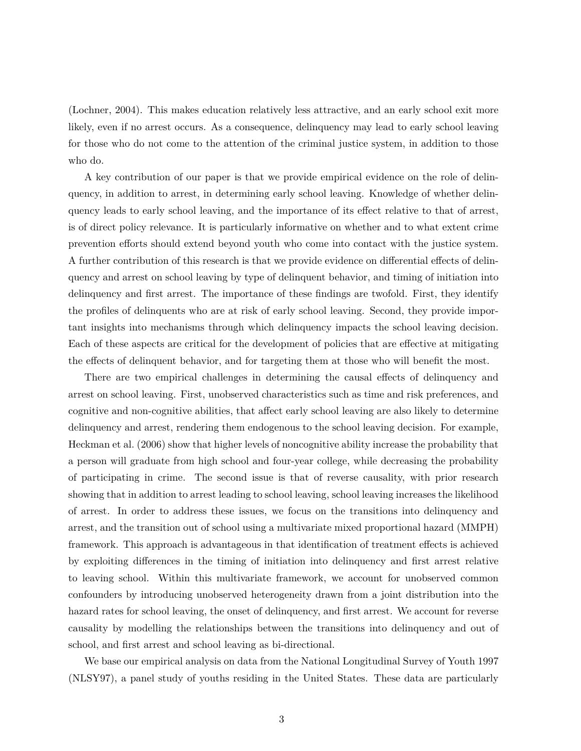(Lochner, 2004). This makes education relatively less attractive, and an early school exit more likely, even if no arrest occurs. As a consequence, delinquency may lead to early school leaving for those who do not come to the attention of the criminal justice system, in addition to those who do.

A key contribution of our paper is that we provide empirical evidence on the role of delinquency, in addition to arrest, in determining early school leaving. Knowledge of whether delinquency leads to early school leaving, and the importance of its effect relative to that of arrest, is of direct policy relevance. It is particularly informative on whether and to what extent crime prevention efforts should extend beyond youth who come into contact with the justice system. A further contribution of this research is that we provide evidence on differential effects of delinquency and arrest on school leaving by type of delinquent behavior, and timing of initiation into delinquency and first arrest. The importance of these findings are twofold. First, they identify the profiles of delinquents who are at risk of early school leaving. Second, they provide important insights into mechanisms through which delinquency impacts the school leaving decision. Each of these aspects are critical for the development of policies that are effective at mitigating the effects of delinquent behavior, and for targeting them at those who will benefit the most.

There are two empirical challenges in determining the causal effects of delinquency and arrest on school leaving. First, unobserved characteristics such as time and risk preferences, and cognitive and non-cognitive abilities, that affect early school leaving are also likely to determine delinquency and arrest, rendering them endogenous to the school leaving decision. For example, Heckman et al. (2006) show that higher levels of noncognitive ability increase the probability that a person will graduate from high school and four-year college, while decreasing the probability of participating in crime. The second issue is that of reverse causality, with prior research showing that in addition to arrest leading to school leaving, school leaving increases the likelihood of arrest. In order to address these issues, we focus on the transitions into delinquency and arrest, and the transition out of school using a multivariate mixed proportional hazard (MMPH) framework. This approach is advantageous in that identification of treatment effects is achieved by exploiting differences in the timing of initiation into delinquency and first arrest relative to leaving school. Within this multivariate framework, we account for unobserved common confounders by introducing unobserved heterogeneity drawn from a joint distribution into the hazard rates for school leaving, the onset of delinquency, and first arrest. We account for reverse causality by modelling the relationships between the transitions into delinquency and out of school, and first arrest and school leaving as bi-directional.

We base our empirical analysis on data from the National Longitudinal Survey of Youth 1997 (NLSY97), a panel study of youths residing in the United States. These data are particularly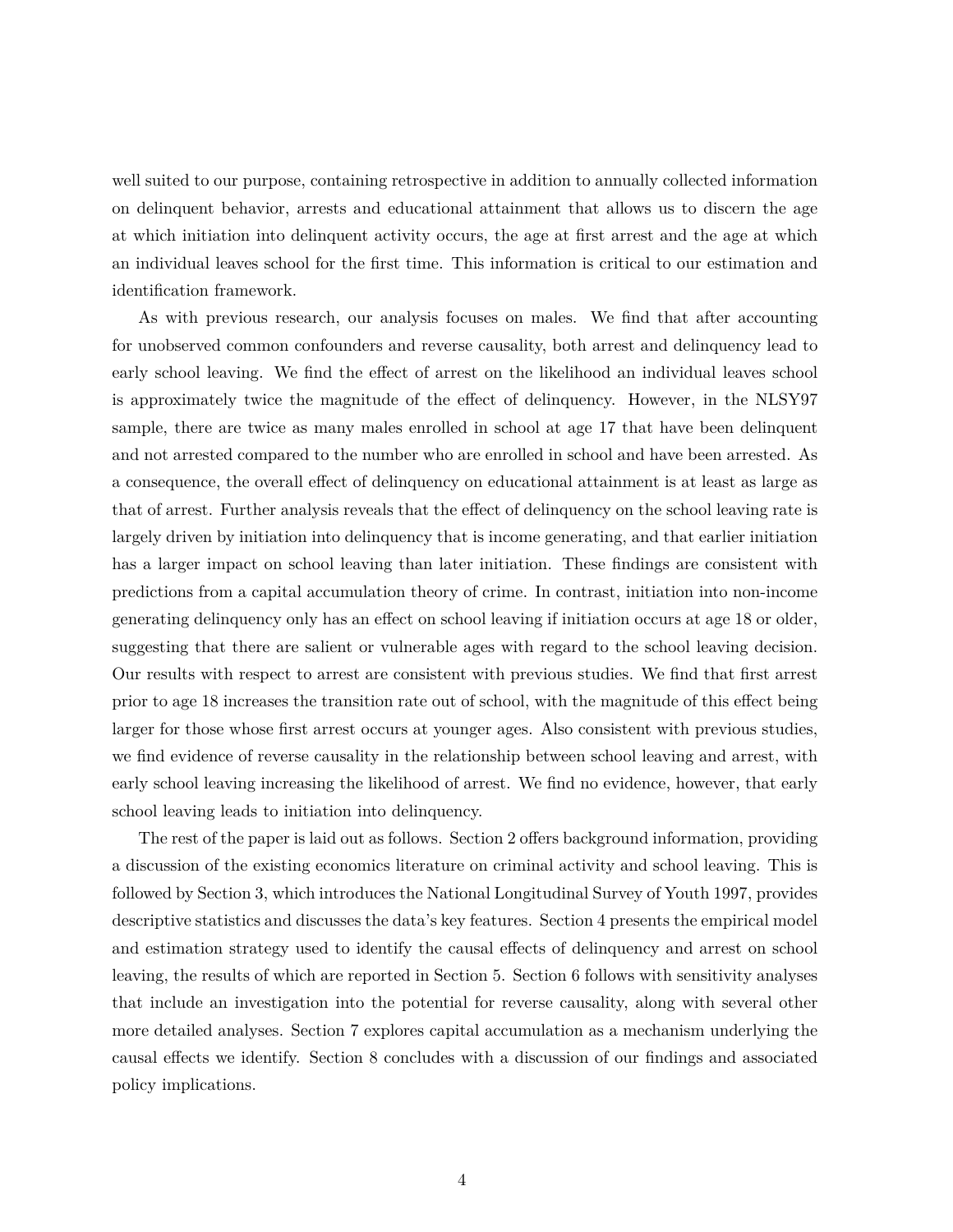well suited to our purpose, containing retrospective in addition to annually collected information on delinquent behavior, arrests and educational attainment that allows us to discern the age at which initiation into delinquent activity occurs, the age at first arrest and the age at which an individual leaves school for the first time. This information is critical to our estimation and identification framework.

As with previous research, our analysis focuses on males. We find that after accounting for unobserved common confounders and reverse causality, both arrest and delinquency lead to early school leaving. We find the effect of arrest on the likelihood an individual leaves school is approximately twice the magnitude of the effect of delinquency. However, in the NLSY97 sample, there are twice as many males enrolled in school at age 17 that have been delinquent and not arrested compared to the number who are enrolled in school and have been arrested. As a consequence, the overall effect of delinquency on educational attainment is at least as large as that of arrest. Further analysis reveals that the effect of delinquency on the school leaving rate is largely driven by initiation into delinquency that is income generating, and that earlier initiation has a larger impact on school leaving than later initiation. These findings are consistent with predictions from a capital accumulation theory of crime. In contrast, initiation into non-income generating delinquency only has an effect on school leaving if initiation occurs at age 18 or older, suggesting that there are salient or vulnerable ages with regard to the school leaving decision. Our results with respect to arrest are consistent with previous studies. We find that first arrest prior to age 18 increases the transition rate out of school, with the magnitude of this effect being larger for those whose first arrest occurs at younger ages. Also consistent with previous studies, we find evidence of reverse causality in the relationship between school leaving and arrest, with early school leaving increasing the likelihood of arrest. We find no evidence, however, that early school leaving leads to initiation into delinquency.

The rest of the paper is laid out as follows. Section 2 offers background information, providing a discussion of the existing economics literature on criminal activity and school leaving. This is followed by Section 3, which introduces the National Longitudinal Survey of Youth 1997, provides descriptive statistics and discusses the data's key features. Section 4 presents the empirical model and estimation strategy used to identify the causal effects of delinquency and arrest on school leaving, the results of which are reported in Section 5. Section 6 follows with sensitivity analyses that include an investigation into the potential for reverse causality, along with several other more detailed analyses. Section 7 explores capital accumulation as a mechanism underlying the causal effects we identify. Section 8 concludes with a discussion of our findings and associated policy implications.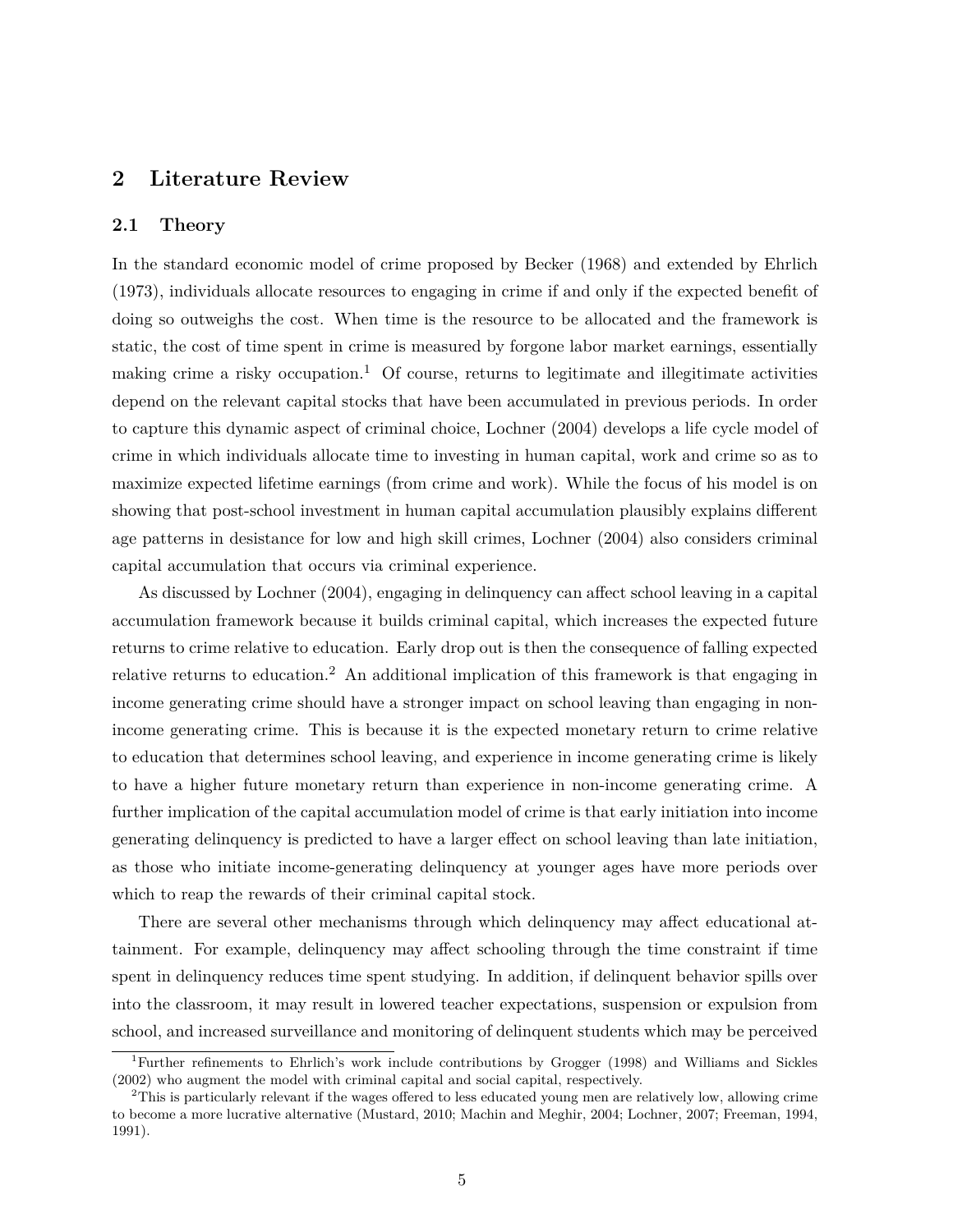## 2 Literature Review

### 2.1 Theory

In the standard economic model of crime proposed by Becker (1968) and extended by Ehrlich (1973), individuals allocate resources to engaging in crime if and only if the expected benefit of doing so outweighs the cost. When time is the resource to be allocated and the framework is static, the cost of time spent in crime is measured by forgone labor market earnings, essentially making crime a risky occupation.[1] Of course, returns to legitimate and illegitimate activities depend on the relevant capital stocks that have been accumulated in previous periods. In order to capture this dynamic aspect of criminal choice, Lochner (2004) develops a life cycle model of crime in which individuals allocate time to investing in human capital, work and crime so as to maximize expected lifetime earnings (from crime and work). While the focus of his model is on showing that post-school investment in human capital accumulation plausibly explains different age patterns in desistance for low and high skill crimes, Lochner (2004) also considers criminal capital accumulation that occurs via criminal experience.

As discussed by Lochner (2004), engaging in delinquency can affect school leaving in a capital accumulation framework because it builds criminal capital, which increases the expected future returns to crime relative to education. Early drop out is then the consequence of falling expected relative returns to education.[2] An additional implication of this framework is that engaging in income generating crime should have a stronger impact on school leaving than engaging in non-income generating crime. This is because it is the expected monetary return to crime relative to education that determines school leaving, and experience in income generating crime is likely to have a higher future monetary return than experience in non-income generating crime. A further implication of the capital accumulation model of crime is that early initiation into income generating delinquency is predicted to have a larger effect on school leaving than late initiation, as those who initiate income-generating delinquency at younger ages have more periods over which to reap the rewards of their criminal capital stock.

There are several other mechanisms through which delinquency may affect educational attainment. For example, delinquency may affect schooling through the time constraint if time spent in delinquency reduces time spent studying. In addition, if delinquent behavior spills over into the classroom, it may result in lowered teacher expectations, suspension or expulsion from school, and increased surveillance and monitoring of delinquent students which may be perceived

[1] Further refinements to Ehrlich's work include contributions by Grogger (1998) and Williams and Sickles (2002) who augment the model with criminal capital and social capital, respectively.

[2] This is particularly relevant if the wages offered to less educated young men are relatively low, allowing crime to become a more lucrative alternative (Mustard, 2010; Machin and Meghir, 2004; Lochner, 2007; Freeman, 1994, 1991).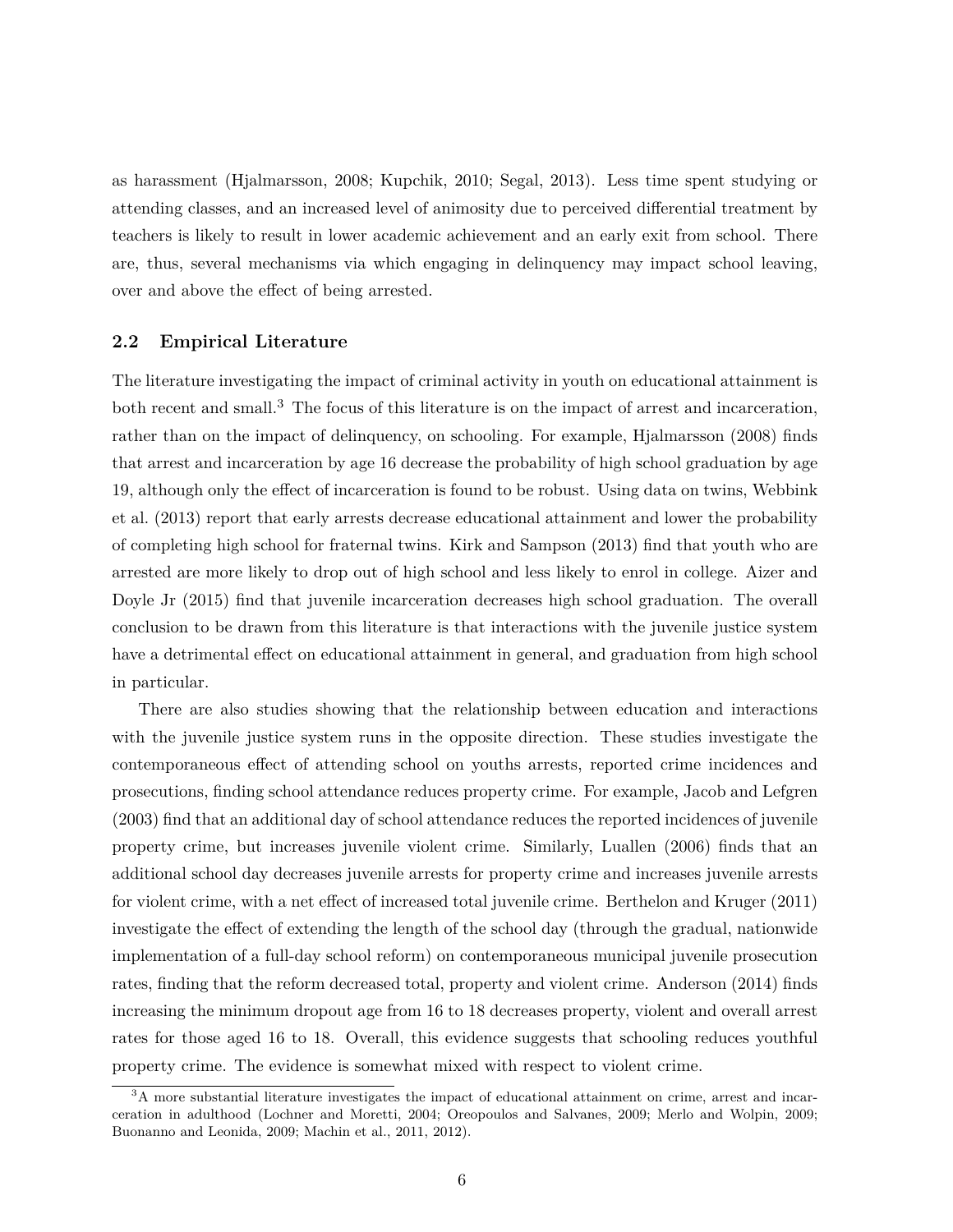as harassment (Hjalmarsson, 2008; Kupchik, 2010; Segal, 2013). Less time spent studying or attending classes, and an increased level of animosity due to perceived differential treatment by teachers is likely to result in lower academic achievement and an early exit from school. There are, thus, several mechanisms via which engaging in delinquency may impact school leaving, over and above the effect of being arrested.

### 2.2 Empirical Literature

The literature investigating the impact of criminal activity in youth on educational attainment is both recent and small.[3] The focus of this literature is on the impact of arrest and incarceration, rather than on the impact of delinquency, on schooling. For example, Hjalmarsson (2008) finds that arrest and incarceration by age 16 decrease the probability of high school graduation by age 19, although only the effect of incarceration is found to be robust. Using data on twins, Webbink et al. (2013) report that early arrests decrease educational attainment and lower the probability of completing high school for fraternal twins. Kirk and Sampson (2013) find that youth who are arrested are more likely to drop out of high school and less likely to enrol in college. Aizer and Doyle Jr (2015) find that juvenile incarceration decreases high school graduation. The overall conclusion to be drawn from this literature is that interactions with the juvenile justice system have a detrimental effect on educational attainment in general, and graduation from high school in particular.

There are also studies showing that the relationship between education and interactions with the juvenile justice system runs in the opposite direction. These studies investigate the contemporaneous effect of attending school on youths arrests, reported crime incidences and prosecutions, finding school attendance reduces property crime. For example, Jacob and Lefgren (2003) find that an additional day of school attendance reduces the reported incidences of juvenile property crime, but increases juvenile violent crime. Similarly, Luallen (2006) finds that an additional school day decreases juvenile arrests for property crime and increases juvenile arrests for violent crime, with a net effect of increased total juvenile crime. Berthelon and Kruger (2011) investigate the effect of extending the length of the school day (through the gradual, nationwide implementation of a full-day school reform) on contemporaneous municipal juvenile prosecution rates, finding that the reform decreased total, property and violent crime. Anderson (2014) finds increasing the minimum dropout age from 16 to 18 decreases property, violent and overall arrest rates for those aged 16 to 18. Overall, this evidence suggests that schooling reduces youthful property crime. The evidence is somewhat mixed with respect to violent crime.

[3] A more substantial literature investigates the impact of educational attainment on crime, arrest and incarceration in adulthood (Lochner and Moretti, 2004; Oreopoulos and Salvanes, 2009; Merlo and Wolpin, 2009; Buonanno and Leonida, 2009; Machin et al., 2011, 2012).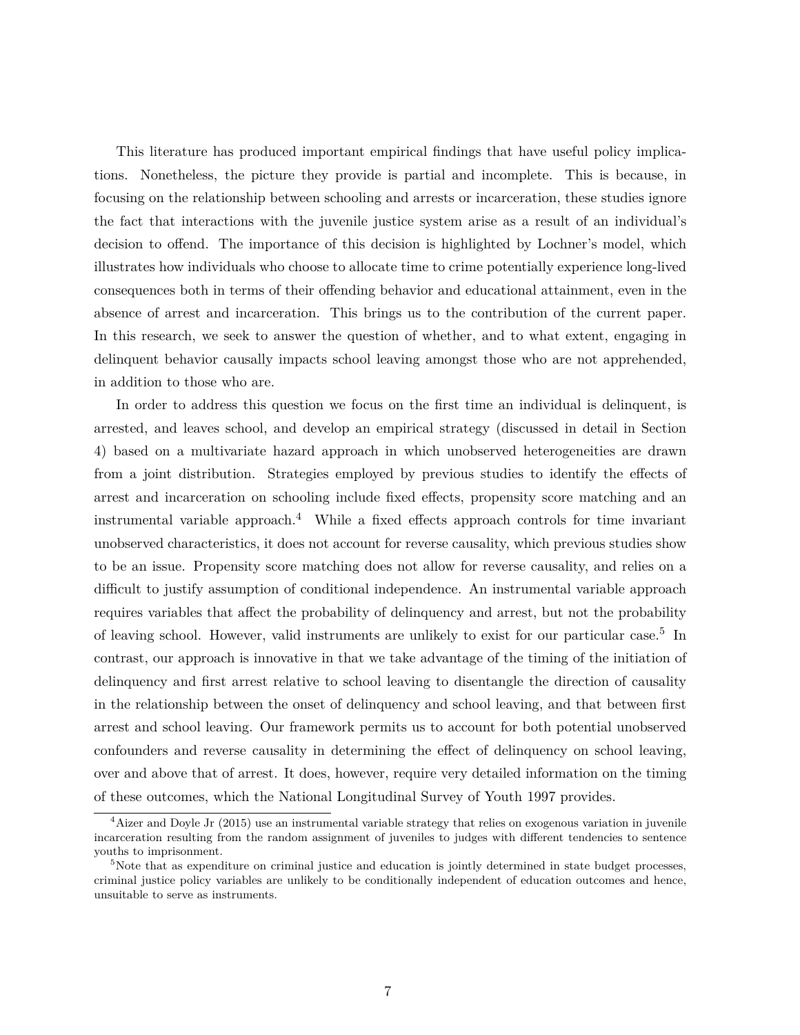This literature has produced important empirical findings that have useful policy implications. Nonetheless, the picture they provide is partial and incomplete. This is because, in focusing on the relationship between schooling and arrests or incarceration, these studies ignore the fact that interactions with the juvenile justice system arise as a result of an individual's decision to offend. The importance of this decision is highlighted by Lochner's model, which illustrates how individuals who choose to allocate time to crime potentially experience long-lived consequences both in terms of their offending behavior and educational attainment, even in the absence of arrest and incarceration. This brings us to the contribution of the current paper. In this research, we seek to answer the question of whether, and to what extent, engaging in delinquent behavior causally impacts school leaving amongst those who are not apprehended, in addition to those who are.

In order to address this question we focus on the first time an individual is delinquent, is arrested, and leaves school, and develop an empirical strategy (discussed in detail in Section 4) based on a multivariate hazard approach in which unobserved heterogeneities are drawn from a joint distribution. Strategies employed by previous studies to identify the effects of arrest and incarceration on schooling include fixed effects, propensity score matching and an instrumental variable approach.[4] While a fixed effects approach controls for time invariant unobserved characteristics, it does not account for reverse causality, which previous studies show to be an issue. Propensity score matching does not allow for reverse causality, and relies on a difficult to justify assumption of conditional independence. An instrumental variable approach requires variables that affect the probability of delinquency and arrest, but not the probability of leaving school. However, valid instruments are unlikely to exist for our particular case.[5] In contrast, our approach is innovative in that we take advantage of the timing of the initiation of delinquency and first arrest relative to school leaving to disentangle the direction of causality in the relationship between the onset of delinquency and school leaving, and that between first arrest and school leaving. Our framework permits us to account for both potential unobserved confounders and reverse causality in determining the effect of delinquency on school leaving, over and above that of arrest. It does, however, require very detailed information on the timing of these outcomes, which the National Longitudinal Survey of Youth 1997 provides.

[4] Aizer and Doyle Jr (2015) use an instrumental variable strategy that relies on exogenous variation in juvenile incarceration resulting from the random assignment of juveniles to judges with different tendencies to sentence youths to imprisonment.

[5] Note that as expenditure on criminal justice and education is jointly determined in state budget processes, criminal justice policy variables are unlikely to be conditionally independent of education outcomes and hence, unsuitable to serve as instruments.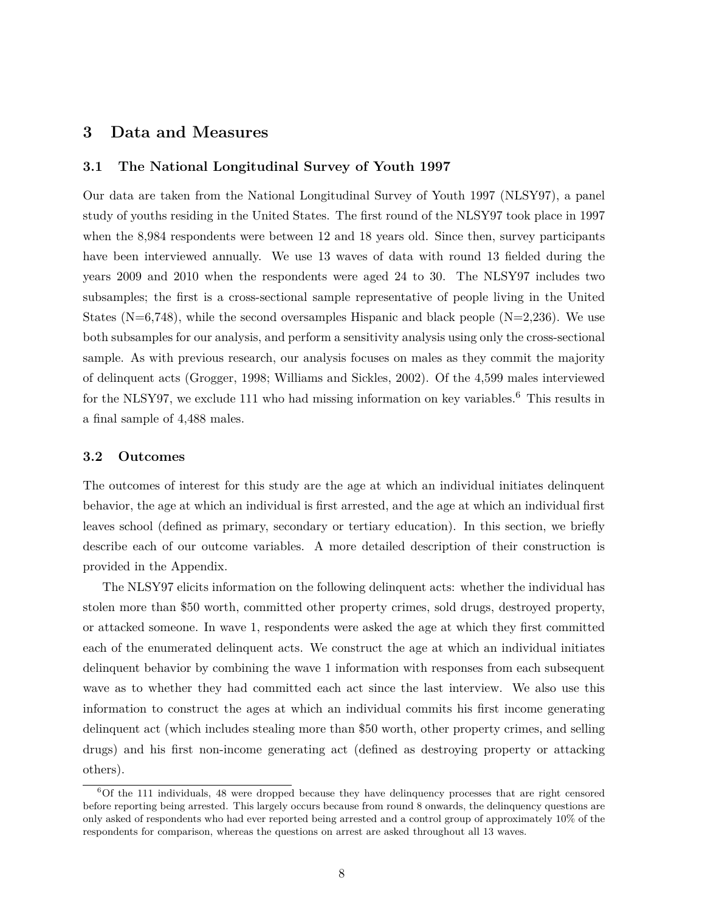## 3 Data and Measures

### 3.1 The National Longitudinal Survey of Youth 1997

Our data are taken from the National Longitudinal Survey of Youth 1997 (NLSY97), a panel study of youths residing in the United States. The first round of the NLSY97 took place in 1997 when the 8,984 respondents were between 12 and 18 years old. Since then, survey participants have been interviewed annually. We use 13 waves of data with round 13 fielded during the years 2009 and 2010 when the respondents were aged 24 to 30. The NLSY97 includes two subsamples; the first is a cross-sectional sample representative of people living in the United States (N=6,748), while the second oversamples Hispanic and black people (N=2,236). We use both subsamples for our analysis, and perform a sensitivity analysis using only the cross-sectional sample. As with previous research, our analysis focuses on males as they commit the majority of delinquent acts (Grogger, 1998; Williams and Sickles, 2002). Of the 4,599 males interviewed for the NLSY97, we exclude 111 who had missing information on key variables.[6] This results in a final sample of 4,488 males.

### 3.2 Outcomes

The outcomes of interest for this study are the age at which an individual initiates delinquent behavior, the age at which an individual is first arrested, and the age at which an individual first leaves school (defined as primary, secondary or tertiary education). In this section, we briefly describe each of our outcome variables. A more detailed description of their construction is provided in the Appendix.

The NLSY97 elicits information on the following delinquent acts: whether the individual has stolen more than $50 worth, committed other property crimes, sold drugs, destroyed property, or attacked someone. In wave 1, respondents were asked the age at which they first committed each of the enumerated delinquent acts. We construct the age at which an individual initiates delinquent behavior by combining the wave 1 information with responses from each subsequent wave as to whether they had committed each act since the last interview. We also use this information to construct the ages at which an individual commits his first income generating delinquent act (which includes stealing more than $50 worth, other property crimes, and selling drugs) and his first non-income generating act (defined as destroying property or attacking others).

[6] Of the 111 individuals, 48 were dropped because they have delinquency processes that are right censored before reporting being arrested. This largely occurs because from round 8 onwards, the delinquency questions are only asked of respondents who had ever reported being arrested and a control group of approximately 10% of the respondents for comparison, whereas the questions on arrest are asked throughout all 13 waves.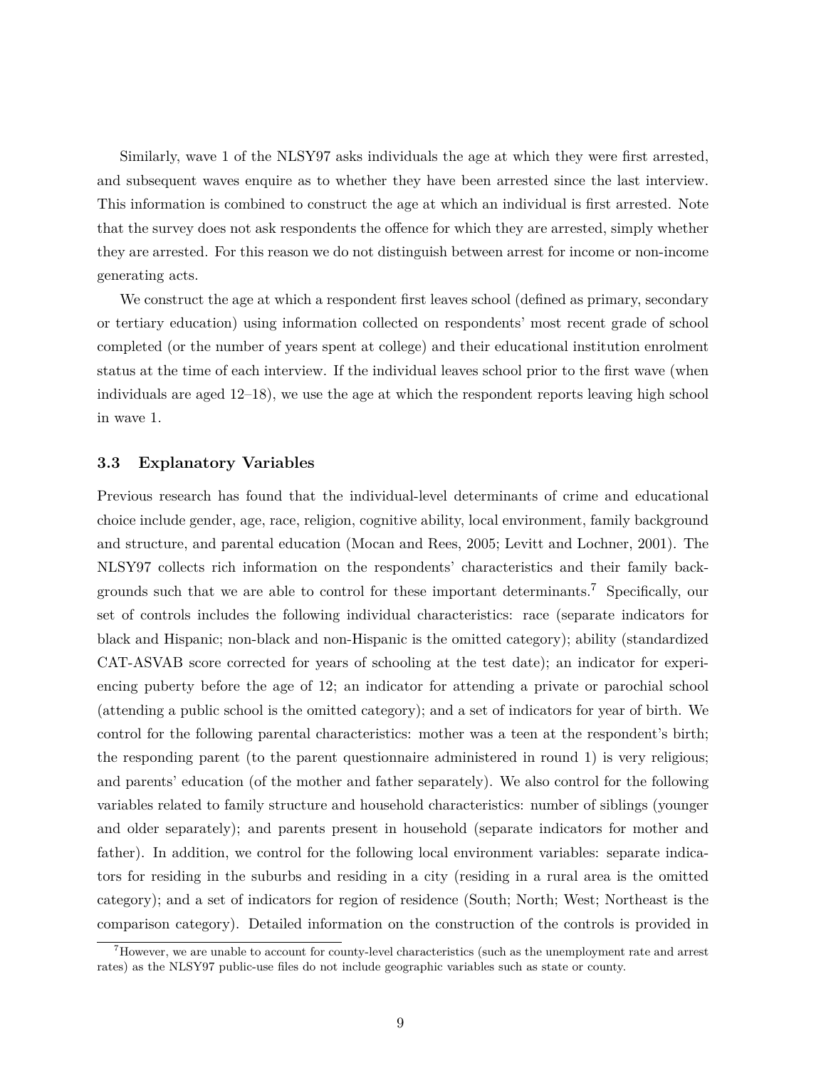Similarly, wave 1 of the NLSY97 asks individuals the age at which they were first arrested, and subsequent waves enquire as to whether they have been arrested since the last interview. This information is combined to construct the age at which an individual is first arrested. Note that the survey does not ask respondents the offence for which they are arrested, simply whether they are arrested. For this reason we do not distinguish between arrest for income or non-income generating acts.

We construct the age at which a respondent first leaves school (defined as primary, secondary or tertiary education) using information collected on respondents' most recent grade of school completed (or the number of years spent at college) and their educational institution enrolment status at the time of each interview. If the individual leaves school prior to the first wave (when individuals are aged 12–18), we use the age at which the respondent reports leaving high school in wave 1.

### 3.3 Explanatory Variables

Previous research has found that the individual-level determinants of crime and educational choice include gender, age, race, religion, cognitive ability, local environment, family background and structure, and parental education (Mocan and Rees, 2005; Levitt and Lochner, 2001). The NLSY97 collects rich information on the respondents' characteristics and their family backgrounds such that we are able to control for these important determinants.[7] Specifically, our set of controls includes the following individual characteristics: race (separate indicators for black and Hispanic; non-black and non-Hispanic is the omitted category); ability (standardized CAT-ASVAB score corrected for years of schooling at the test date); an indicator for experiencing puberty before the age of 12; an indicator for attending a private or parochial school (attending a public school is the omitted category); and a set of indicators for year of birth. We control for the following parental characteristics: mother was a teen at the respondent's birth; the responding parent (to the parent questionnaire administered in round 1) is very religious; and parents' education (of the mother and father separately). We also control for the following variables related to family structure and household characteristics: number of siblings (younger and older separately); and parents present in household (separate indicators for mother and father). In addition, we control for the following local environment variables: separate indicators for residing in the suburbs and residing in a city (residing in a rural area is the omitted category); and a set of indicators for region of residence (South; North; West; Northeast is the comparison category). Detailed information on the construction of the controls is provided in

[7] However, we are unable to account for county-level characteristics (such as the unemployment rate and arrest rates) as the NLSY97 public-use files do not include geographic variables such as state or county.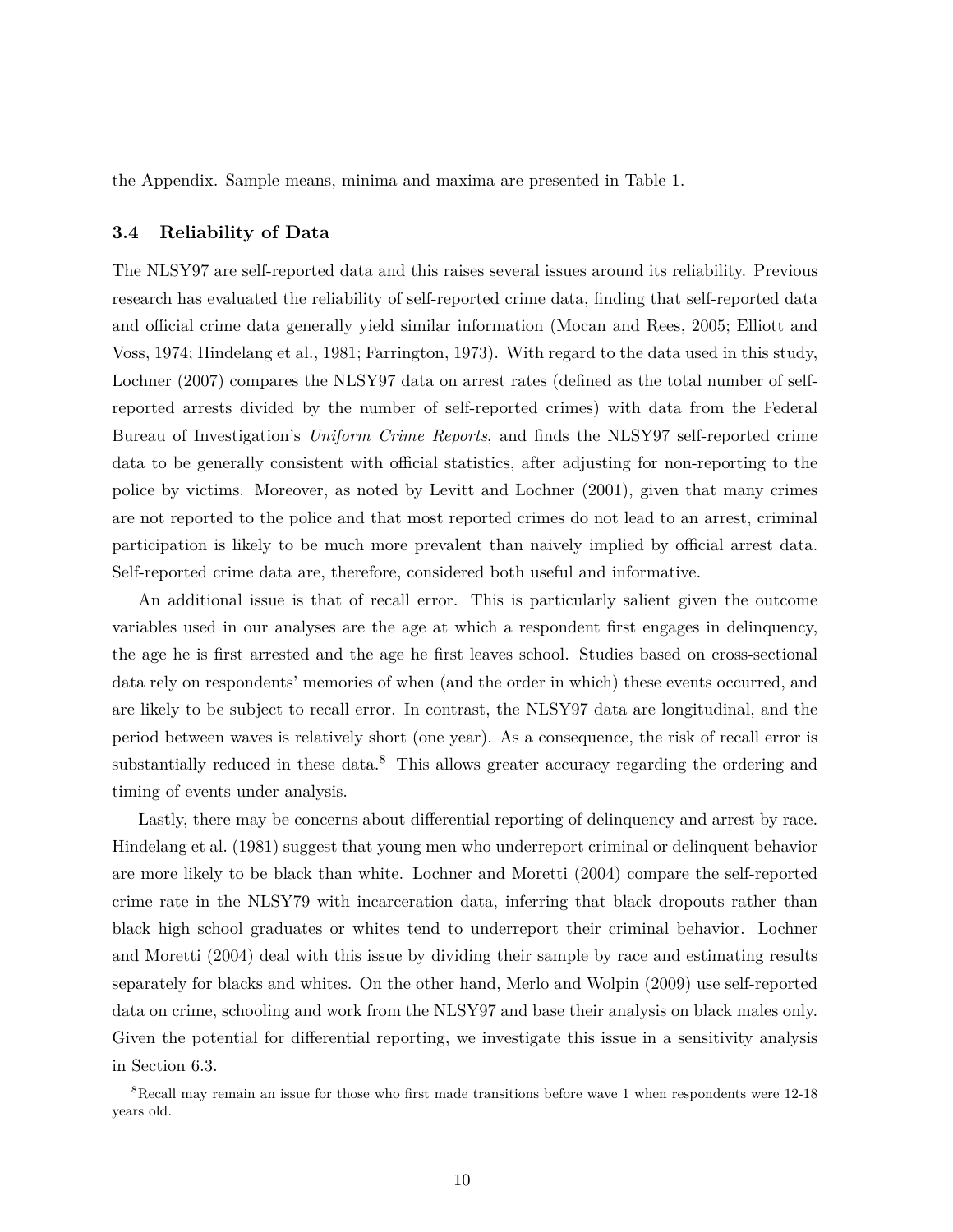the Appendix. Sample means, minima and maxima are presented in Table 1.

### 3.4 Reliability of Data

The NLSY97 are self-reported data and this raises several issues around its reliability. Previous research has evaluated the reliability of self-reported crime data, finding that self-reported data and official crime data generally yield similar information (Mocan and Rees, 2005; Elliott and Voss, 1974; Hindelang et al., 1981; Farrington, 1973). With regard to the data used in this study, Lochner (2007) compares the NLSY97 data on arrest rates (defined as the total number of self-reported arrests divided by the number of self-reported crimes) with data from the Federal Bureau of Investigation's *Uniform Crime Reports*, and finds the NLSY97 self-reported crime data to be generally consistent with official statistics, after adjusting for non-reporting to the police by victims. Moreover, as noted by Levitt and Lochner (2001), given that many crimes are not reported to the police and that most reported crimes do not lead to an arrest, criminal participation is likely to be much more prevalent than naively implied by official arrest data. Self-reported crime data are, therefore, considered both useful and informative.

An additional issue is that of recall error. This is particularly salient given the outcome variables used in our analyses are the age at which a respondent first engages in delinquency, the age he is first arrested and the age he first leaves school. Studies based on cross-sectional data rely on respondents' memories of when (and the order in which) these events occurred, and are likely to be subject to recall error. In contrast, the NLSY97 data are longitudinal, and the period between waves is relatively short (one year). As a consequence, the risk of recall error is substantially reduced in these data.[8] This allows greater accuracy regarding the ordering and timing of events under analysis.

Lastly, there may be concerns about differential reporting of delinquency and arrest by race. Hindelang et al. (1981) suggest that young men who underreport criminal or delinquent behavior are more likely to be black than white. Lochner and Moretti (2004) compare the self-reported crime rate in the NLSY79 with incarceration data, inferring that black dropouts rather than black high school graduates or whites tend to underreport their criminal behavior. Lochner and Moretti (2004) deal with this issue by dividing their sample by race and estimating results separately for blacks and whites. On the other hand, Merlo and Wolpin (2009) use self-reported data on crime, schooling and work from the NLSY97 and base their analysis on black males only. Given the potential for differential reporting, we investigate this issue in a sensitivity analysis in Section 6.3.

[8] Recall may remain an issue for those who first made transitions before wave 1 when respondents were 12-18 years old.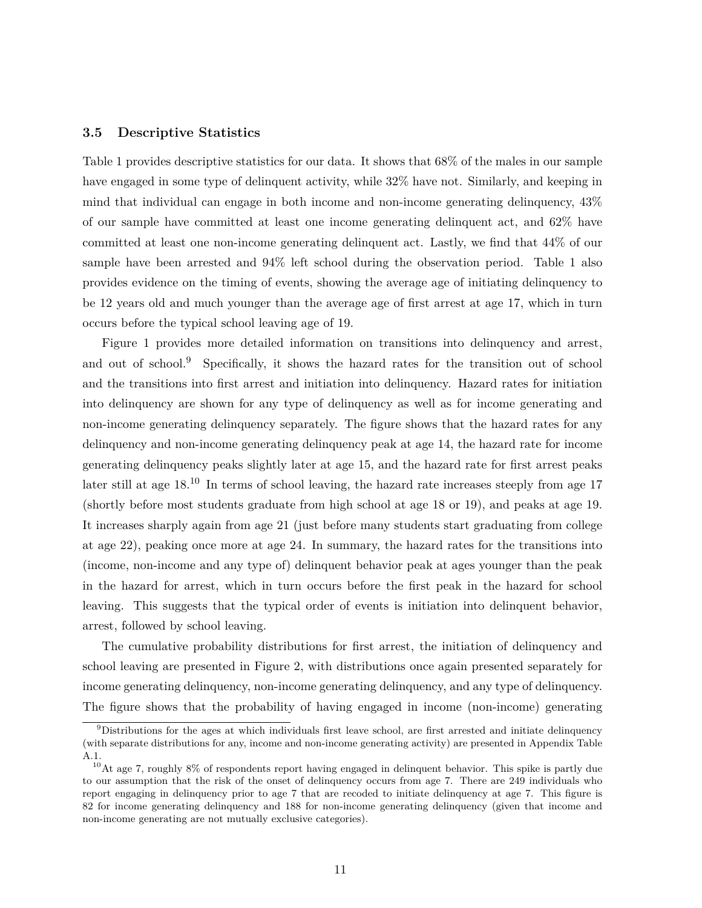### 3.5 Descriptive Statistics

Table 1 provides descriptive statistics for our data. It shows that 68% of the males in our sample have engaged in some type of delinquent activity, while 32% have not. Similarly, and keeping in mind that individual can engage in both income and non-income generating delinquency, 43% of our sample have committed at least one income generating delinquent act, and 62% have committed at least one non-income generating delinquent act. Lastly, we find that 44% of our sample have been arrested and 94% left school during the observation period. Table 1 also provides evidence on the timing of events, showing the average age of initiating delinquency to be 12 years old and much younger than the average age of first arrest at age 17, which in turn occurs before the typical school leaving age of 19.

Figure 1 provides more detailed information on transitions into delinquency and arrest, and out of school.[9] Specifically, it shows the hazard rates for the transition out of school and the transitions into first arrest and initiation into delinquency. Hazard rates for initiation into delinquency are shown for any type of delinquency as well as for income generating and non-income generating delinquency separately. The figure shows that the hazard rates for any delinquency and non-income generating delinquency peak at age 14, the hazard rate for income generating delinquency peaks slightly later at age 15, and the hazard rate for first arrest peaks later still at age 18.[10] In terms of school leaving, the hazard rate increases steeply from age 17 (shortly before most students graduate from high school at age 18 or 19), and peaks at age 19. It increases sharply again from age 21 (just before many students start graduating from college at age 22), peaking once more at age 24. In summary, the hazard rates for the transitions into (income, non-income and any type of) delinquent behavior peak at ages younger than the peak in the hazard for arrest, which in turn occurs before the first peak in the hazard for school leaving. This suggests that the typical order of events is initiation into delinquent behavior, arrest, followed by school leaving.

The cumulative probability distributions for first arrest, the initiation of delinquency and school leaving are presented in Figure 2, with distributions once again presented separately for income generating delinquency, non-income generating delinquency, and any type of delinquency. The figure shows that the probability of having engaged in income (non-income) generating

[9] Distributions for the ages at which individuals first leave school, are first arrested and initiate delinquency (with separate distributions for any, income and non-income generating activity) are presented in Appendix Table A.1.

[10] At age 7, roughly 8% of respondents report having engaged in delinquent behavior. This spike is partly due to our assumption that the risk of the onset of delinquency occurs from age 7. There are 249 individuals who report engaging in delinquency prior to age 7 that are recoded to initiate delinquency at age 7. This figure is 82 for income generating delinquency and 188 for non-income generating delinquency (given that income and non-income generating are not mutually exclusive categories).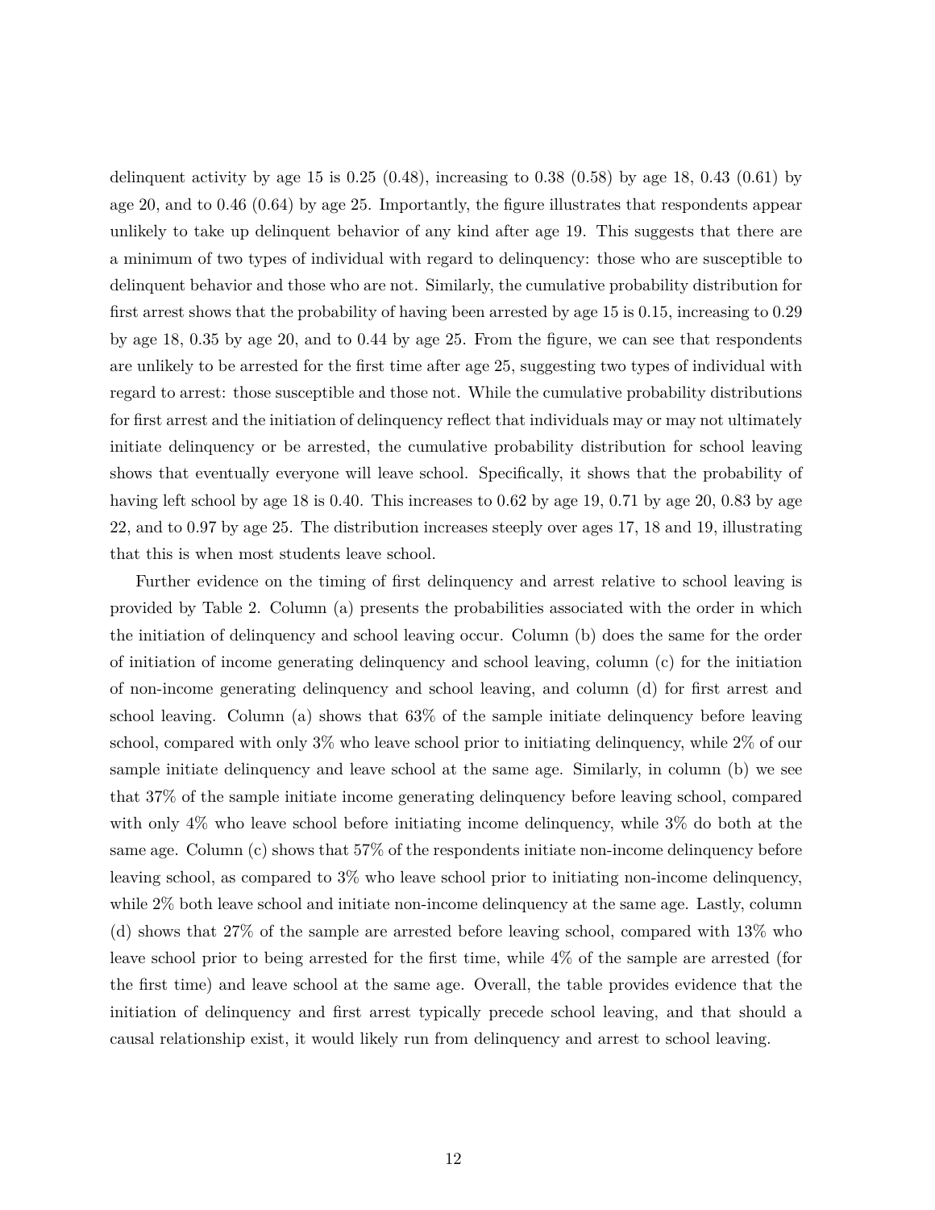delinquent activity by age 15 is 0.25 (0.48), increasing to 0.38 (0.58) by age 18, 0.43 (0.61) by age 20, and to 0.46 (0.64) by age 25. Importantly, the figure illustrates that respondents appear unlikely to take up delinquent behavior of any kind after age 19. This suggests that there are a minimum of two types of individual with regard to delinquency: those who are susceptible to delinquent behavior and those who are not. Similarly, the cumulative probability distribution for first arrest shows that the probability of having been arrested by age 15 is 0.15, increasing to 0.29 by age 18, 0.35 by age 20, and to 0.44 by age 25. From the figure, we can see that respondents are unlikely to be arrested for the first time after age 25, suggesting two types of individual with regard to arrest: those susceptible and those not. While the cumulative probability distributions for first arrest and the initiation of delinquency reflect that individuals may or may not ultimately initiate delinquency or be arrested, the cumulative probability distribution for school leaving shows that eventually everyone will leave school. Specifically, it shows that the probability of having left school by age 18 is 0.40. This increases to 0.62 by age 19, 0.71 by age 20, 0.83 by age 22, and to 0.97 by age 25. The distribution increases steeply over ages 17, 18 and 19, illustrating that this is when most students leave school.

Further evidence on the timing of first delinquency and arrest relative to school leaving is provided by Table 2. Column (a) presents the probabilities associated with the order in which the initiation of delinquency and school leaving occur. Column (b) does the same for the order of initiation of income generating delinquency and school leaving, column (c) for the initiation of non-income generating delinquency and school leaving, and column (d) for first arrest and school leaving. Column (a) shows that 63% of the sample initiate delinquency before leaving school, compared with only 3% who leave school prior to initiating delinquency, while 2% of our sample initiate delinquency and leave school at the same age. Similarly, in column (b) we see that 37% of the sample initiate income generating delinquency before leaving school, compared with only 4% who leave school before initiating income delinquency, while 3% do both at the same age. Column (c) shows that 57% of the respondents initiate non-income delinquency before leaving school, as compared to 3% who leave school prior to initiating non-income delinquency, while 2% both leave school and initiate non-income delinquency at the same age. Lastly, column (d) shows that 27% of the sample are arrested before leaving school, compared with 13% who leave school prior to being arrested for the first time, while 4% of the sample are arrested (for the first time) and leave school at the same age. Overall, the table provides evidence that the initiation of delinquency and first arrest typically precede school leaving, and that should a causal relationship exist, it would likely run from delinquency and arrest to school leaving.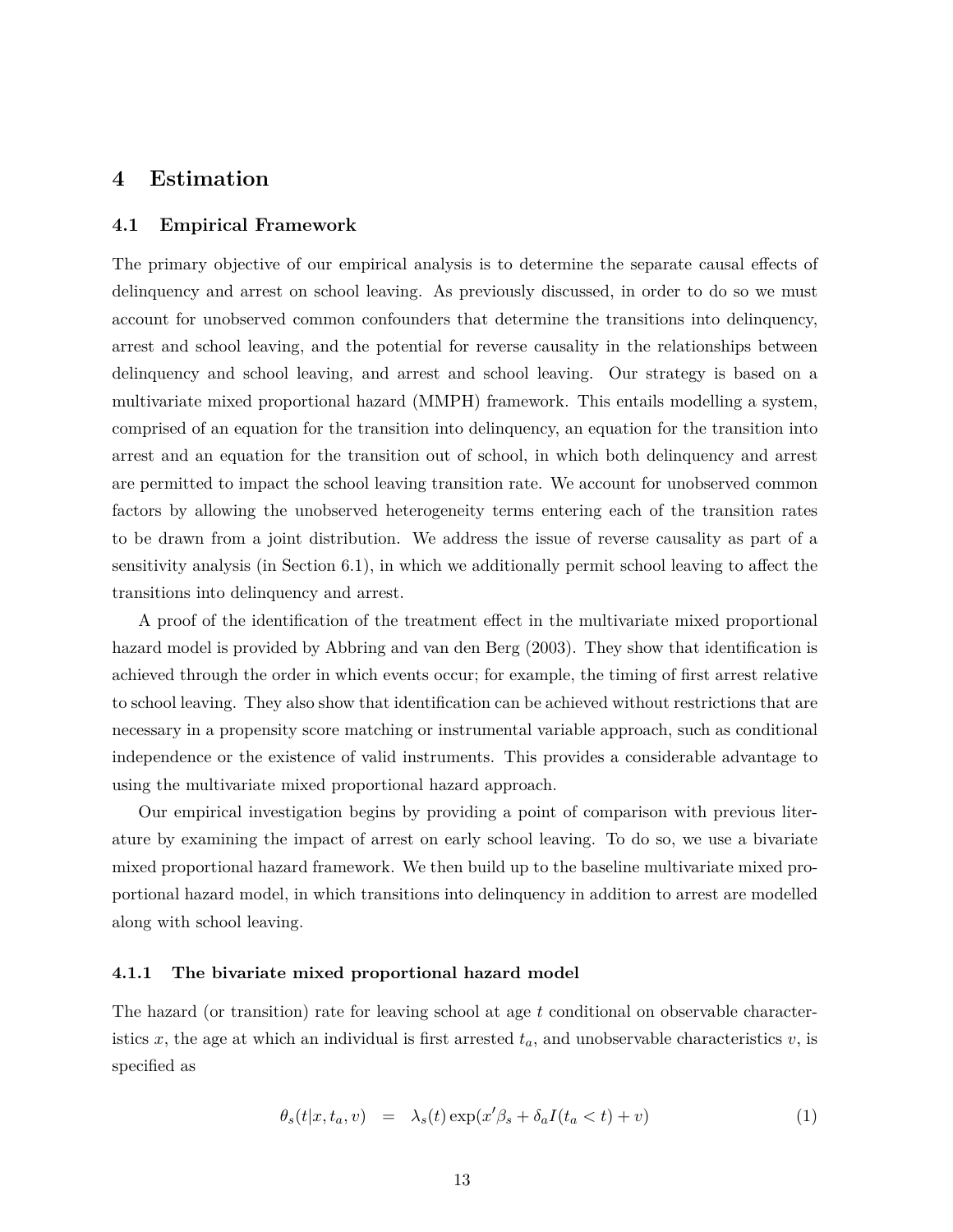# 4 Estimation

## 4.1 Empirical Framework

The primary objective of our empirical analysis is to determine the separate causal effects of delinquency and arrest on school leaving. As previously discussed, in order to do so we must account for unobserved common confounders that determine the transitions into delinquency, arrest and school leaving, and the potential for reverse causality in the relationships between delinquency and school leaving, and arrest and school leaving. Our strategy is based on a multivariate mixed proportional hazard (MMPH) framework. This entails modelling a system, comprised of an equation for the transition into delinquency, an equation for the transition into arrest and an equation for the transition out of school, in which both delinquency and arrest are permitted to impact the school leaving transition rate. We account for unobserved common factors by allowing the unobserved heterogeneity terms entering each of the transition rates to be drawn from a joint distribution. We address the issue of reverse causality as part of a sensitivity analysis (in Section 6.1), in which we additionally permit school leaving to affect the transitions into delinquency and arrest.

A proof of the identification of the treatment effect in the multivariate mixed proportional hazard model is provided by Abbring and van den Berg (2003). They show that identification is achieved through the order in which events occur; for example, the timing of first arrest relative to school leaving. They also show that identification can be achieved without restrictions that are necessary in a propensity score matching or instrumental variable approach, such as conditional independence or the existence of valid instruments. This provides a considerable advantage to using the multivariate mixed proportional hazard approach.

Our empirical investigation begins by providing a point of comparison with previous literature by examining the impact of arrest on early school leaving. To do so, we use a bivariate mixed proportional hazard framework. We then build up to the baseline multivariate mixed proportional hazard model, in which transitions into delinquency in addition to arrest are modelled along with school leaving.

### 4.1.1 The bivariate mixed proportional hazard model

The hazard (or transition) rate for leaving school at age $t$ conditional on observable characteristics $x$, the age at which an individual is first arrested $t_a$, and unobservable characteristics $v$, is specified as

$$\theta_s(t|x, t_a, v) \quad = \quad \lambda_s(t) \exp(x'\beta_s + \delta_a I(t_a < t) + v) \tag{1}$$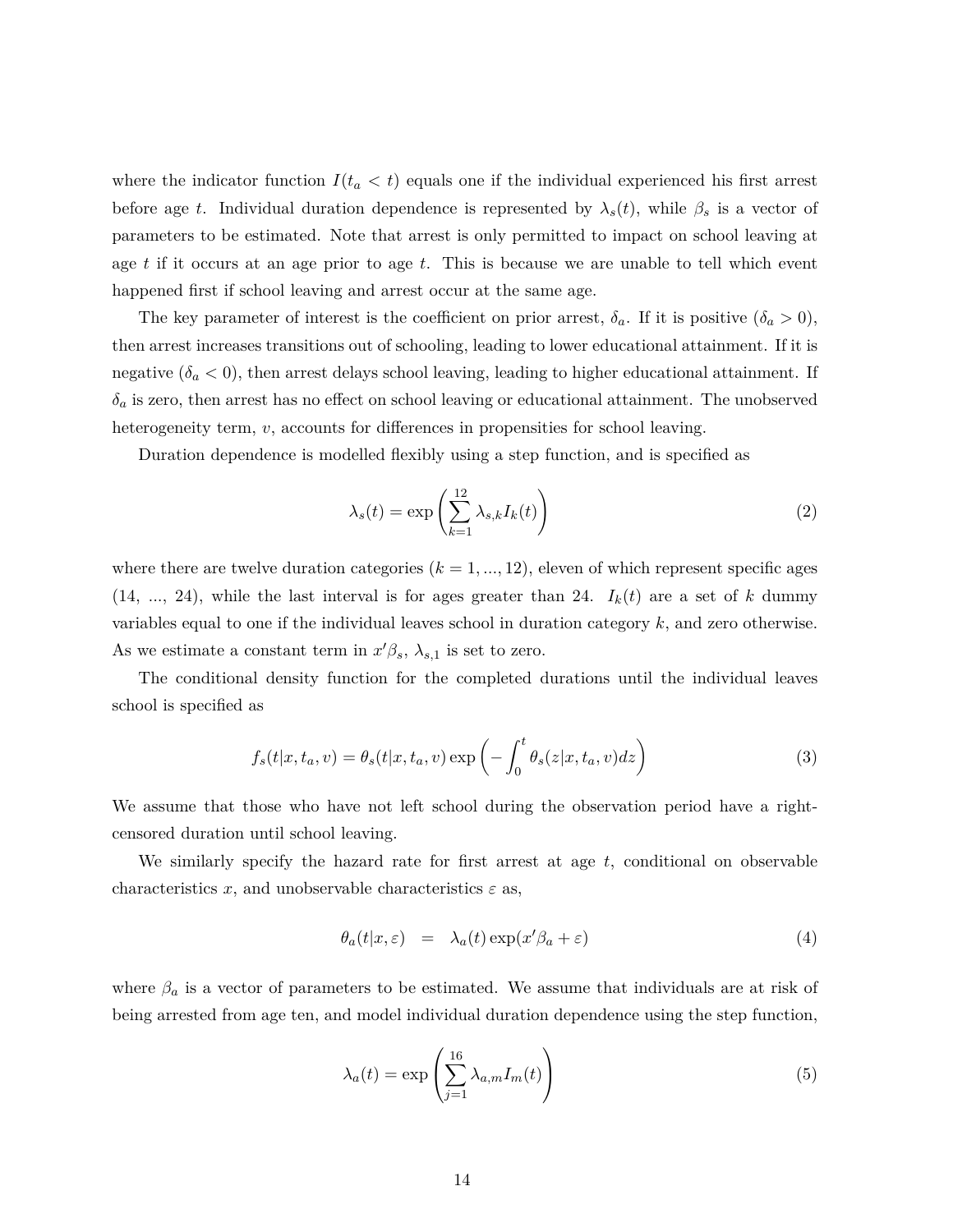where the indicator function $I(t_a < t)$ equals one if the individual experienced his first arrest before age $t$. Individual duration dependence is represented by $\lambda_s(t)$, while $\beta_s$ is a vector of parameters to be estimated. Note that arrest is only permitted to impact on school leaving at age $t$ if it occurs at an age prior to age $t$. This is because we are unable to tell which event happened first if school leaving and arrest occur at the same age.

The key parameter of interest is the coefficient on prior arrest, $\delta_a$. If it is positive ($\delta_a > 0$), then arrest increases transitions out of schooling, leading to lower educational attainment. If it is negative ($\delta_a < 0$), then arrest delays school leaving, leading to higher educational attainment. If $\delta_a$ is zero, then arrest has no effect on school leaving or educational attainment. The unobserved heterogeneity term, $v$, accounts for differences in propensities for school leaving.

Duration dependence is modelled flexibly using a step function, and is specified as

$$\lambda_s(t) = \exp\left(\sum_{k=1}^{12} \lambda_{s,k} I_k(t)\right) \tag{2}$$

where there are twelve duration categories ($k = 1, ..., 12$), eleven of which represent specific ages (14, ..., 24), while the last interval is for ages greater than 24. $I_k(t)$ are a set of $k$ dummy variables equal to one if the individual leaves school in duration category $k$, and zero otherwise. As we estimate a constant term in $x'\beta_s$, $\lambda_{s,1}$ is set to zero.

The conditional density function for the completed durations until the individual leaves school is specified as

$$f_s(t|x, t_a, v) = \theta_s(t|x, t_a, v) \exp\left(-\int_0^t \theta_s(z|x, t_a, v) dz\right) \tag{3}$$

We assume that those who have not left school during the observation period have a right-censored duration until school leaving.

We similarly specify the hazard rate for first arrest at age $t$, conditional on observable characteristics $x$, and unobservable characteristics $\varepsilon$ as,

$$\theta_a(t|x, \varepsilon) \quad = \quad \lambda_a(t) \exp(x'\beta_a + \varepsilon) \tag{4}$$

where $\beta_a$ is a vector of parameters to be estimated. We assume that individuals are at risk of being arrested from age ten, and model individual duration dependence using the step function,

$$\lambda_a(t) = \exp\left(\sum_{j=1}^{16} \lambda_{a,m} I_m(t)\right) \tag{5}$$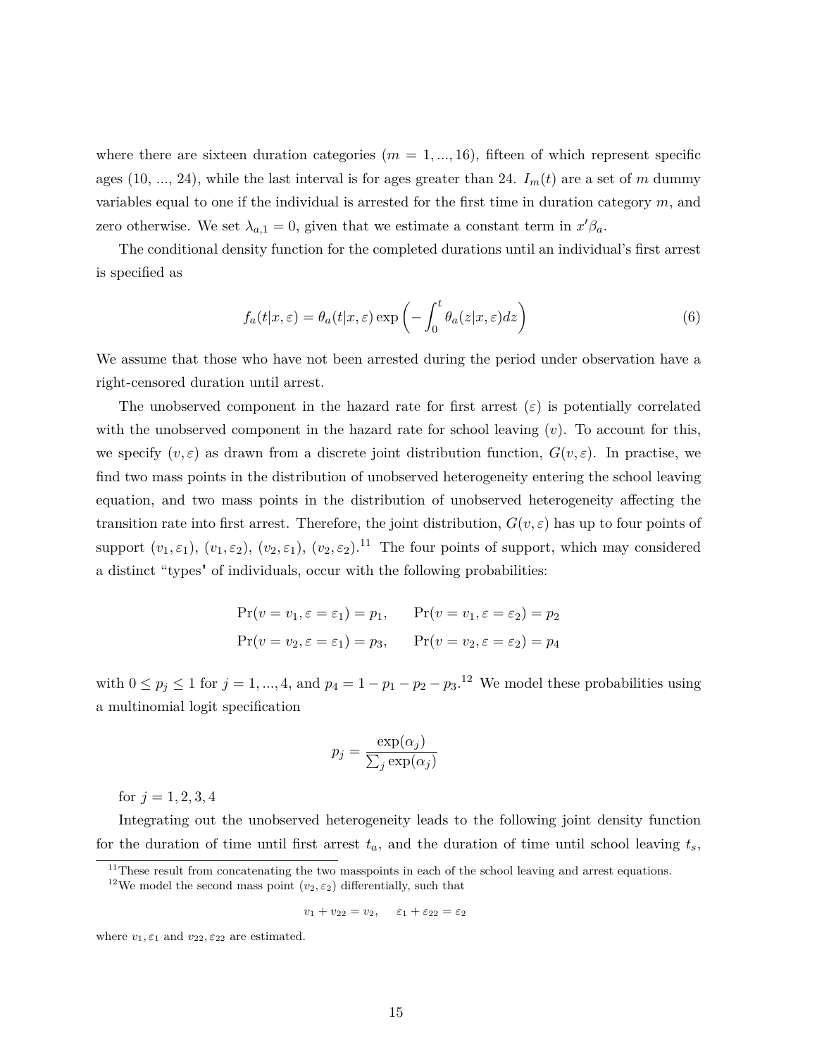where there are sixteen duration categories ($m = 1, ..., 16$), fifteen of which represent specific ages (10, ..., 24), while the last interval is for ages greater than 24. $I_m(t)$ are a set of $m$ dummy variables equal to one if the individual is arrested for the first time in duration category $m$, and zero otherwise. We set $\lambda_{a,1} = 0$, given that we estimate a constant term in $x'\beta_a$.

The conditional density function for the completed durations until an individual's first arrest is specified as

$$f_a(t|x, \varepsilon) = \theta_a(t|x, \varepsilon) \exp\left(-\int_0^t \theta_a(z|x, \varepsilon)dz\right) \tag{6}$$

We assume that those who have not been arrested during the period under observation have a right-censored duration until arrest.

The unobserved component in the hazard rate for first arrest ($\varepsilon$) is potentially correlated with the unobserved component in the hazard rate for school leaving ($v$). To account for this, we specify $(v, \varepsilon)$ as drawn from a discrete joint distribution function, $G(v, \varepsilon)$. In practise, we find two mass points in the distribution of unobserved heterogeneity entering the school leaving equation, and two mass points in the distribution of unobserved heterogeneity affecting the transition rate into first arrest. Therefore, the joint distribution, $G(v, \varepsilon)$ has up to four points of support $(v_1, \varepsilon_1)$, $(v_1, \varepsilon_2)$, $(v_2, \varepsilon_1)$, $(v_2, \varepsilon_2)$.[11] The four points of support, which may considered a distinct "types" of individuals, occur with the following probabilities:

$$\Pr(v = v_1, \varepsilon = \varepsilon_1) = p_1, \qquad \Pr(v = v_1, \varepsilon = \varepsilon_2) = p_2$$
$$\Pr(v = v_2, \varepsilon = \varepsilon_1) = p_3, \qquad \Pr(v = v_2, \varepsilon = \varepsilon_2) = p_4$$

with $0 \leq p_j \leq 1$ for $j = 1, ..., 4$, and $p_4 = 1 - p_1 - p_2 - p_3$.[12] We model these probabilities using a multinomial logit specification

$$p_j = \frac{\exp(\alpha_j)}{\sum_j \exp(\alpha_j)}$$

for $j = 1, 2, 3, 4$

Integrating out the unobserved heterogeneity leads to the following joint density function for the duration of time until first arrest $t_a$, and the duration of time until school leaving $t_s$,

[11] These result from concatenating the two masspoints in each of the school leaving and arrest equations.

[12] We model the second mass point $(v_2, \varepsilon_2)$ differentially, such that

$$v_1 + v_{22} = v_2, \quad \varepsilon_1 + \varepsilon_{22} = \varepsilon_2$$

where $v_1, \varepsilon_1$ and $v_{22}, \varepsilon_{22}$ are estimated.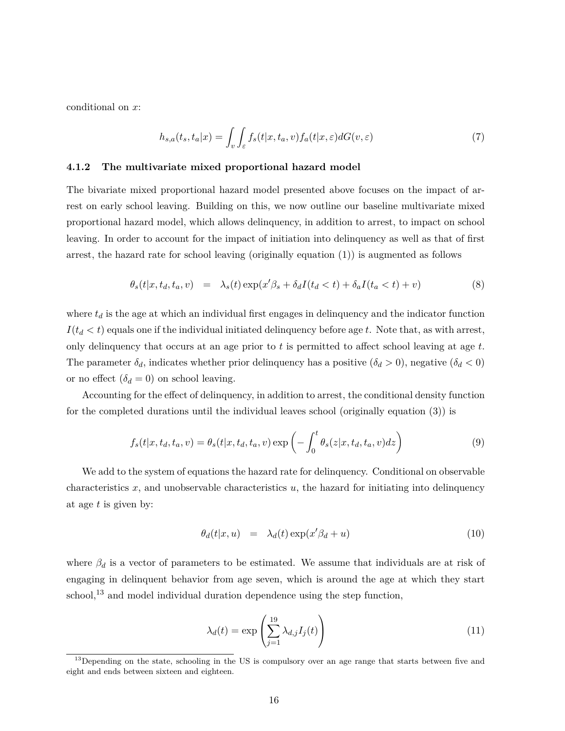conditional on $x$:

$$h_{s,a}(t_s, t_a|x) = \int_v \int_\varepsilon f_s(t|x, t_a, v) f_a(t|x, \varepsilon) dG(v, \varepsilon) \tag{7}$$

### 4.1.2 The multivariate mixed proportional hazard model

The bivariate mixed proportional hazard model presented above focuses on the impact of arrest on early school leaving. Building on this, we now outline our baseline multivariate mixed proportional hazard model, which allows delinquency, in addition to arrest, to impact on school leaving. In order to account for the impact of initiation into delinquency as well as that of first arrest, the hazard rate for school leaving (originally equation (1)) is augmented as follows

$$\theta_s(t|x, t_d, t_a, v) \quad = \quad \lambda_s(t) \exp(x'\beta_s + \delta_d I(t_d < t) + \delta_a I(t_a < t) + v) \tag{8}$$

where $t_d$ is the age at which an individual first engages in delinquency and the indicator function $I(t_d < t)$ equals one if the individual initiated delinquency before age $t$. Note that, as with arrest, only delinquency that occurs at an age prior to $t$ is permitted to affect school leaving at age $t$. The parameter $\delta_d$, indicates whether prior delinquency has a positive ($\delta_d > 0$), negative ($\delta_d < 0$) or no effect ($\delta_d = 0$) on school leaving.

Accounting for the effect of delinquency, in addition to arrest, the conditional density function for the completed durations until the individual leaves school (originally equation (3)) is

$$f_s(t|x, t_d, t_a, v) = \theta_s(t|x, t_d, t_a, v) \exp\left(-\int_0^t \theta_s(z|x, t_d, t_a, v) dz\right) \tag{9}$$

We add to the system of equations the hazard rate for delinquency. Conditional on observable characteristics $x$, and unobservable characteristics $u$, the hazard for initiating into delinquency at age $t$ is given by:

$$\theta_d(t|x, u) \quad = \quad \lambda_d(t) \exp(x'\beta_d + u) \tag{10}$$

where $\beta_d$ is a vector of parameters to be estimated. We assume that individuals are at risk of engaging in delinquent behavior from age seven, which is around the age at which they start school,[13] and model individual duration dependence using the step function,

$$\lambda_d(t) = \exp\left(\sum_{j=1}^{19} \lambda_{d,j} I_j(t)\right) \tag{11}$$

[13] Depending on the state, schooling in the US is compulsory over an age range that starts between five and eight and ends between sixteen and eighteen.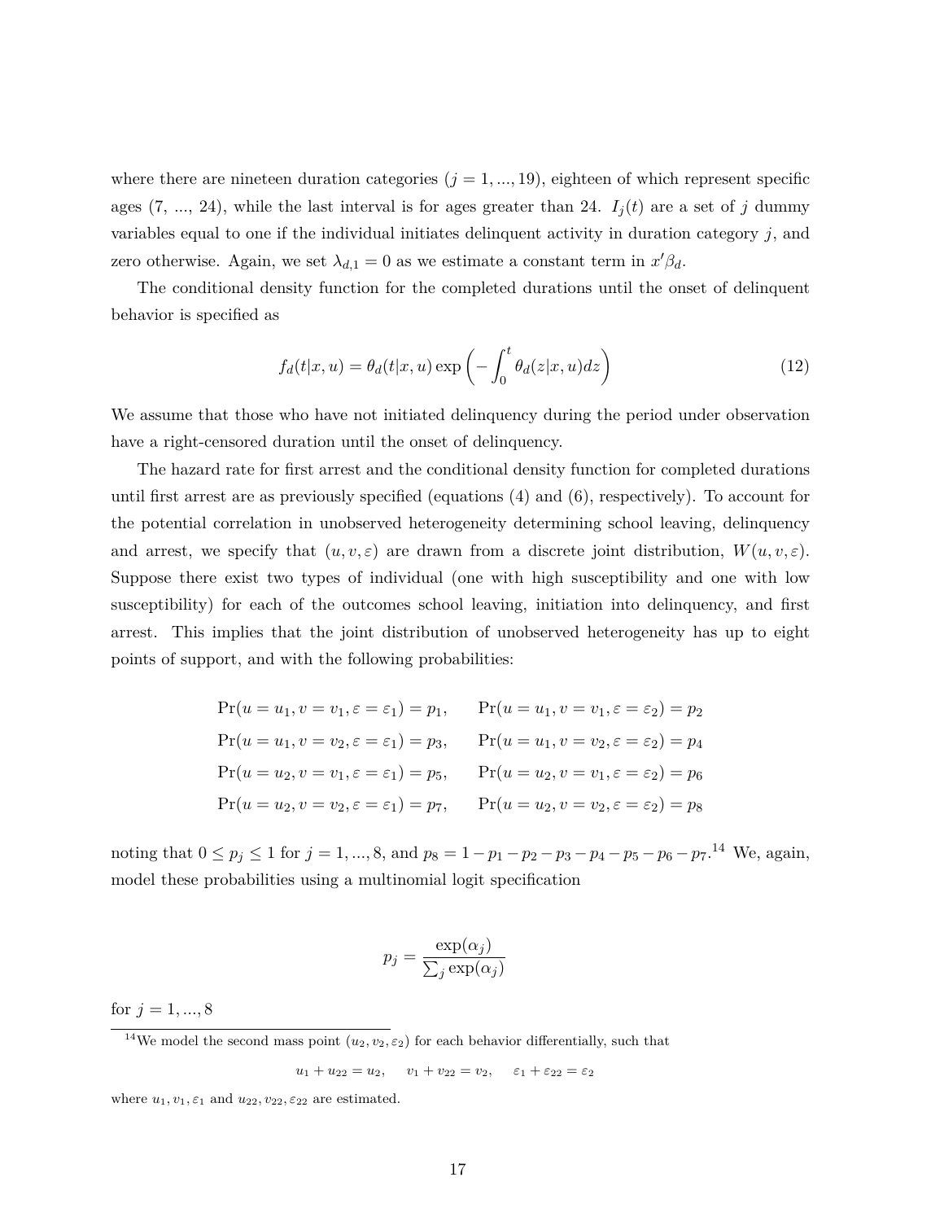where there are nineteen duration categories ($j = 1, ..., 19$), eighteen of which represent specific ages (7, ..., 24), while the last interval is for ages greater than 24. $I_j(t)$ are a set of $j$ dummy variables equal to one if the individual initiates delinquent activity in duration category $j$, and zero otherwise. Again, we set $\lambda_{d,1} = 0$ as we estimate a constant term in $x'\beta_d$.

The conditional density function for the completed durations until the onset of delinquent behavior is specified as

$$f_d(t|x, u) = \theta_d(t|x, u) \exp\left(-\int_0^t \theta_d(z|x, u)dz\right) \tag{12}$$

We assume that those who have not initiated delinquency during the period under observation have a right-censored duration until the onset of delinquency.

The hazard rate for first arrest and the conditional density function for completed durations until first arrest are as previously specified (equations (4) and (6), respectively). To account for the potential correlation in unobserved heterogeneity determining school leaving, delinquency and arrest, we specify that $(u, v, \varepsilon)$ are drawn from a discrete joint distribution, $W(u, v, \varepsilon)$. Suppose there exist two types of individual (one with high susceptibility and one with low susceptibility) for each of the outcomes school leaving, initiation into delinquency, and first arrest. This implies that the joint distribution of unobserved heterogeneity has up to eight points of support, and with the following probabilities:

$$\begin{aligned}
\Pr(u = u_1, v = v_1, \varepsilon = \varepsilon_1) &= p_1, \qquad \Pr(u = u_1, v = v_1, \varepsilon = \varepsilon_2) = p_2 \\
\Pr(u = u_1, v = v_2, \varepsilon = \varepsilon_1) &= p_3, \qquad \Pr(u = u_1, v = v_2, \varepsilon = \varepsilon_2) = p_4 \\
\Pr(u = u_2, v = v_1, \varepsilon = \varepsilon_1) &= p_5, \qquad \Pr(u = u_2, v = v_1, \varepsilon = \varepsilon_2) = p_6 \\
\Pr(u = u_2, v = v_2, \varepsilon = \varepsilon_1) &= p_7, \qquad \Pr(u = u_2, v = v_2, \varepsilon = \varepsilon_2) = p_8
\end{aligned}$$

noting that $0 \leq p_j \leq 1$ for $j = 1, ..., 8$, and $p_8 = 1 - p_1 - p_2 - p_3 - p_4 - p_5 - p_6 - p_7$.[14] We, again, model these probabilities using a multinomial logit specification

$$p_j = \frac{\exp(\alpha_j)}{\sum_j \exp(\alpha_j)}$$

for $j = 1, ..., 8$

[14] We model the second mass point $(u_2, v_2, \varepsilon_2)$ for each behavior differentially, such that

$$u_1 + u_{22} = u_2, \qquad v_1 + v_{22} = v_2, \qquad \varepsilon_1 + \varepsilon_{22} = \varepsilon_2$$

where $u_1, v_1, \varepsilon_1$ and $u_{22}, v_{22}, \varepsilon_{22}$ are estimated.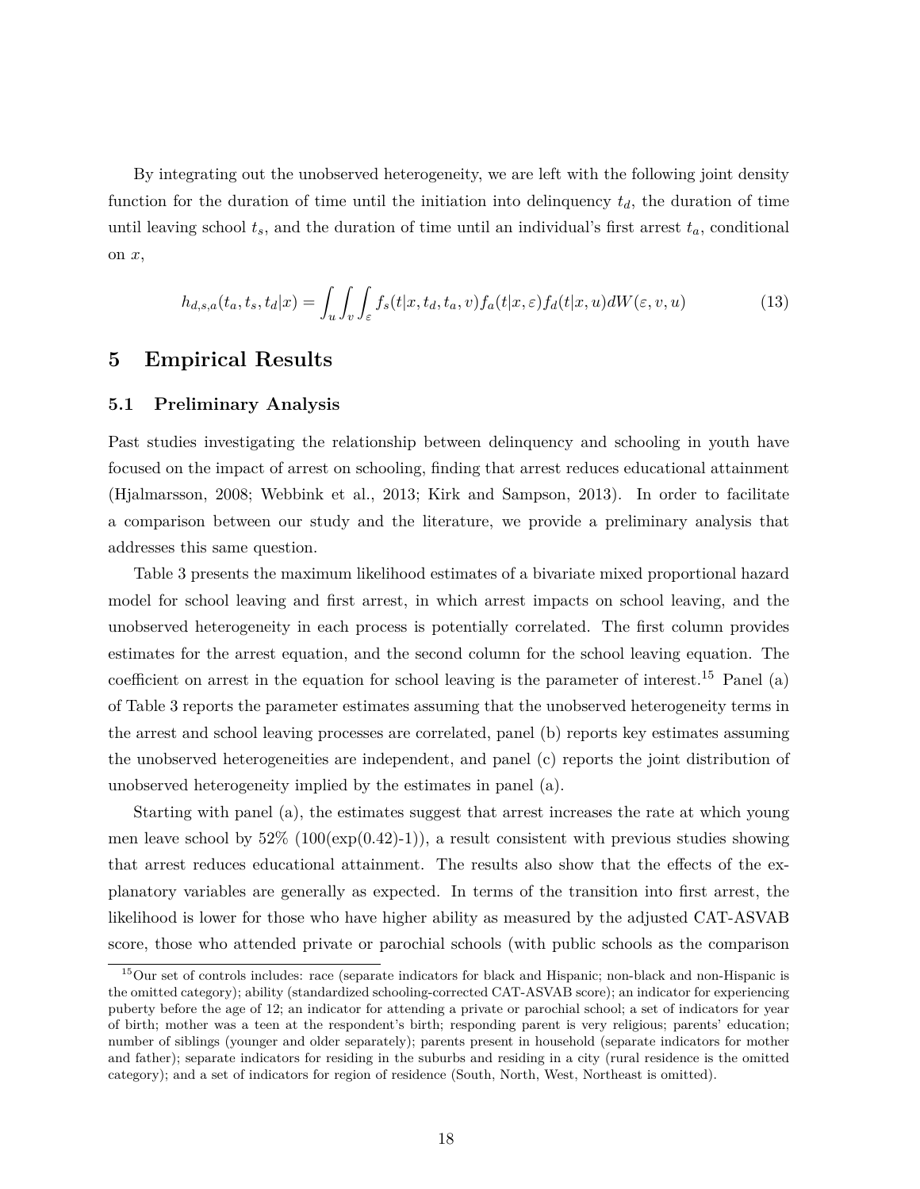By integrating out the unobserved heterogeneity, we are left with the following joint density function for the duration of time until the initiation into delinquency $t_d$, the duration of time until leaving school $t_s$, and the duration of time until an individual's first arrest $t_a$, conditional on $x$,

$$h_{d,s,a}(t_a, t_s, t_d|x) = \int_u \int_v \int_\varepsilon f_s(t|x, t_d, t_a, v) f_a(t|x, \varepsilon) f_d(t|x, u) dW(\varepsilon, v, u) \tag{13}$$

# 5 Empirical Results

## 5.1 Preliminary Analysis

Past studies investigating the relationship between delinquency and schooling in youth have focused on the impact of arrest on schooling, finding that arrest reduces educational attainment (Hjalmarsson, 2008; Webbink et al., 2013; Kirk and Sampson, 2013). In order to facilitate a comparison between our study and the literature, we provide a preliminary analysis that addresses this same question.

Table 3 presents the maximum likelihood estimates of a bivariate mixed proportional hazard model for school leaving and first arrest, in which arrest impacts on school leaving, and the unobserved heterogeneity in each process is potentially correlated. The first column provides estimates for the arrest equation, and the second column for the school leaving equation. The coefficient on arrest in the equation for school leaving is the parameter of interest.[15] Panel (a) of Table 3 reports the parameter estimates assuming that the unobserved heterogeneity terms in the arrest and school leaving processes are correlated, panel (b) reports key estimates assuming the unobserved heterogeneities are independent, and panel (c) reports the joint distribution of unobserved heterogeneity implied by the estimates in panel (a).

Starting with panel (a), the estimates suggest that arrest increases the rate at which young men leave school by 52% (100(exp(0.42)-1)), a result consistent with previous studies showing that arrest reduces educational attainment. The results also show that the effects of the explanatory variables are generally as expected. In terms of the transition into first arrest, the likelihood is lower for those who have higher ability as measured by the adjusted CAT-ASVAB score, those who attended private or parochial schools (with public schools as the comparison

[15] Our set of controls includes: race (separate indicators for black and Hispanic; non-black and non-Hispanic is the omitted category); ability (standardized schooling-corrected CAT-ASVAB score); an indicator for experiencing puberty before the age of 12; an indicator for attending a private or parochial school; a set of indicators for year of birth; mother was a teen at the respondent's birth; responding parent is very religious; parents' education; number of siblings (younger and older separately); parents present in household (separate indicators for mother and father); separate indicators for residing in the suburbs and residing in a city (rural residence is the omitted category); and a set of indicators for region of residence (South, North, West, Northeast is omitted).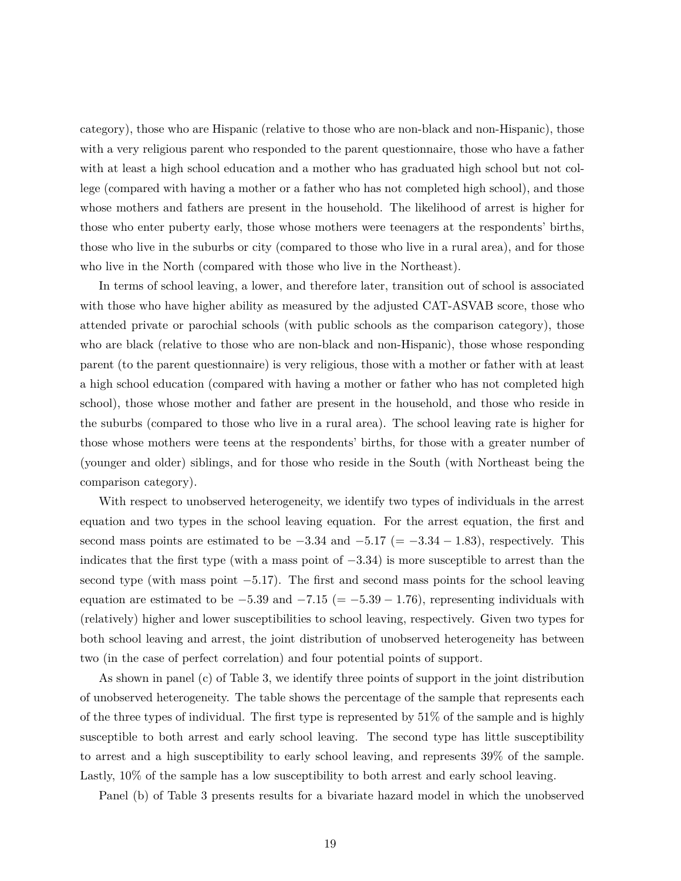category), those who are Hispanic (relative to those who are non-black and non-Hispanic), those with a very religious parent who responded to the parent questionnaire, those who have a father with at least a high school education and a mother who has graduated high school but not college (compared with having a mother or a father who has not completed high school), and those whose mothers and fathers are present in the household. The likelihood of arrest is higher for those who enter puberty early, those whose mothers were teenagers at the respondents' births, those who live in the suburbs or city (compared to those who live in a rural area), and for those who live in the North (compared with those who live in the Northeast).

In terms of school leaving, a lower, and therefore later, transition out of school is associated with those who have higher ability as measured by the adjusted CAT-ASVAB score, those who attended private or parochial schools (with public schools as the comparison category), those who are black (relative to those who are non-black and non-Hispanic), those whose responding parent (to the parent questionnaire) is very religious, those with a mother or father with at least a high school education (compared with having a mother or father who has not completed high school), those whose mother and father are present in the household, and those who reside in the suburbs (compared to those who live in a rural area). The school leaving rate is higher for those whose mothers were teens at the respondents' births, for those with a greater number of (younger and older) siblings, and for those who reside in the South (with Northeast being the comparison category).

With respect to unobserved heterogeneity, we identify two types of individuals in the arrest equation and two types in the school leaving equation. For the arrest equation, the first and second mass points are estimated to be $-3.34$ and $-5.17$ ($= -3.34 - 1.83$), respectively. This indicates that the first type (with a mass point of $-3.34$) is more susceptible to arrest than the second type (with mass point $-5.17$). The first and second mass points for the school leaving equation are estimated to be $-5.39$ and $-7.15$ ($= -5.39 - 1.76$), representing individuals with (relatively) higher and lower susceptibilities to school leaving, respectively. Given two types for both school leaving and arrest, the joint distribution of unobserved heterogeneity has between two (in the case of perfect correlation) and four potential points of support.

As shown in panel (c) of Table 3, we identify three points of support in the joint distribution of unobserved heterogeneity. The table shows the percentage of the sample that represents each of the three types of individual. The first type is represented by 51% of the sample and is highly susceptible to both arrest and early school leaving. The second type has little susceptibility to arrest and a high susceptibility to early school leaving, and represents 39% of the sample. Lastly, 10% of the sample has a low susceptibility to both arrest and early school leaving.

Panel (b) of Table 3 presents results for a bivariate hazard model in which the unobserved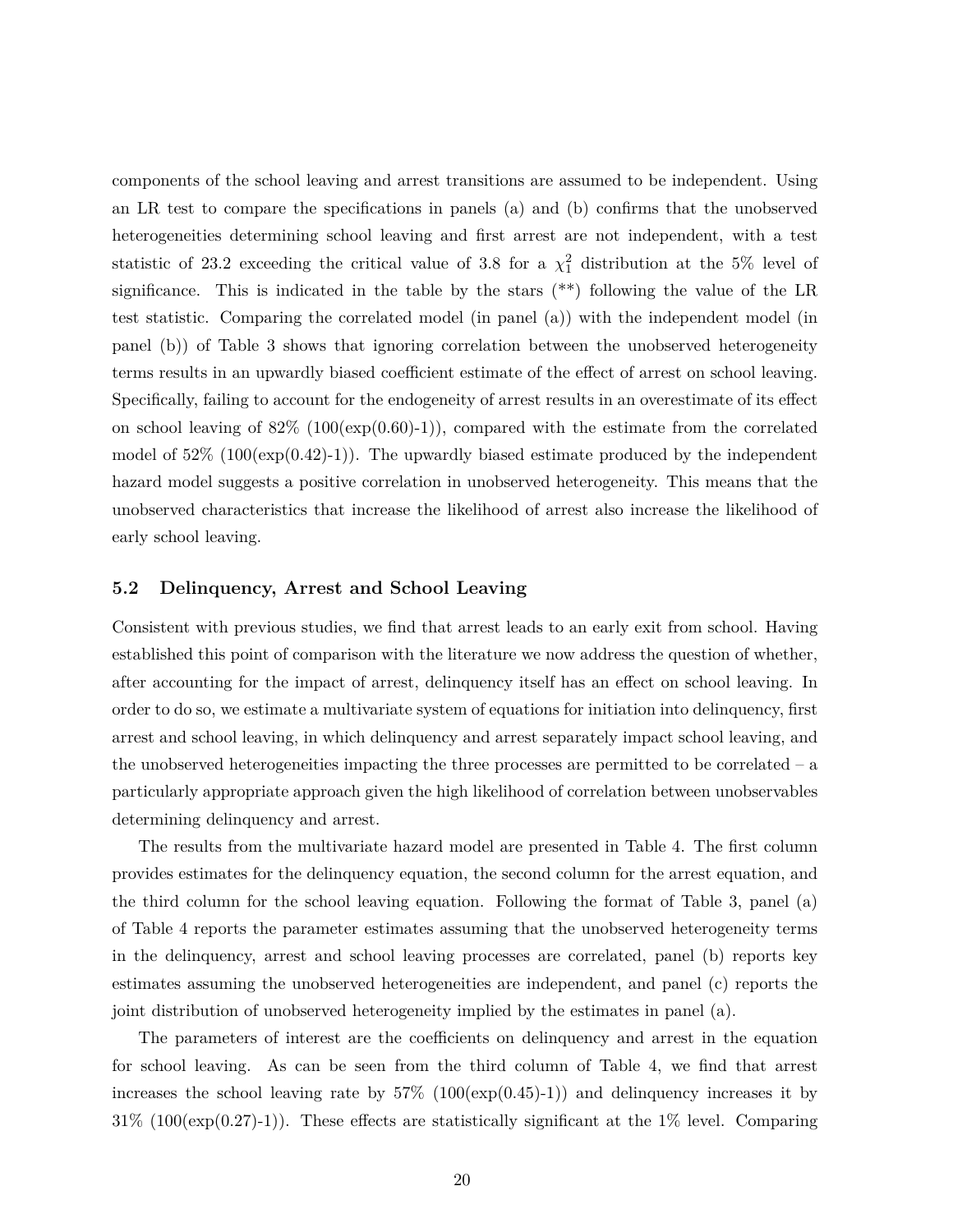components of the school leaving and arrest transitions are assumed to be independent. Using an LR test to compare the specifications in panels (a) and (b) confirms that the unobserved heterogeneities determining school leaving and first arrest are not independent, with a test statistic of 23.2 exceeding the critical value of 3.8 for a $\chi^2_1$ distribution at the 5% level of significance. This is indicated in the table by the stars (**) following the value of the LR test statistic. Comparing the correlated model (in panel (a)) with the independent model (in panel (b)) of Table 3 shows that ignoring correlation between the unobserved heterogeneity terms results in an upwardly biased coefficient estimate of the effect of arrest on school leaving. Specifically, failing to account for the endogeneity of arrest results in an overestimate of its effect on school leaving of 82% (100(exp(0.60)-1)), compared with the estimate from the correlated model of 52% (100(exp(0.42)-1)). The upwardly biased estimate produced by the independent hazard model suggests a positive correlation in unobserved heterogeneity. This means that the unobserved characteristics that increase the likelihood of arrest also increase the likelihood of early school leaving.

### 5.2 Delinquency, Arrest and School Leaving

Consistent with previous studies, we find that arrest leads to an early exit from school. Having established this point of comparison with the literature we now address the question of whether, after accounting for the impact of arrest, delinquency itself has an effect on school leaving. In order to do so, we estimate a multivariate system of equations for initiation into delinquency, first arrest and school leaving, in which delinquency and arrest separately impact school leaving, and the unobserved heterogeneities impacting the three processes are permitted to be correlated – a particularly appropriate approach given the high likelihood of correlation between unobservables determining delinquency and arrest.

The results from the multivariate hazard model are presented in Table 4. The first column provides estimates for the delinquency equation, the second column for the arrest equation, and the third column for the school leaving equation. Following the format of Table 3, panel (a) of Table 4 reports the parameter estimates assuming that the unobserved heterogeneity terms in the delinquency, arrest and school leaving processes are correlated, panel (b) reports key estimates assuming the unobserved heterogeneities are independent, and panel (c) reports the joint distribution of unobserved heterogeneity implied by the estimates in panel (a).

The parameters of interest are the coefficients on delinquency and arrest in the equation for school leaving. As can be seen from the third column of Table 4, we find that arrest increases the school leaving rate by 57% (100(exp(0.45)-1)) and delinquency increases it by 31% (100(exp(0.27)-1)). These effects are statistically significant at the 1% level. Comparing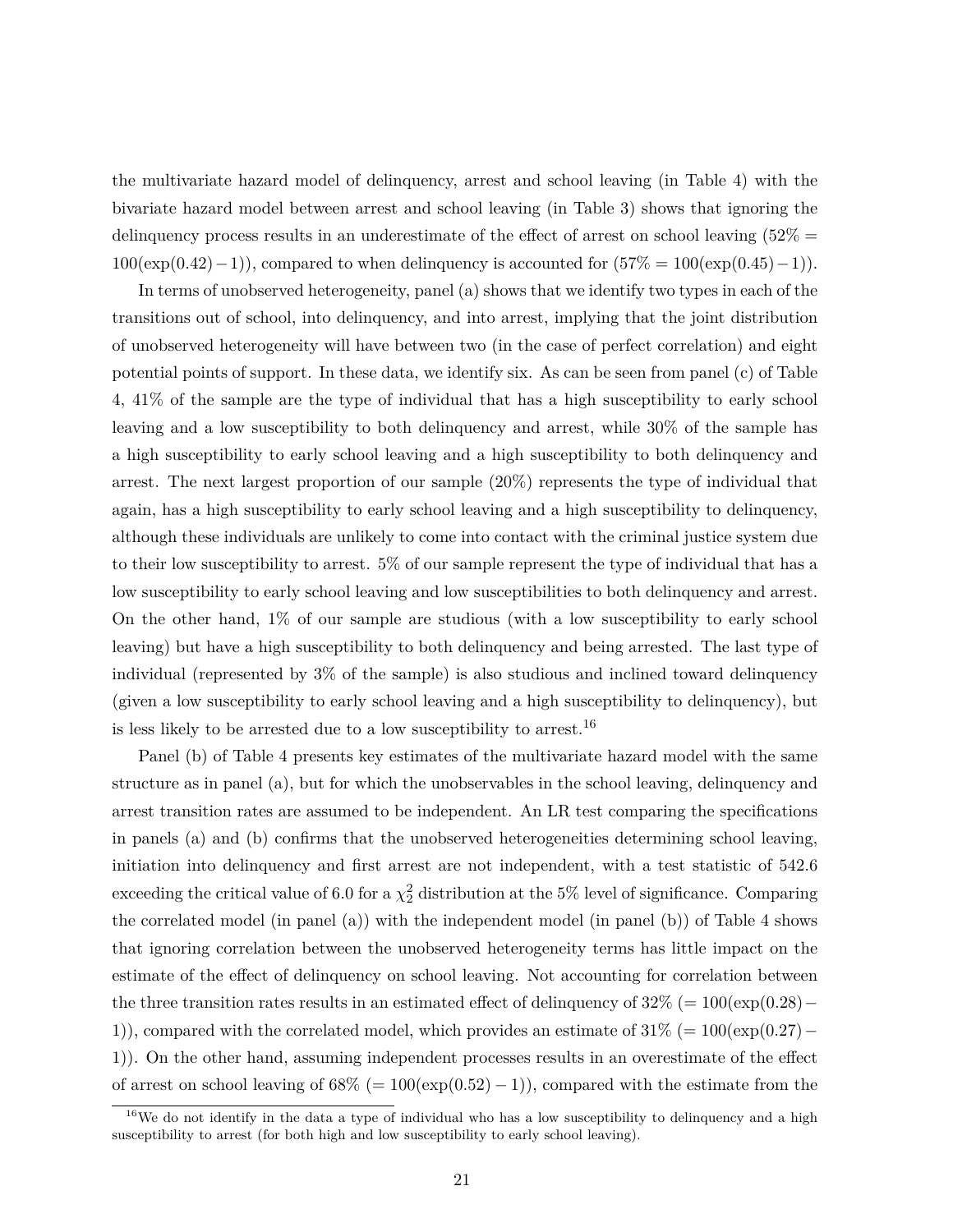the multivariate hazard model of delinquency, arrest and school leaving (in Table 4) with the bivariate hazard model between arrest and school leaving (in Table 3) shows that ignoring the delinquency process results in an underestimate of the effect of arrest on school leaving ($52\% = 100(\exp(0.42)-1)$), compared to when delinquency is accounted for ($57\% = 100(\exp(0.45)-1)$).

In terms of unobserved heterogeneity, panel (a) shows that we identify two types in each of the transitions out of school, into delinquency, and into arrest, implying that the joint distribution of unobserved heterogeneity will have between two (in the case of perfect correlation) and eight potential points of support. In these data, we identify six. As can be seen from panel (c) of Table 4, 41% of the sample are the type of individual that has a high susceptibility to early school leaving and a low susceptibility to both delinquency and arrest, while 30% of the sample has a high susceptibility to early school leaving and a high susceptibility to both delinquency and arrest. The next largest proportion of our sample (20%) represents the type of individual that again, has a high susceptibility to early school leaving and a high susceptibility to delinquency, although these individuals are unlikely to come into contact with the criminal justice system due to their low susceptibility to arrest. 5% of our sample represent the type of individual that has a low susceptibility to early school leaving and low susceptibilities to both delinquency and arrest. On the other hand, 1% of our sample are studious (with a low susceptibility to early school leaving) but have a high susceptibility to both delinquency and being arrested. The last type of individual (represented by 3% of the sample) is also studious and inclined toward delinquency (given a low susceptibility to early school leaving and a high susceptibility to delinquency), but is less likely to be arrested due to a low susceptibility to arrest.[16]

Panel (b) of Table 4 presents key estimates of the multivariate hazard model with the same structure as in panel (a), but for which the unobservables in the school leaving, delinquency and arrest transition rates are assumed to be independent. An LR test comparing the specifications in panels (a) and (b) confirms that the unobserved heterogeneities determining school leaving, initiation into delinquency and first arrest are not independent, with a test statistic of 542.6 exceeding the critical value of 6.0 for a $\chi^2_2$ distribution at the 5% level of significance. Comparing the correlated model (in panel (a)) with the independent model (in panel (b)) of Table 4 shows that ignoring correlation between the unobserved heterogeneity terms has little impact on the estimate of the effect of delinquency on school leaving. Not accounting for correlation between the three transition rates results in an estimated effect of delinquency of 32% ($= 100(\exp(0.28)-1)$), compared with the correlated model, which provides an estimate of 31% ($= 100(\exp(0.27)-1)$). On the other hand, assuming independent processes results in an overestimate of the effect of arrest on school leaving of 68% ($= 100(\exp(0.52)-1)$), compared with the estimate from the

[16] We do not identify in the data a type of individual who has a low susceptibility to delinquency and a high susceptibility to arrest (for both high and low susceptibility to early school leaving).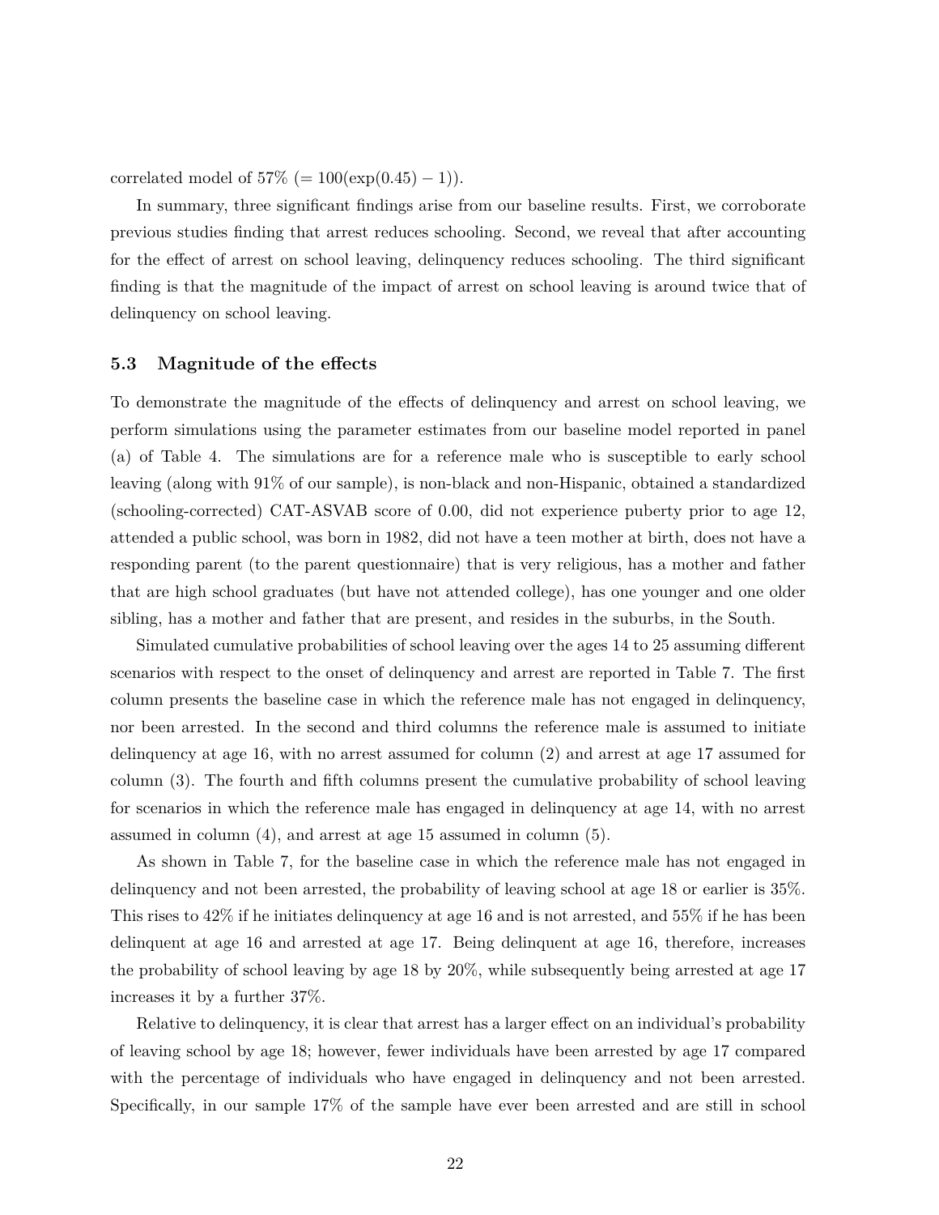correlated model of 57% ($= 100(\exp(0.45) - 1)$).

In summary, three significant findings arise from our baseline results. First, we corroborate previous studies finding that arrest reduces schooling. Second, we reveal that after accounting for the effect of arrest on school leaving, delinquency reduces schooling. The third significant finding is that the magnitude of the impact of arrest on school leaving is around twice that of delinquency on school leaving.

### 5.3 Magnitude of the effects

To demonstrate the magnitude of the effects of delinquency and arrest on school leaving, we perform simulations using the parameter estimates from our baseline model reported in panel (a) of Table 4. The simulations are for a reference male who is susceptible to early school leaving (along with 91% of our sample), is non-black and non-Hispanic, obtained a standardized (schooling-corrected) CAT-ASVAB score of 0.00, did not experience puberty prior to age 12, attended a public school, was born in 1982, did not have a teen mother at birth, does not have a responding parent (to the parent questionnaire) that is very religious, has a mother and father that are high school graduates (but have not attended college), has one younger and one older sibling, has a mother and father that are present, and resides in the suburbs, in the South.

Simulated cumulative probabilities of school leaving over the ages 14 to 25 assuming different scenarios with respect to the onset of delinquency and arrest are reported in Table 7. The first column presents the baseline case in which the reference male has not engaged in delinquency, nor been arrested. In the second and third columns the reference male is assumed to initiate delinquency at age 16, with no arrest assumed for column (2) and arrest at age 17 assumed for column (3). The fourth and fifth columns present the cumulative probability of school leaving for scenarios in which the reference male has engaged in delinquency at age 14, with no arrest assumed in column (4), and arrest at age 15 assumed in column (5).

As shown in Table 7, for the baseline case in which the reference male has not engaged in delinquency and not been arrested, the probability of leaving school at age 18 or earlier is 35%. This rises to 42% if he initiates delinquency at age 16 and is not arrested, and 55% if he has been delinquent at age 16 and arrested at age 17. Being delinquent at age 16, therefore, increases the probability of school leaving by age 18 by 20%, while subsequently being arrested at age 17 increases it by a further 37%.

Relative to delinquency, it is clear that arrest has a larger effect on an individual's probability of leaving school by age 18; however, fewer individuals have been arrested by age 17 compared with the percentage of individuals who have engaged in delinquency and not been arrested. Specifically, in our sample 17% of the sample have ever been arrested and are still in school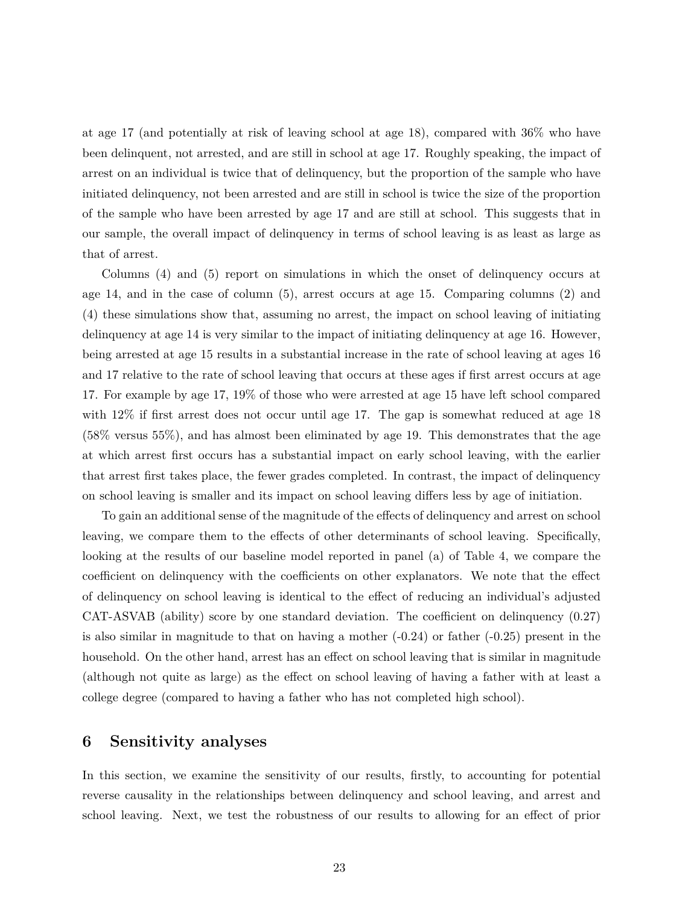at age 17 (and potentially at risk of leaving school at age 18), compared with 36% who have been delinquent, not arrested, and are still in school at age 17. Roughly speaking, the impact of arrest on an individual is twice that of delinquency, but the proportion of the sample who have initiated delinquency, not been arrested and are still in school is twice the size of the proportion of the sample who have been arrested by age 17 and are still at school. This suggests that in our sample, the overall impact of delinquency in terms of school leaving is as least as large as that of arrest.

Columns (4) and (5) report on simulations in which the onset of delinquency occurs at age 14, and in the case of column (5), arrest occurs at age 15. Comparing columns (2) and (4) these simulations show that, assuming no arrest, the impact on school leaving of initiating delinquency at age 14 is very similar to the impact of initiating delinquency at age 16. However, being arrested at age 15 results in a substantial increase in the rate of school leaving at ages 16 and 17 relative to the rate of school leaving that occurs at these ages if first arrest occurs at age 17. For example by age 17, 19% of those who were arrested at age 15 have left school compared with 12% if first arrest does not occur until age 17. The gap is somewhat reduced at age 18 (58% versus 55%), and has almost been eliminated by age 19. This demonstrates that the age at which arrest first occurs has a substantial impact on early school leaving, with the earlier that arrest first takes place, the fewer grades completed. In contrast, the impact of delinquency on school leaving is smaller and its impact on school leaving differs less by age of initiation.

To gain an additional sense of the magnitude of the effects of delinquency and arrest on school leaving, we compare them to the effects of other determinants of school leaving. Specifically, looking at the results of our baseline model reported in panel (a) of Table 4, we compare the coefficient on delinquency with the coefficients on other explanators. We note that the effect of delinquency on school leaving is identical to the effect of reducing an individual's adjusted CAT-ASVAB (ability) score by one standard deviation. The coefficient on delinquency (0.27) is also similar in magnitude to that on having a mother (-0.24) or father (-0.25) present in the household. On the other hand, arrest has an effect on school leaving that is similar in magnitude (although not quite as large) as the effect on school leaving of having a father with at least a college degree (compared to having a father who has not completed high school).

## 6 Sensitivity analyses

In this section, we examine the sensitivity of our results, firstly, to accounting for potential reverse causality in the relationships between delinquency and school leaving, and arrest and school leaving. Next, we test the robustness of our results to allowing for an effect of prior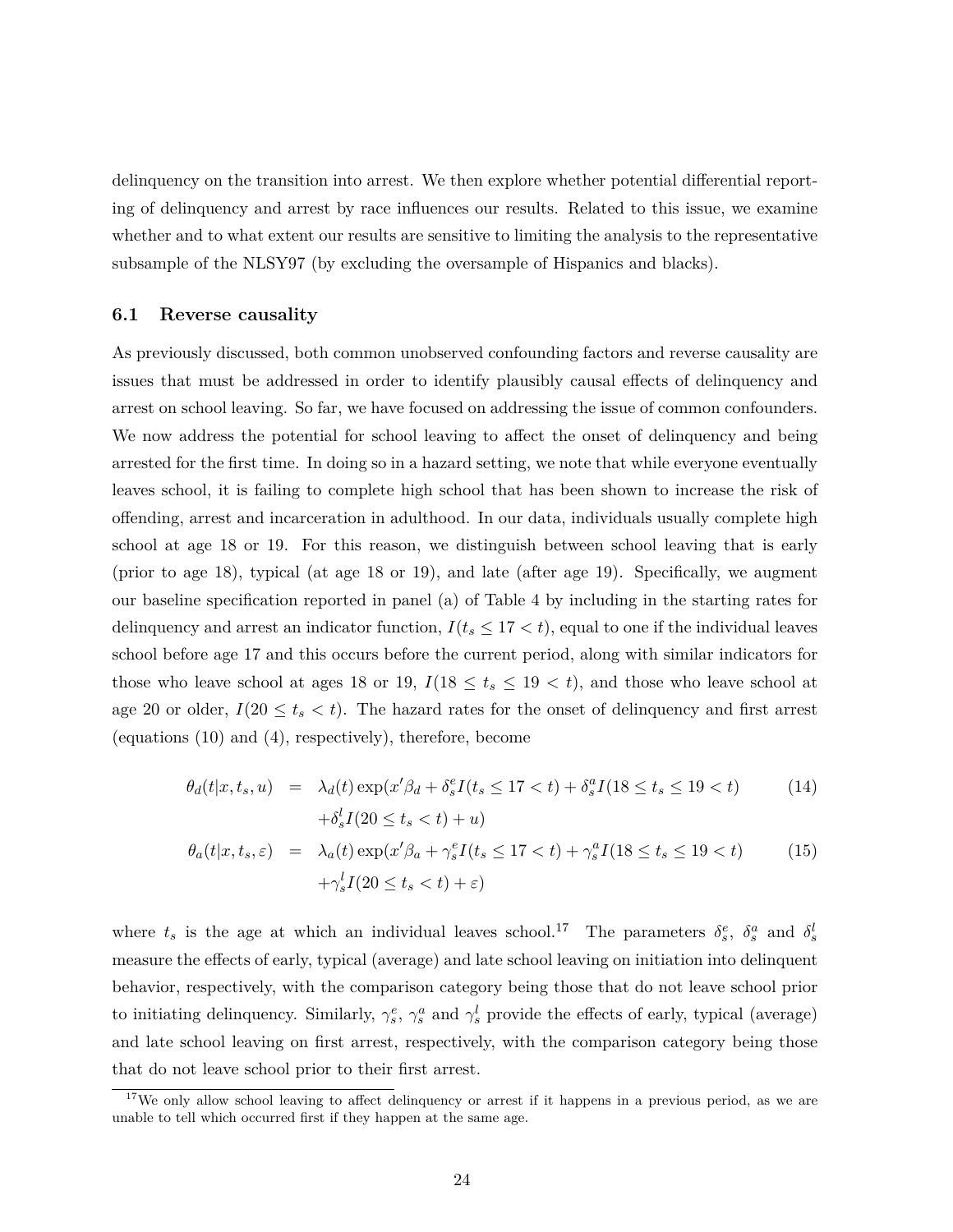delinquency on the transition into arrest. We then explore whether potential differential reporting of delinquency and arrest by race influences our results. Related to this issue, we examine whether and to what extent our results are sensitive to limiting the analysis to the representative subsample of the NLSY97 (by excluding the oversample of Hispanics and blacks).

### 6.1 Reverse causality

As previously discussed, both common unobserved confounding factors and reverse causality are issues that must be addressed in order to identify plausibly causal effects of delinquency and arrest on school leaving. So far, we have focused on addressing the issue of common confounders. We now address the potential for school leaving to affect the onset of delinquency and being arrested for the first time. In doing so in a hazard setting, we note that while everyone eventually leaves school, it is failing to complete high school that has been shown to increase the risk of offending, arrest and incarceration in adulthood. In our data, individuals usually complete high school at age 18 or 19. For this reason, we distinguish between school leaving that is early (prior to age 18), typical (at age 18 or 19), and late (after age 19). Specifically, we augment our baseline specification reported in panel (a) of Table 4 by including in the starting rates for delinquency and arrest an indicator function, $I(t_s \leq 17 < t)$, equal to one if the individual leaves school before age 17 and this occurs before the current period, along with similar indicators for those who leave school at ages 18 or 19, $I(18 \leq t_s \leq 19 < t)$, and those who leave school at age 20 or older, $I(20 \leq t_s < t)$. The hazard rates for the onset of delinquency and first arrest (equations (10) and (4), respectively), therefore, become

$$\theta_d(t|x, t_s, u) = \lambda_d(t) \exp(x'\beta_d + \delta_s^e I(t_s \leq 17 < t) + \delta_s^a I(18 \leq t_s \leq 19 < t) + \delta_s^l I(20 \leq t_s < t) + u) \quad (14)$$

$$\theta_a(t|x, t_s, \varepsilon) = \lambda_a(t) \exp(x'\beta_a + \gamma_s^e I(t_s \leq 17 < t) + \gamma_s^a I(18 \leq t_s \leq 19 < t) + \gamma_s^l I(20 \leq t_s < t) + \varepsilon) \quad (15)$$

where $t_s$ is the age at which an individual leaves school.[17] The parameters $\delta_s^e$, $\delta_s^a$ and $\delta_s^l$ measure the effects of early, typical (average) and late school leaving on initiation into delinquent behavior, respectively, with the comparison category being those that do not leave school prior to initiating delinquency. Similarly, $\gamma_s^e$, $\gamma_s^a$ and $\gamma_s^l$ provide the effects of early, typical (average) and late school leaving on first arrest, respectively, with the comparison category being those that do not leave school prior to their first arrest.

[17] We only allow school leaving to affect delinquency or arrest if it happens in a previous period, as we are unable to tell which occurred first if they happen at the same age.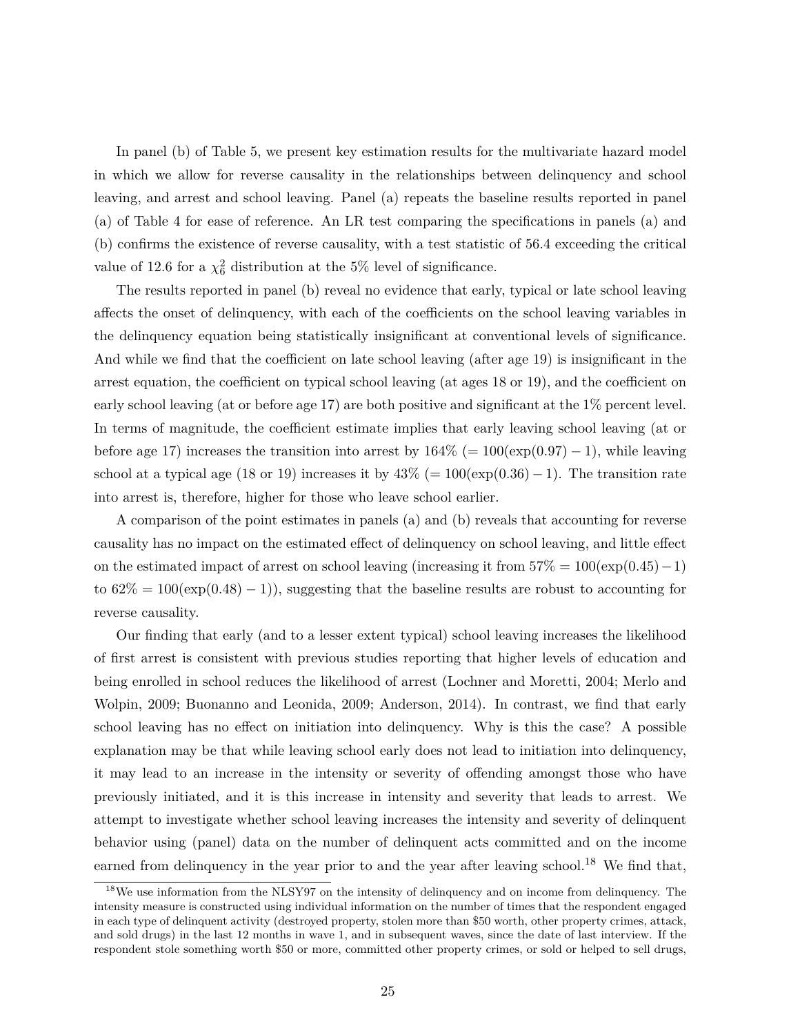In panel (b) of Table 5, we present key estimation results for the multivariate hazard model in which we allow for reverse causality in the relationships between delinquency and school leaving, and arrest and school leaving. Panel (a) repeats the baseline results reported in panel (a) of Table 4 for ease of reference. An LR test comparing the specifications in panels (a) and (b) confirms the existence of reverse causality, with a test statistic of 56.4 exceeding the critical value of 12.6 for a $\chi^2_6$ distribution at the 5% level of significance.

The results reported in panel (b) reveal no evidence that early, typical or late school leaving affects the onset of delinquency, with each of the coefficients on the school leaving variables in the delinquency equation being statistically insignificant at conventional levels of significance. And while we find that the coefficient on late school leaving (after age 19) is insignificant in the arrest equation, the coefficient on typical school leaving (at ages 18 or 19), and the coefficient on early school leaving (at or before age 17) are both positive and significant at the 1% percent level. In terms of magnitude, the coefficient estimate implies that early leaving school leaving (at or before age 17) increases the transition into arrest by 164% ($= 100(\exp(0.97) - 1)$, while leaving school at a typical age (18 or 19) increases it by 43% ($= 100(\exp(0.36) - 1)$. The transition rate into arrest is, therefore, higher for those who leave school earlier.

A comparison of the point estimates in panels (a) and (b) reveals that accounting for reverse causality has no impact on the estimated effect of delinquency on school leaving, and little effect on the estimated impact of arrest on school leaving (increasing it from $57\% = 100(\exp(0.45) - 1)$ to $62\% = 100(\exp(0.48) - 1)$), suggesting that the baseline results are robust to accounting for reverse causality.

Our finding that early (and to a lesser extent typical) school leaving increases the likelihood of first arrest is consistent with previous studies reporting that higher levels of education and being enrolled in school reduces the likelihood of arrest (Lochner and Moretti, 2004; Merlo and Wolpin, 2009; Buonanno and Leonida, 2009; Anderson, 2014). In contrast, we find that early school leaving has no effect on initiation into delinquency. Why is this the case? A possible explanation may be that while leaving school early does not lead to initiation into delinquency, it may lead to an increase in the intensity or severity of offending amongst those who have previously initiated, and it is this increase in intensity and severity that leads to arrest. We attempt to investigate whether school leaving increases the intensity and severity of delinquent behavior using (panel) data on the number of delinquent acts committed and on the income earned from delinquency in the year prior to and the year after leaving school.[18] We find that,

[18] We use information from the NLSY97 on the intensity of delinquency and on income from delinquency. The intensity measure is constructed using individual information on the number of times that the respondent engaged in each type of delinquent activity (destroyed property, stolen more than \$50 worth, other property crimes, attack, and sold drugs) in the last 12 months in wave 1, and in subsequent waves, since the date of last interview. If the respondent stole something worth \$50 or more, committed other property crimes, or sold or helped to sell drugs,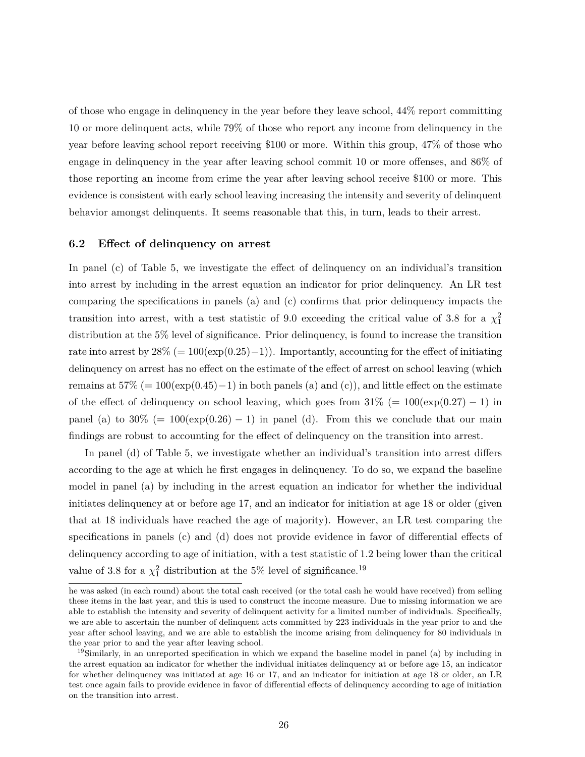of those who engage in delinquency in the year before they leave school, 44% report committing 10 or more delinquent acts, while 79% of those who report any income from delinquency in the year before leaving school report receiving \$100 or more. Within this group, 47% of those who engage in delinquency in the year after leaving school commit 10 or more offenses, and 86% of those reporting an income from crime the year after leaving school receive \$100 or more. This evidence is consistent with early school leaving increasing the intensity and severity of delinquent behavior amongst delinquents. It seems reasonable that this, in turn, leads to their arrest.

### 6.2 Effect of delinquency on arrest

In panel (c) of Table 5, we investigate the effect of delinquency on an individual's transition into arrest by including in the arrest equation an indicator for prior delinquency. An LR test comparing the specifications in panels (a) and (c) confirms that prior delinquency impacts the transition into arrest, with a test statistic of 9.0 exceeding the critical value of 3.8 for a $\chi^2_1$ distribution at the 5% level of significance. Prior delinquency, is found to increase the transition rate into arrest by 28% ($= 100(\exp(0.25)-1)$). Importantly, accounting for the effect of initiating delinquency on arrest has no effect on the estimate of the effect of arrest on school leaving (which remains at 57% ($= 100(\exp(0.45)-1)$ in both panels (a) and (c)), and little effect on the estimate of the effect of delinquency on school leaving, which goes from 31% ($= 100(\exp(0.27)-1)$ in panel (a) to 30% ($= 100(\exp(0.26)-1)$ in panel (d). From this we conclude that our main findings are robust to accounting for the effect of delinquency on the transition into arrest.

In panel (d) of Table 5, we investigate whether an individual's transition into arrest differs according to the age at which he first engages in delinquency. To do so, we expand the baseline model in panel (a) by including in the arrest equation an indicator for whether the individual initiates delinquency at or before age 17, and an indicator for initiation at age 18 or older (given that at 18 individuals have reached the age of majority). However, an LR test comparing the specifications in panels (c) and (d) does not provide evidence in favor of differential effects of delinquency according to age of initiation, with a test statistic of 1.2 being lower than the critical value of 3.8 for a $\chi^2_1$ distribution at the 5% level of significance.[19]

he was asked (in each round) about the total cash received (or the total cash he would have received) from selling these items in the last year, and this is used to construct the income measure. Due to missing information we are able to establish the intensity and severity of delinquent activity for a limited number of individuals. Specifically, we are able to ascertain the number of delinquent acts committed by 223 individuals in the year prior to and the year after school leaving, and we are able to establish the income arising from delinquency for 80 individuals in the year prior to and the year after leaving school.

[19]Similarly, in an unreported specification in which we expand the baseline model in panel (a) by including in the arrest equation an indicator for whether the individual initiates delinquency at or before age 15, an indicator for whether delinquency was initiated at age 16 or 17, and an indicator for initiation at age 18 or older, an LR test once again fails to provide evidence in favor of differential effects of delinquency according to age of initiation on the transition into arrest.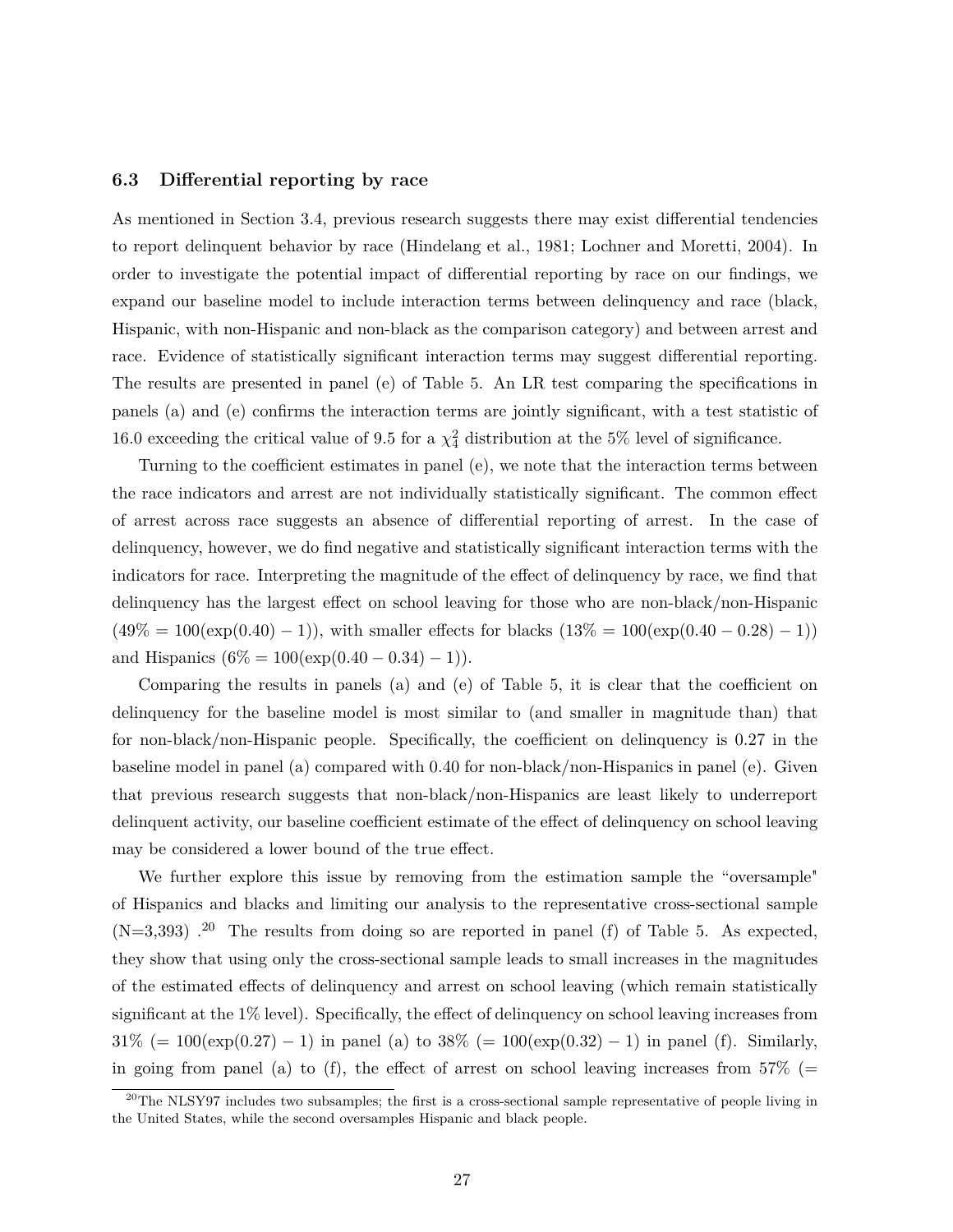### 6.3 Differential reporting by race

As mentioned in Section 3.4, previous research suggests there may exist differential tendencies to report delinquent behavior by race (Hindelang et al., 1981; Lochner and Moretti, 2004). In order to investigate the potential impact of differential reporting by race on our findings, we expand our baseline model to include interaction terms between delinquency and race (black, Hispanic, with non-Hispanic and non-black as the comparison category) and between arrest and race. Evidence of statistically significant interaction terms may suggest differential reporting. The results are presented in panel (e) of Table 5. An LR test comparing the specifications in panels (a) and (e) confirms the interaction terms are jointly significant, with a test statistic of 16.0 exceeding the critical value of 9.5 for a $\chi^2_4$ distribution at the 5% level of significance.

Turning to the coefficient estimates in panel (e), we note that the interaction terms between the race indicators and arrest are not individually statistically significant. The common effect of arrest across race suggests an absence of differential reporting of arrest. In the case of delinquency, however, we do find negative and statistically significant interaction terms with the indicators for race. Interpreting the magnitude of the effect of delinquency by race, we find that delinquency has the largest effect on school leaving for those who are non-black/non-Hispanic ($49\% = 100(\exp(0.40) - 1)$), with smaller effects for blacks ($13\% = 100(\exp(0.40 - 0.28) - 1)$) and Hispanics ($6\% = 100(\exp(0.40 - 0.34) - 1)$).

Comparing the results in panels (a) and (e) of Table 5, it is clear that the coefficient on delinquency for the baseline model is most similar to (and smaller in magnitude than) that for non-black/non-Hispanic people. Specifically, the coefficient on delinquency is 0.27 in the baseline model in panel (a) compared with 0.40 for non-black/non-Hispanics in panel (e). Given that previous research suggests that non-black/non-Hispanics are least likely to underreport delinquent activity, our baseline coefficient estimate of the effect of delinquency on school leaving may be considered a lower bound of the true effect.

We further explore this issue by removing from the estimation sample the "oversample" of Hispanics and blacks and limiting our analysis to the representative cross-sectional sample (N=3,393) .[20] The results from doing so are reported in panel (f) of Table 5. As expected, they show that using only the cross-sectional sample leads to small increases in the magnitudes of the estimated effects of delinquency and arrest on school leaving (which remain statistically significant at the 1% level). Specifically, the effect of delinquency on school leaving increases from 31% ($= 100(\exp(0.27) - 1)$ in panel (a) to 38% ($= 100(\exp(0.32) - 1)$ in panel (f). Similarly, in going from panel (a) to (f), the effect of arrest on school leaving increases from 57% (=

[20] The NLSY97 includes two subsamples; the first is a cross-sectional sample representative of people living in the United States, while the second oversamples Hispanic and black people.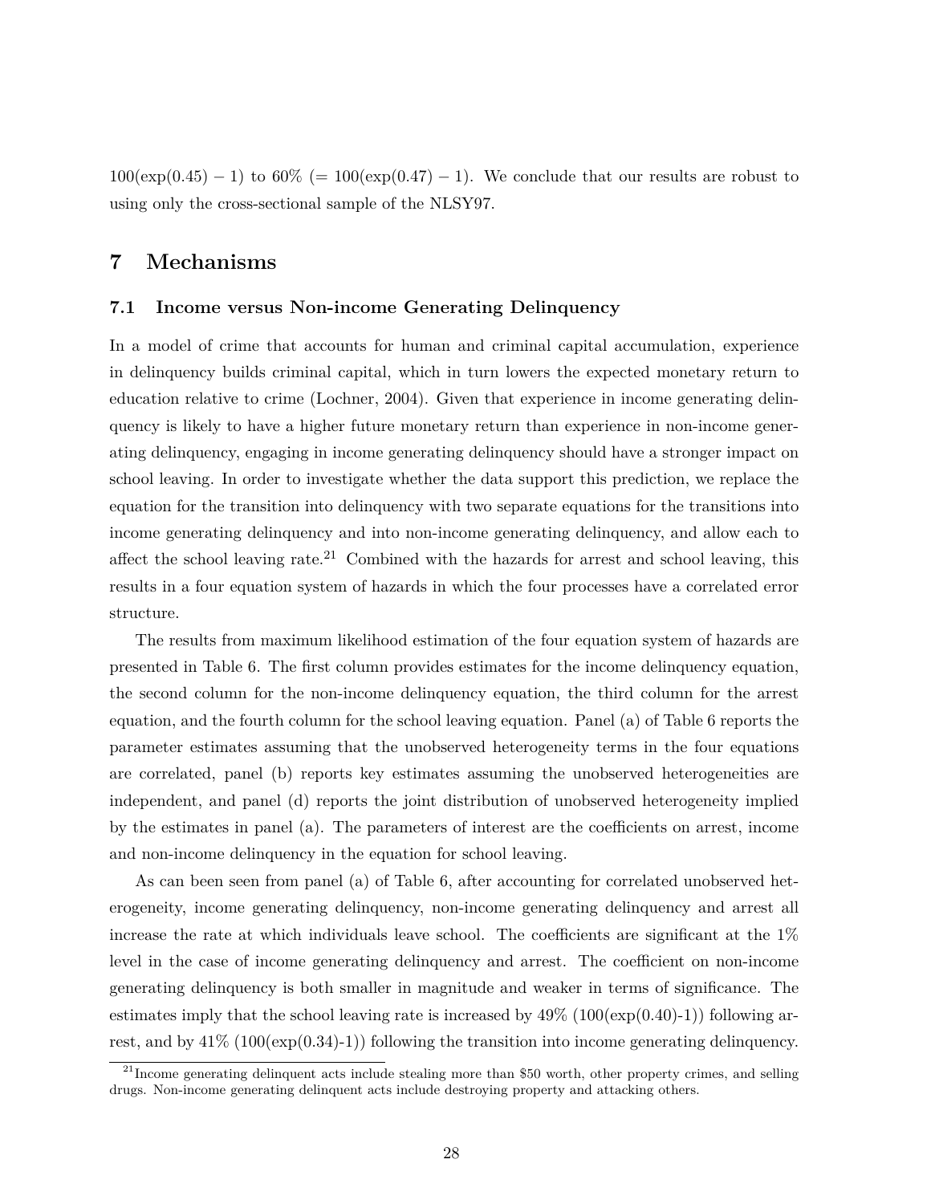$100(\exp(0.45) - 1)$ to 60% ($= 100(\exp(0.47) - 1)$. We conclude that our results are robust to using only the cross-sectional sample of the NLSY97.

# 7 Mechanisms

## 7.1 Income versus Non-income Generating Delinquency

In a model of crime that accounts for human and criminal capital accumulation, experience in delinquency builds criminal capital, which in turn lowers the expected monetary return to education relative to crime (Lochner, 2004). Given that experience in income generating delinquency is likely to have a higher future monetary return than experience in non-income generating delinquency, engaging in income generating delinquency should have a stronger impact on school leaving. In order to investigate whether the data support this prediction, we replace the equation for the transition into delinquency with two separate equations for the transitions into income generating delinquency and into non-income generating delinquency, and allow each to affect the school leaving rate.[21] Combined with the hazards for arrest and school leaving, this results in a four equation system of hazards in which the four processes have a correlated error structure.

The results from maximum likelihood estimation of the four equation system of hazards are presented in Table 6. The first column provides estimates for the income delinquency equation, the second column for the non-income delinquency equation, the third column for the arrest equation, and the fourth column for the school leaving equation. Panel (a) of Table 6 reports the parameter estimates assuming that the unobserved heterogeneity terms in the four equations are correlated, panel (b) reports key estimates assuming the unobserved heterogeneities are independent, and panel (d) reports the joint distribution of unobserved heterogeneity implied by the estimates in panel (a). The parameters of interest are the coefficients on arrest, income and non-income delinquency in the equation for school leaving.

As can been seen from panel (a) of Table 6, after accounting for correlated unobserved heterogeneity, income generating delinquency, non-income generating delinquency and arrest all increase the rate at which individuals leave school. The coefficients are significant at the 1% level in the case of income generating delinquency and arrest. The coefficient on non-income generating delinquency is both smaller in magnitude and weaker in terms of significance. The estimates imply that the school leaving rate is increased by 49% ($100(\exp(0.40)\text{-}1)$) following arrest, and by 41% ($100(\exp(0.34)\text{-}1)$) following the transition into income generating delinquency.

[21] Income generating delinquent acts include stealing more than \$50 worth, other property crimes, and selling drugs. Non-income generating delinquent acts include destroying property and attacking others.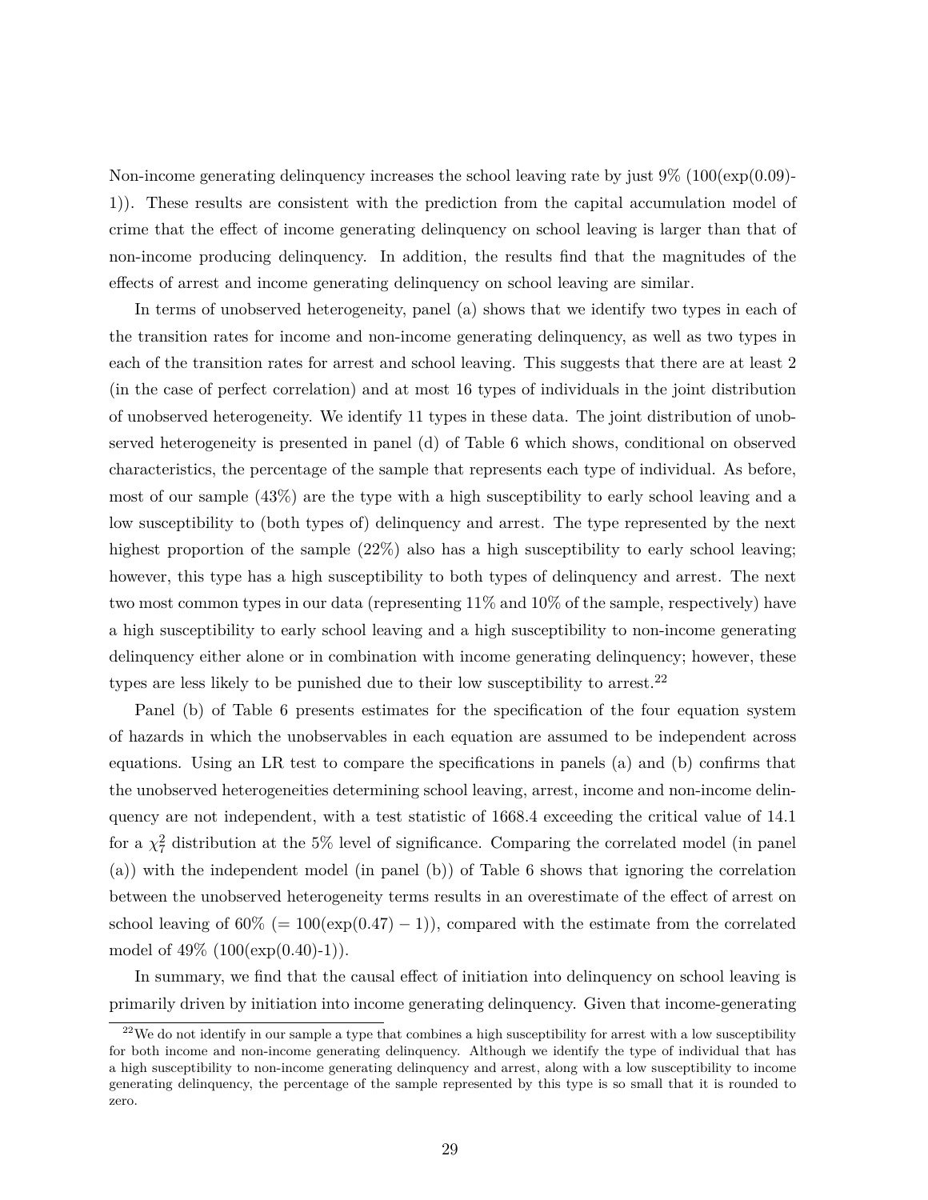Non-income generating delinquency increases the school leaving rate by just 9% (100(exp(0.09)-1)). These results are consistent with the prediction from the capital accumulation model of crime that the effect of income generating delinquency on school leaving is larger than that of non-income producing delinquency. In addition, the results find that the magnitudes of the effects of arrest and income generating delinquency on school leaving are similar.

In terms of unobserved heterogeneity, panel (a) shows that we identify two types in each of the transition rates for income and non-income generating delinquency, as well as two types in each of the transition rates for arrest and school leaving. This suggests that there are at least 2 (in the case of perfect correlation) and at most 16 types of individuals in the joint distribution of unobserved heterogeneity. We identify 11 types in these data. The joint distribution of unobserved heterogeneity is presented in panel (d) of Table 6 which shows, conditional on observed characteristics, the percentage of the sample that represents each type of individual. As before, most of our sample (43%) are the type with a high susceptibility to early school leaving and a low susceptibility to (both types of) delinquency and arrest. The type represented by the next highest proportion of the sample (22%) also has a high susceptibility to early school leaving; however, this type has a high susceptibility to both types of delinquency and arrest. The next two most common types in our data (representing 11% and 10% of the sample, respectively) have a high susceptibility to early school leaving and a high susceptibility to non-income generating delinquency either alone or in combination with income generating delinquency; however, these types are less likely to be punished due to their low susceptibility to arrest.[22]

Panel (b) of Table 6 presents estimates for the specification of the four equation system of hazards in which the unobservables in each equation are assumed to be independent across equations. Using an LR test to compare the specifications in panels (a) and (b) confirms that the unobserved heterogeneities determining school leaving, arrest, income and non-income delinquency are not independent, with a test statistic of 1668.4 exceeding the critical value of 14.1 for a $\chi^2_7$ distribution at the 5% level of significance. Comparing the correlated model (in panel (a)) with the independent model (in panel (b)) of Table 6 shows that ignoring the correlation between the unobserved heterogeneity terms results in an overestimate of the effect of arrest on school leaving of 60% ($= 100(\exp(0.47) - 1)$), compared with the estimate from the correlated model of 49% (100(exp(0.40)-1)).

In summary, we find that the causal effect of initiation into delinquency on school leaving is primarily driven by initiation into income generating delinquency. Given that income-generating

[22] We do not identify in our sample a type that combines a high susceptibility for arrest with a low susceptibility for both income and non-income generating delinquency. Although we identify the type of individual that has a high susceptibility to non-income generating delinquency and arrest, along with a low susceptibility to income generating delinquency, the percentage of the sample represented by this type is so small that it is rounded to zero.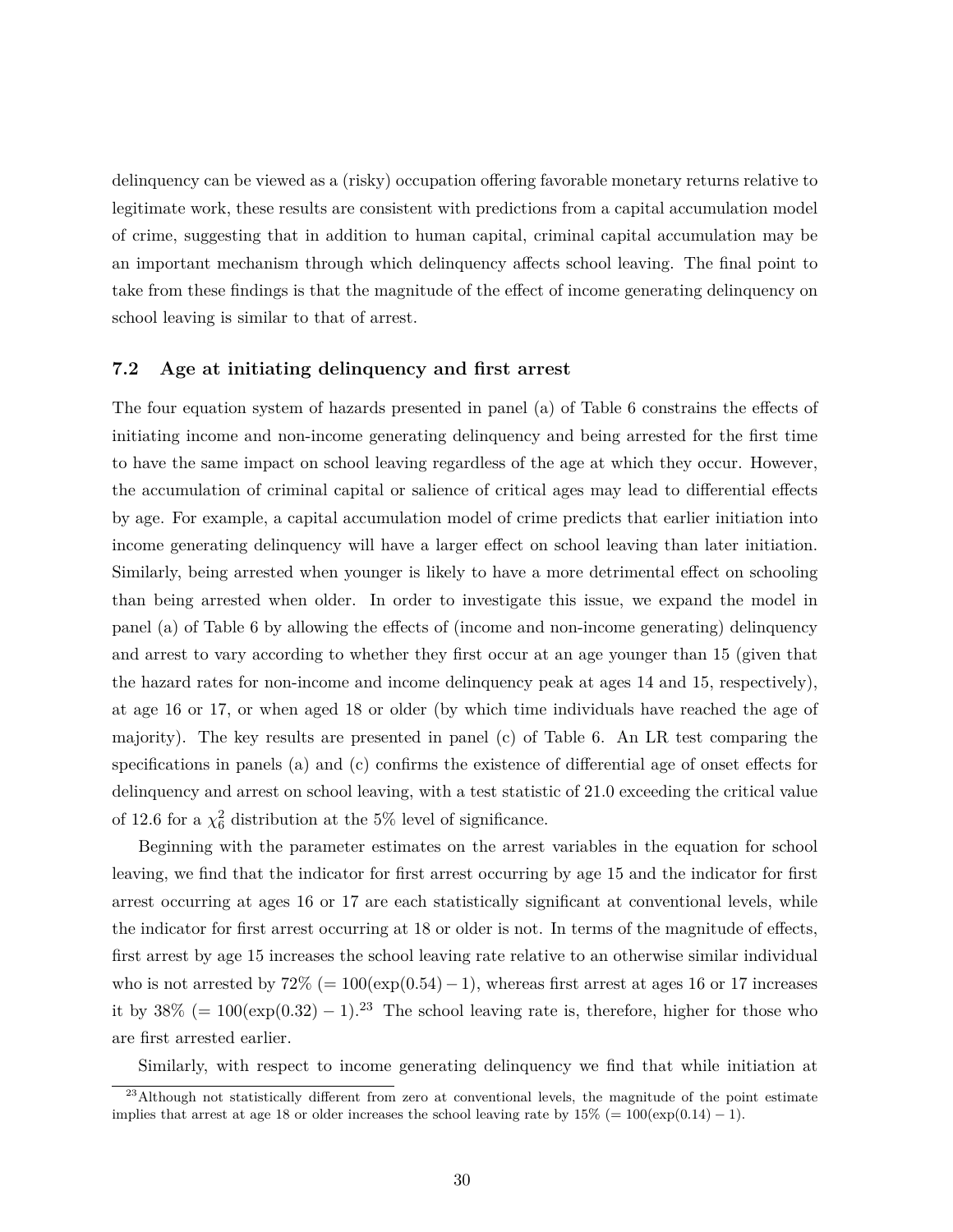delinquency can be viewed as a (risky) occupation offering favorable monetary returns relative to legitimate work, these results are consistent with predictions from a capital accumulation model of crime, suggesting that in addition to human capital, criminal capital accumulation may be an important mechanism through which delinquency affects school leaving. The final point to take from these findings is that the magnitude of the effect of income generating delinquency on school leaving is similar to that of arrest.

### 7.2 Age at initiating delinquency and first arrest

The four equation system of hazards presented in panel (a) of Table 6 constrains the effects of initiating income and non-income generating delinquency and being arrested for the first time to have the same impact on school leaving regardless of the age at which they occur. However, the accumulation of criminal capital or salience of critical ages may lead to differential effects by age. For example, a capital accumulation model of crime predicts that earlier initiation into income generating delinquency will have a larger effect on school leaving than later initiation. Similarly, being arrested when younger is likely to have a more detrimental effect on schooling than being arrested when older. In order to investigate this issue, we expand the model in panel (a) of Table 6 by allowing the effects of (income and non-income generating) delinquency and arrest to vary according to whether they first occur at an age younger than 15 (given that the hazard rates for non-income and income delinquency peak at ages 14 and 15, respectively), at age 16 or 17, or when aged 18 or older (by which time individuals have reached the age of majority). The key results are presented in panel (c) of Table 6. An LR test comparing the specifications in panels (a) and (c) confirms the existence of differential age of onset effects for delinquency and arrest on school leaving, with a test statistic of 21.0 exceeding the critical value of 12.6 for a $\chi^2_6$ distribution at the 5% level of significance.

Beginning with the parameter estimates on the arrest variables in the equation for school leaving, we find that the indicator for first arrest occurring by age 15 and the indicator for first arrest occurring at ages 16 or 17 are each statistically significant at conventional levels, while the indicator for first arrest occurring at 18 or older is not. In terms of the magnitude of effects, first arrest by age 15 increases the school leaving rate relative to an otherwise similar individual who is not arrested by 72% ($= 100(\exp(0.54) - 1)$, whereas first arrest at ages 16 or 17 increases it by 38% ($= 100(\exp(0.32) - 1)$.[23] The school leaving rate is, therefore, higher for those who are first arrested earlier.

Similarly, with respect to income generating delinquency we find that while initiation at

[23] Although not statistically different from zero at conventional levels, the magnitude of the point estimate implies that arrest at age 18 or older increases the school leaving rate by 15% ($= 100(\exp(0.14) - 1)$.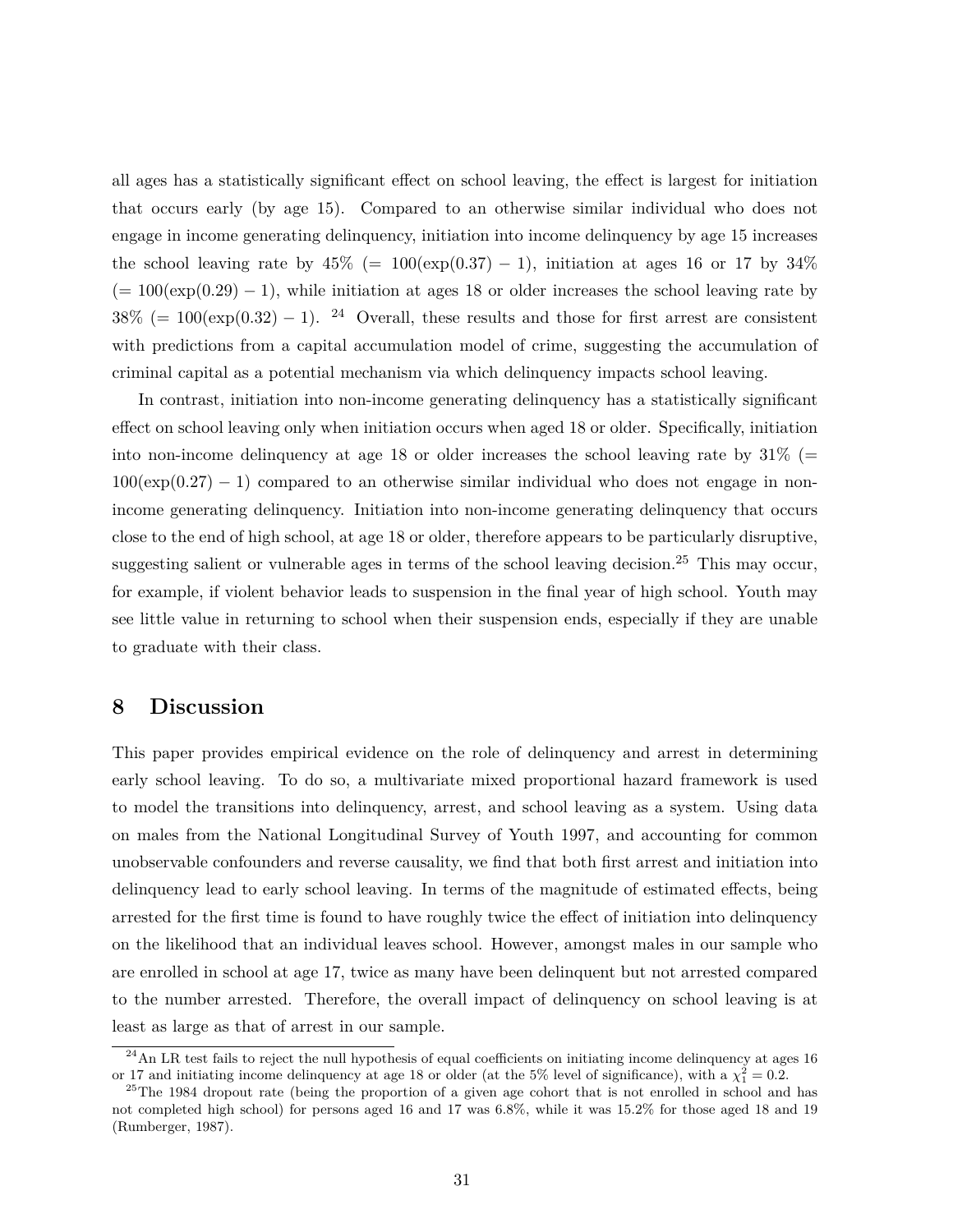all ages has a statistically significant effect on school leaving, the effect is largest for initiation that occurs early (by age 15). Compared to an otherwise similar individual who does not engage in income generating delinquency, initiation into income delinquency by age 15 increases the school leaving rate by 45% (= 100(exp(0.37) − 1), initiation at ages 16 or 17 by 34% (= 100(exp(0.29) − 1), while initiation at ages 18 or older increases the school leaving rate by 38% (= 100(exp(0.32) − 1). [24] Overall, these results and those for first arrest are consistent with predictions from a capital accumulation model of crime, suggesting the accumulation of criminal capital as a potential mechanism via which delinquency impacts school leaving.

In contrast, initiation into non-income generating delinquency has a statistically significant effect on school leaving only when initiation occurs when aged 18 or older. Specifically, initiation into non-income delinquency at age 18 or older increases the school leaving rate by 31% (= 100(exp(0.27) − 1) compared to an otherwise similar individual who does not engage in non-income generating delinquency. Initiation into non-income generating delinquency that occurs close to the end of high school, at age 18 or older, therefore appears to be particularly disruptive, suggesting salient or vulnerable ages in terms of the school leaving decision.[25] This may occur, for example, if violent behavior leads to suspension in the final year of high school. Youth may see little value in returning to school when their suspension ends, especially if they are unable to graduate with their class.

## 8 Discussion

This paper provides empirical evidence on the role of delinquency and arrest in determining early school leaving. To do so, a multivariate mixed proportional hazard framework is used to model the transitions into delinquency, arrest, and school leaving as a system. Using data on males from the National Longitudinal Survey of Youth 1997, and accounting for common unobservable confounders and reverse causality, we find that both first arrest and initiation into delinquency lead to early school leaving. In terms of the magnitude of estimated effects, being arrested for the first time is found to have roughly twice the effect of initiation into delinquency on the likelihood that an individual leaves school. However, amongst males in our sample who are enrolled in school at age 17, twice as many have been delinquent but not arrested compared to the number arrested. Therefore, the overall impact of delinquency on school leaving is at least as large as that of arrest in our sample.

[24] An LR test fails to reject the null hypothesis of equal coefficients on initiating income delinquency at ages 16 or 17 and initiating income delinquency at age 18 or older (at the 5% level of significance), with a $\chi^2_1 = 0.2$.

[25] The 1984 dropout rate (being the proportion of a given age cohort that is not enrolled in school and has not completed high school) for persons aged 16 and 17 was 6.8%, while it was 15.2% for those aged 18 and 19 (Rumberger, 1987).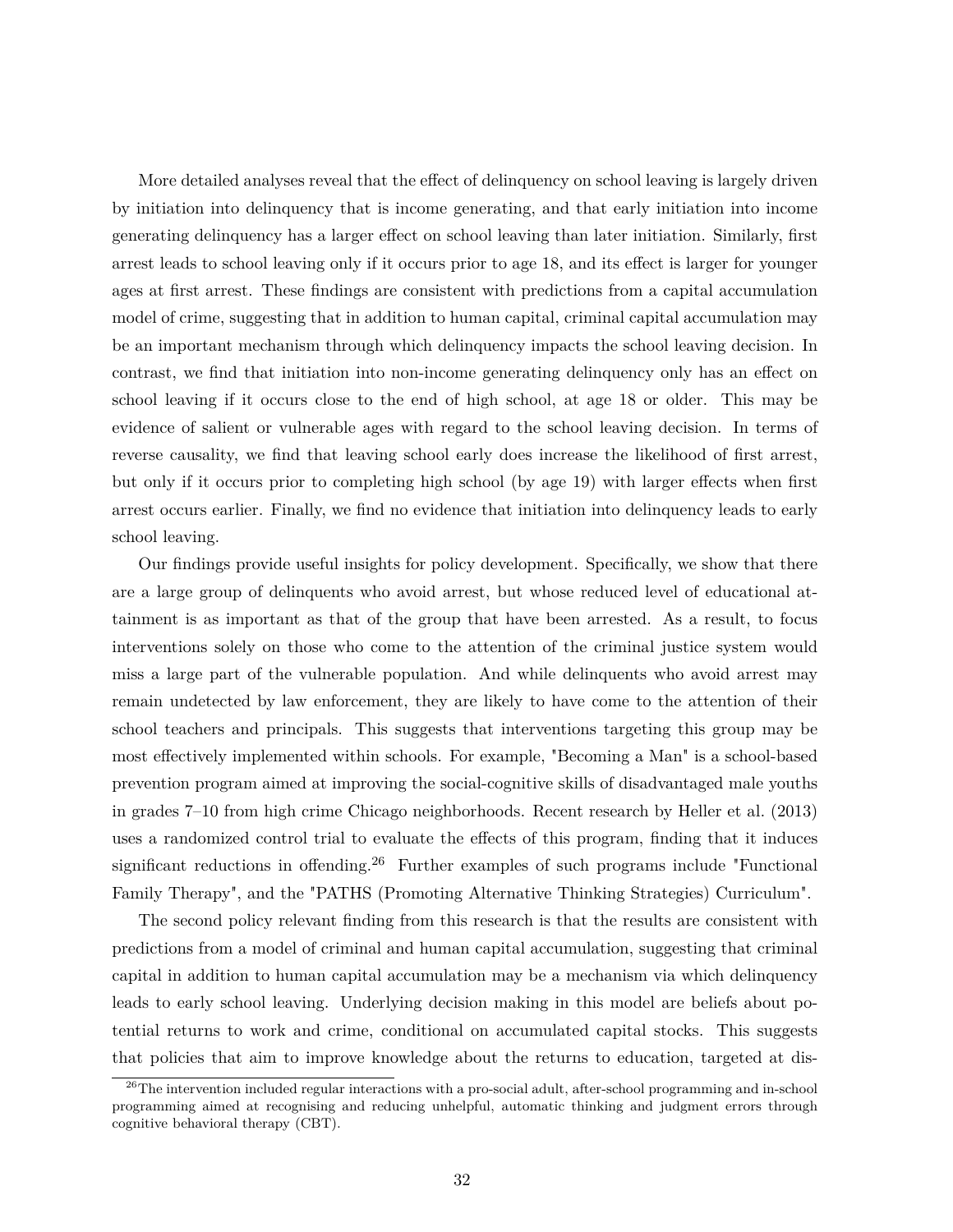More detailed analyses reveal that the effect of delinquency on school leaving is largely driven by initiation into delinquency that is income generating, and that early initiation into income generating delinquency has a larger effect on school leaving than later initiation. Similarly, first arrest leads to school leaving only if it occurs prior to age 18, and its effect is larger for younger ages at first arrest. These findings are consistent with predictions from a capital accumulation model of crime, suggesting that in addition to human capital, criminal capital accumulation may be an important mechanism through which delinquency impacts the school leaving decision. In contrast, we find that initiation into non-income generating delinquency only has an effect on school leaving if it occurs close to the end of high school, at age 18 or older. This may be evidence of salient or vulnerable ages with regard to the school leaving decision. In terms of reverse causality, we find that leaving school early does increase the likelihood of first arrest, but only if it occurs prior to completing high school (by age 19) with larger effects when first arrest occurs earlier. Finally, we find no evidence that initiation into delinquency leads to early school leaving.

Our findings provide useful insights for policy development. Specifically, we show that there are a large group of delinquents who avoid arrest, but whose reduced level of educational attainment is as important as that of the group that have been arrested. As a result, to focus interventions solely on those who come to the attention of the criminal justice system would miss a large part of the vulnerable population. And while delinquents who avoid arrest may remain undetected by law enforcement, they are likely to have come to the attention of their school teachers and principals. This suggests that interventions targeting this group may be most effectively implemented within schools. For example, "Becoming a Man" is a school-based prevention program aimed at improving the social-cognitive skills of disadvantaged male youths in grades 7–10 from high crime Chicago neighborhoods. Recent research by Heller et al. (2013) uses a randomized control trial to evaluate the effects of this program, finding that it induces significant reductions in offending.[26] Further examples of such programs include "Functional Family Therapy", and the "PATHS (Promoting Alternative Thinking Strategies) Curriculum".

The second policy relevant finding from this research is that the results are consistent with predictions from a model of criminal and human capital accumulation, suggesting that criminal capital in addition to human capital accumulation may be a mechanism via which delinquency leads to early school leaving. Underlying decision making in this model are beliefs about potential returns to work and crime, conditional on accumulated capital stocks. This suggests that policies that aim to improve knowledge about the returns to education, targeted at dis-

[26] The intervention included regular interactions with a pro-social adult, after-school programming and in-school programming aimed at recognising and reducing unhelpful, automatic thinking and judgment errors through cognitive behavioral therapy (CBT).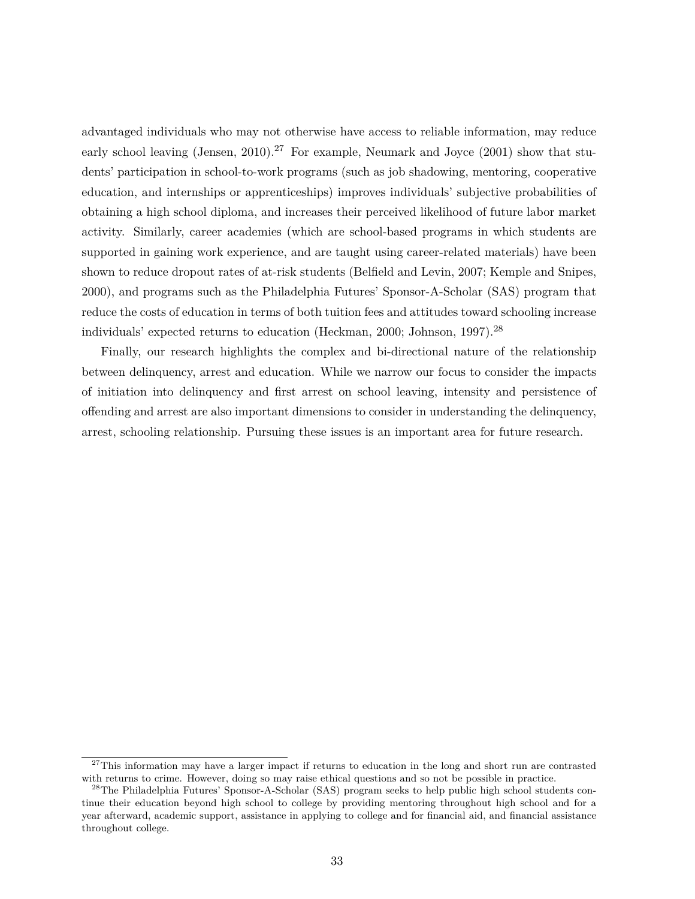advantaged individuals who may not otherwise have access to reliable information, may reduce early school leaving (Jensen, 2010).[27] For example, Neumark and Joyce (2001) show that students' participation in school-to-work programs (such as job shadowing, mentoring, cooperative education, and internships or apprenticeships) improves individuals' subjective probabilities of obtaining a high school diploma, and increases their perceived likelihood of future labor market activity. Similarly, career academies (which are school-based programs in which students are supported in gaining work experience, and are taught using career-related materials) have been shown to reduce dropout rates of at-risk students (Belfield and Levin, 2007; Kemple and Snipes, 2000), and programs such as the Philadelphia Futures' Sponsor-A-Scholar (SAS) program that reduce the costs of education in terms of both tuition fees and attitudes toward schooling increase individuals' expected returns to education (Heckman, 2000; Johnson, 1997).[28]

Finally, our research highlights the complex and bi-directional nature of the relationship between delinquency, arrest and education. While we narrow our focus to consider the impacts of initiation into delinquency and first arrest on school leaving, intensity and persistence of offending and arrest are also important dimensions to consider in understanding the delinquency, arrest, schooling relationship. Pursuing these issues is an important area for future research.

---

[27] This information may have a larger impact if returns to education in the long and short run are contrasted with returns to crime. However, doing so may raise ethical questions and so not be possible in practice.

[28] The Philadelphia Futures' Sponsor-A-Scholar (SAS) program seeks to help public high school students continue their education beyond high school to college by providing mentoring throughout high school and for a year afterward, academic support, assistance in applying to college and for financial aid, and financial assistance throughout college.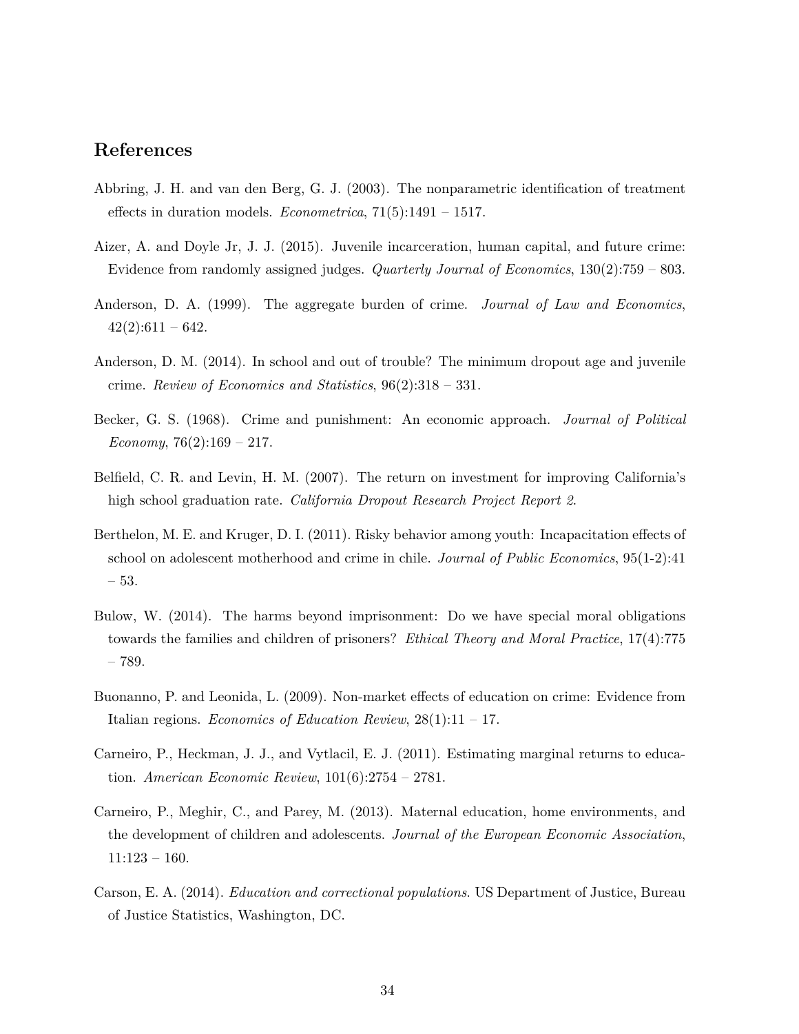## References

Abbring, J. H. and van den Berg, G. J. (2003). The nonparametric identification of treatment effects in duration models. *Econometrica*, 71(5):1491 – 1517.

Aizer, A. and Doyle Jr, J. J. (2015). Juvenile incarceration, human capital, and future crime: Evidence from randomly assigned judges. *Quarterly Journal of Economics*, 130(2):759 – 803.

Anderson, D. A. (1999). The aggregate burden of crime. *Journal of Law and Economics*, 42(2):611 – 642.

Anderson, D. M. (2014). In school and out of trouble? The minimum dropout age and juvenile crime. *Review of Economics and Statistics*, 96(2):318 – 331.

Becker, G. S. (1968). Crime and punishment: An economic approach. *Journal of Political Economy*, 76(2):169 – 217.

Belfield, C. R. and Levin, H. M. (2007). The return on investment for improving California's high school graduation rate. *California Dropout Research Project Report 2*.

Berthelon, M. E. and Kruger, D. I. (2011). Risky behavior among youth: Incapacitation effects of school on adolescent motherhood and crime in chile. *Journal of Public Economics*, 95(1-2):41 – 53.

Bulow, W. (2014). The harms beyond imprisonment: Do we have special moral obligations towards the families and children of prisoners? *Ethical Theory and Moral Practice*, 17(4):775 – 789.

Buonanno, P. and Leonida, L. (2009). Non-market effects of education on crime: Evidence from Italian regions. *Economics of Education Review*, 28(1):11 – 17.

Carneiro, P., Heckman, J. J., and Vytlacil, E. J. (2011). Estimating marginal returns to education. *American Economic Review*, 101(6):2754 – 2781.

Carneiro, P., Meghir, C., and Parey, M. (2013). Maternal education, home environments, and the development of children and adolescents. *Journal of the European Economic Association*, 11:123 – 160.

Carson, E. A. (2014). *Education and correctional populations*. US Department of Justice, Bureau of Justice Statistics, Washington, DC.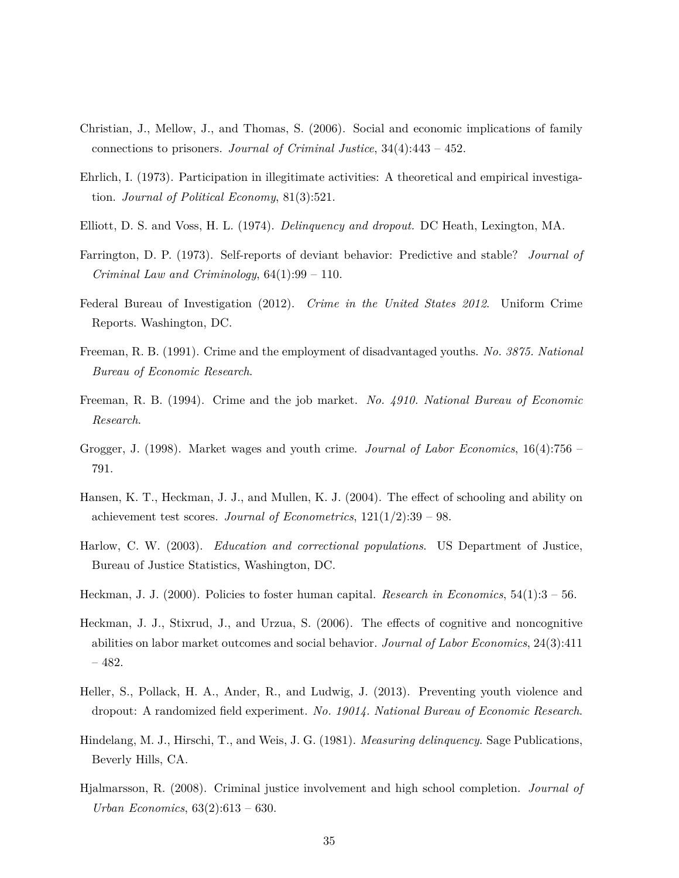Christian, J., Mellow, J., and Thomas, S. (2006). Social and economic implications of family connections to prisoners. *Journal of Criminal Justice*, 34(4):443 – 452.

Ehrlich, I. (1973). Participation in illegitimate activities: A theoretical and empirical investigation. *Journal of Political Economy*, 81(3):521.

Elliott, D. S. and Voss, H. L. (1974). *Delinquency and dropout.* DC Heath, Lexington, MA.

Farrington, D. P. (1973). Self-reports of deviant behavior: Predictive and stable? *Journal of Criminal Law and Criminology*, 64(1):99 – 110.

Federal Bureau of Investigation (2012). *Crime in the United States 2012*. Uniform Crime Reports. Washington, DC.

Freeman, R. B. (1991). Crime and the employment of disadvantaged youths. *No. 3875. National Bureau of Economic Research*.

Freeman, R. B. (1994). Crime and the job market. *No. 4910. National Bureau of Economic Research*.

Grogger, J. (1998). Market wages and youth crime. *Journal of Labor Economics*, 16(4):756 – 791.

Hansen, K. T., Heckman, J. J., and Mullen, K. J. (2004). The effect of schooling and ability on achievement test scores. *Journal of Econometrics*, 121(1/2):39 – 98.

Harlow, C. W. (2003). *Education and correctional populations*. US Department of Justice, Bureau of Justice Statistics, Washington, DC.

Heckman, J. J. (2000). Policies to foster human capital. *Research in Economics*, 54(1):3 – 56.

Heckman, J. J., Stixrud, J., and Urzua, S. (2006). The effects of cognitive and noncognitive abilities on labor market outcomes and social behavior. *Journal of Labor Economics*, 24(3):411 – 482.

Heller, S., Pollack, H. A., Ander, R., and Ludwig, J. (2013). Preventing youth violence and dropout: A randomized field experiment. *No. 19014. National Bureau of Economic Research*.

Hindelang, M. J., Hirschi, T., and Weis, J. G. (1981). *Measuring delinquency*. Sage Publications, Beverly Hills, CA.

Hjalmarsson, R. (2008). Criminal justice involvement and high school completion. *Journal of Urban Economics*, 63(2):613 – 630.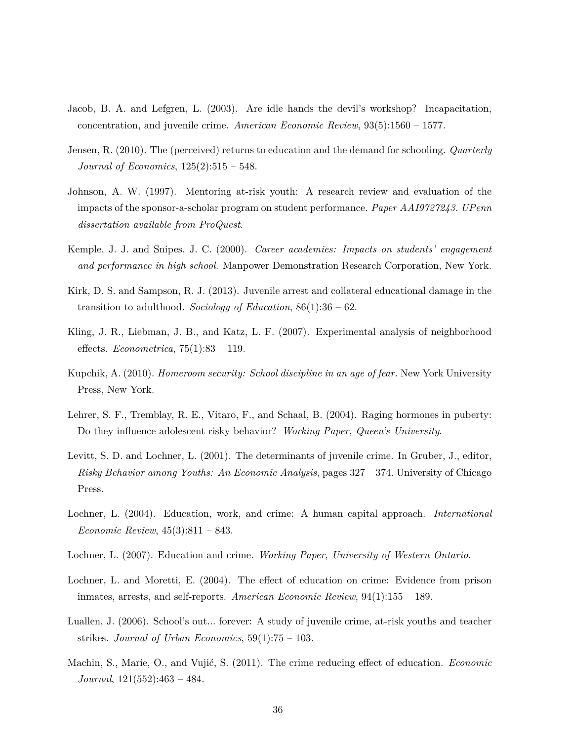Jacob, B. A. and Lefgren, L. (2003). Are idle hands the devil's workshop? Incapacitation, concentration, and juvenile crime. *American Economic Review*, 93(5):1560 – 1577.

Jensen, R. (2010). The (perceived) returns to education and the demand for schooling. *Quarterly Journal of Economics*, 125(2):515 – 548.

Johnson, A. W. (1997). Mentoring at-risk youth: A research review and evaluation of the impacts of the sponsor-a-scholar program on student performance. *Paper AAI9727243. UPenn dissertation available from ProQuest*.

Kemple, J. J. and Snipes, J. C. (2000). *Career academies: Impacts on students' engagement and performance in high school.* Manpower Demonstration Research Corporation, New York.

Kirk, D. S. and Sampson, R. J. (2013). Juvenile arrest and collateral educational damage in the transition to adulthood. *Sociology of Education*, 86(1):36 – 62.

Kling, J. R., Liebman, J. B., and Katz, L. F. (2007). Experimental analysis of neighborhood effects. *Econometrica*, 75(1):83 – 119.

Kupchik, A. (2010). *Homeroom security: School discipline in an age of fear*. New York University Press, New York.

Lehrer, S. F., Tremblay, R. E., Vitaro, F., and Schaal, B. (2004). Raging hormones in puberty: Do they influence adolescent risky behavior? *Working Paper, Queen's University*.

Levitt, S. D. and Lochner, L. (2001). The determinants of juvenile crime. In Gruber, J., editor, *Risky Behavior among Youths: An Economic Analysis*, pages 327 – 374. University of Chicago Press.

Lochner, L. (2004). Education, work, and crime: A human capital approach. *International Economic Review*, 45(3):811 – 843.

Lochner, L. (2007). Education and crime. *Working Paper, University of Western Ontario*.

Lochner, L. and Moretti, E. (2004). The effect of education on crime: Evidence from prison inmates, arrests, and self-reports. *American Economic Review*, 94(1):155 – 189.

Luallen, J. (2006). School's out... forever: A study of juvenile crime, at-risk youths and teacher strikes. *Journal of Urban Economics*, 59(1):75 – 103.

Machin, S., Marie, O., and Vujić, S. (2011). The crime reducing effect of education. *Economic Journal*, 121(552):463 – 484.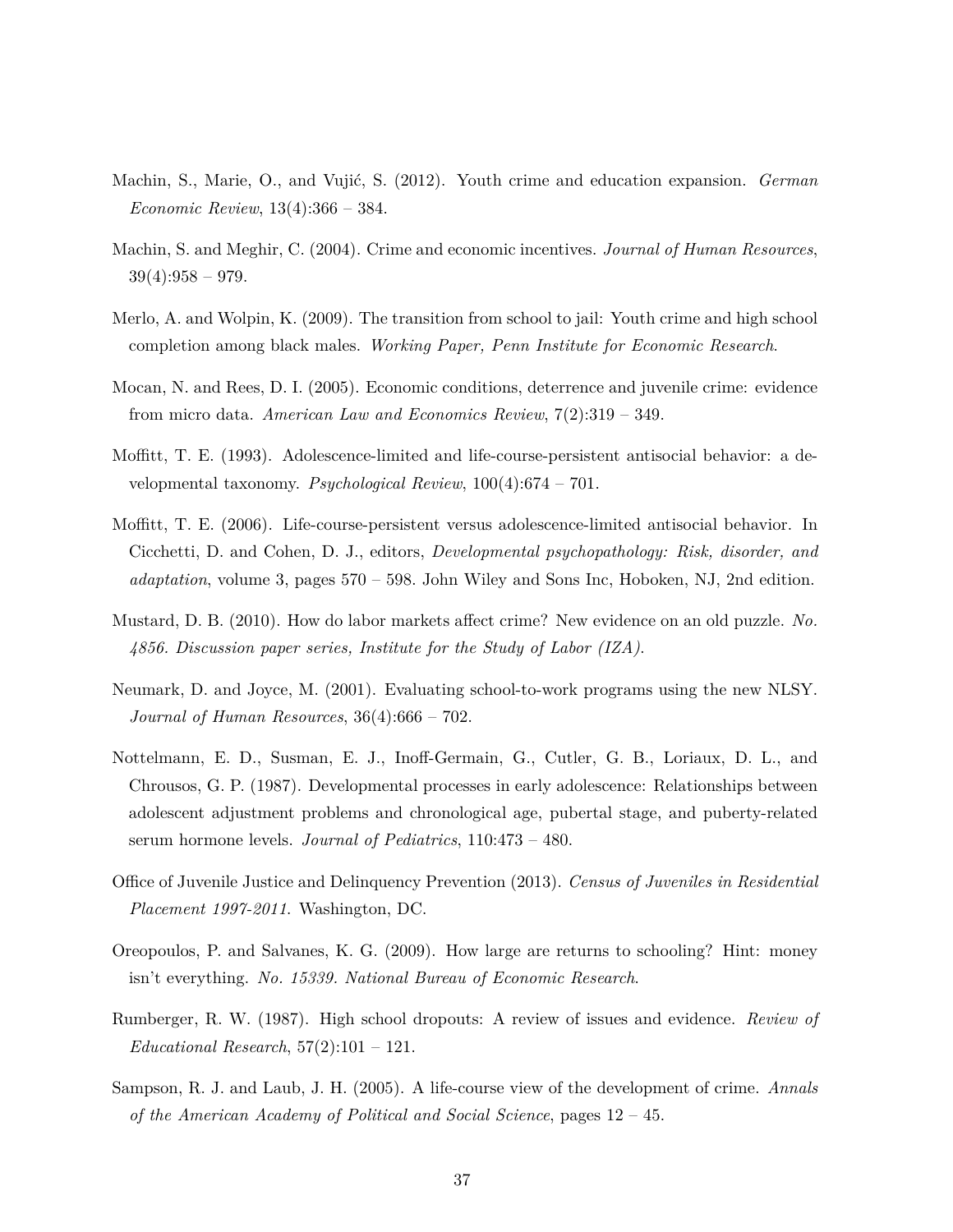Machin, S., Marie, O., and Vujić, S. (2012). Youth crime and education expansion. *German Economic Review*, 13(4):366 – 384.

Machin, S. and Meghir, C. (2004). Crime and economic incentives. *Journal of Human Resources*, 39(4):958 – 979.

Merlo, A. and Wolpin, K. (2009). The transition from school to jail: Youth crime and high school completion among black males. *Working Paper, Penn Institute for Economic Research*.

Mocan, N. and Rees, D. I. (2005). Economic conditions, deterrence and juvenile crime: evidence from micro data. *American Law and Economics Review*, 7(2):319 – 349.

Moffitt, T. E. (1993). Adolescence-limited and life-course-persistent antisocial behavior: a developmental taxonomy. *Psychological Review*, 100(4):674 – 701.

Moffitt, T. E. (2006). Life-course-persistent versus adolescence-limited antisocial behavior. In Cicchetti, D. and Cohen, D. J., editors, *Developmental psychopathology: Risk, disorder, and adaptation*, volume 3, pages 570 – 598. John Wiley and Sons Inc, Hoboken, NJ, 2nd edition.

Mustard, D. B. (2010). How do labor markets affect crime? New evidence on an old puzzle. *No. 4856. Discussion paper series, Institute for the Study of Labor (IZA).*

Neumark, D. and Joyce, M. (2001). Evaluating school-to-work programs using the new NLSY. *Journal of Human Resources*, 36(4):666 – 702.

Nottelmann, E. D., Susman, E. J., Inoff-Germain, G., Cutler, G. B., Loriaux, D. L., and Chrousos, G. P. (1987). Developmental processes in early adolescence: Relationships between adolescent adjustment problems and chronological age, pubertal stage, and puberty-related serum hormone levels. *Journal of Pediatrics*, 110:473 – 480.

Office of Juvenile Justice and Delinquency Prevention (2013). *Census of Juveniles in Residential Placement 1997-2011*. Washington, DC.

Oreopoulos, P. and Salvanes, K. G. (2009). How large are returns to schooling? Hint: money isn't everything. *No. 15339. National Bureau of Economic Research*.

Rumberger, R. W. (1987). High school dropouts: A review of issues and evidence. *Review of Educational Research*, 57(2):101 – 121.

Sampson, R. J. and Laub, J. H. (2005). A life-course view of the development of crime. *Annals of the American Academy of Political and Social Science*, pages 12 – 45.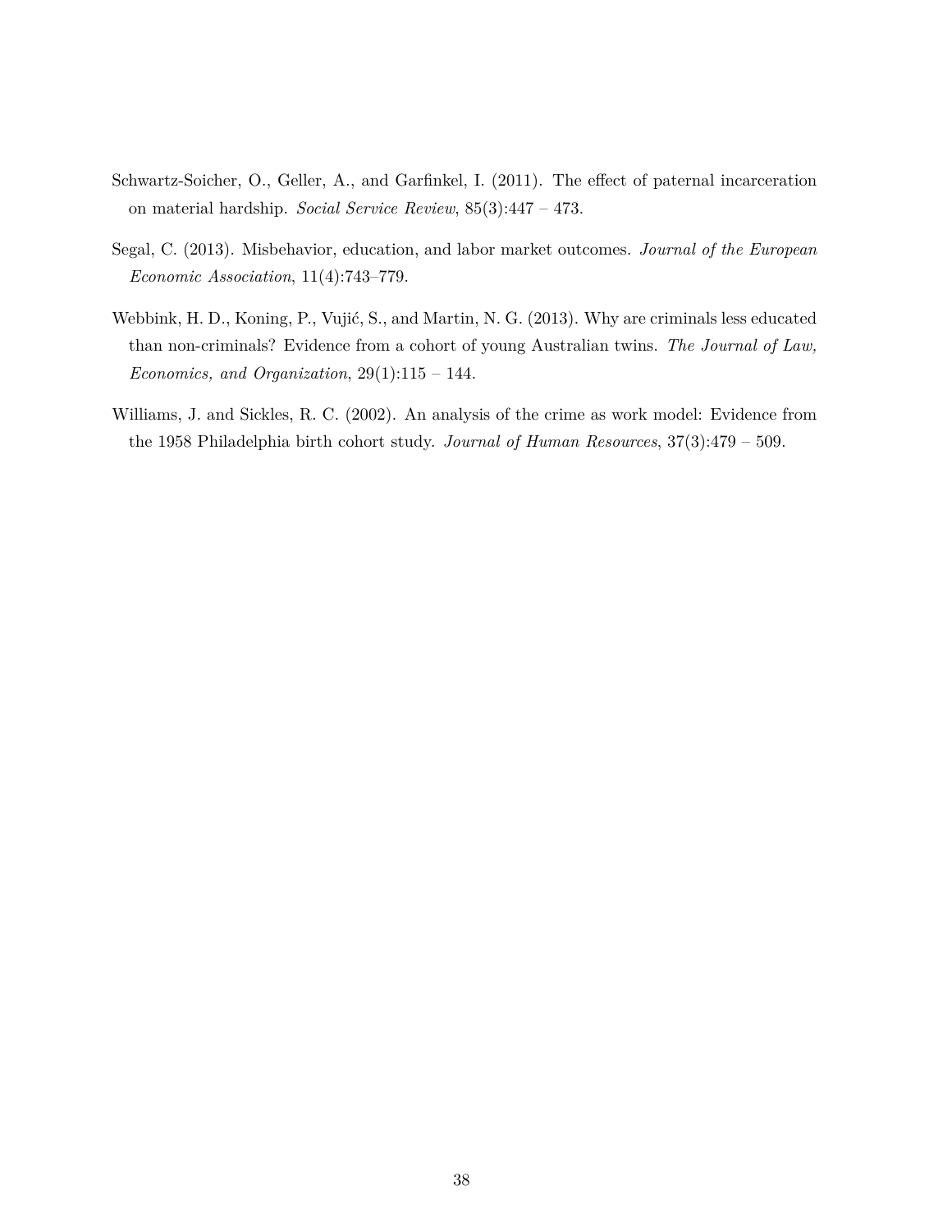Schwartz-Soicher, O., Geller, A., and Garfinkel, I. (2011). The effect of paternal incarceration on material hardship. *Social Service Review*, 85(3):447 – 473.

Segal, C. (2013). Misbehavior, education, and labor market outcomes. *Journal of the European Economic Association*, 11(4):743–779.

Webbink, H. D., Koning, P., Vujić, S., and Martin, N. G. (2013). Why are criminals less educated than non-criminals? Evidence from a cohort of young Australian twins. *The Journal of Law, Economics, and Organization*, 29(1):115 – 144.

Williams, J. and Sickles, R. C. (2002). An analysis of the crime as work model: Evidence from the 1958 Philadelphia birth cohort study. *Journal of Human Resources*, 37(3):479 – 509.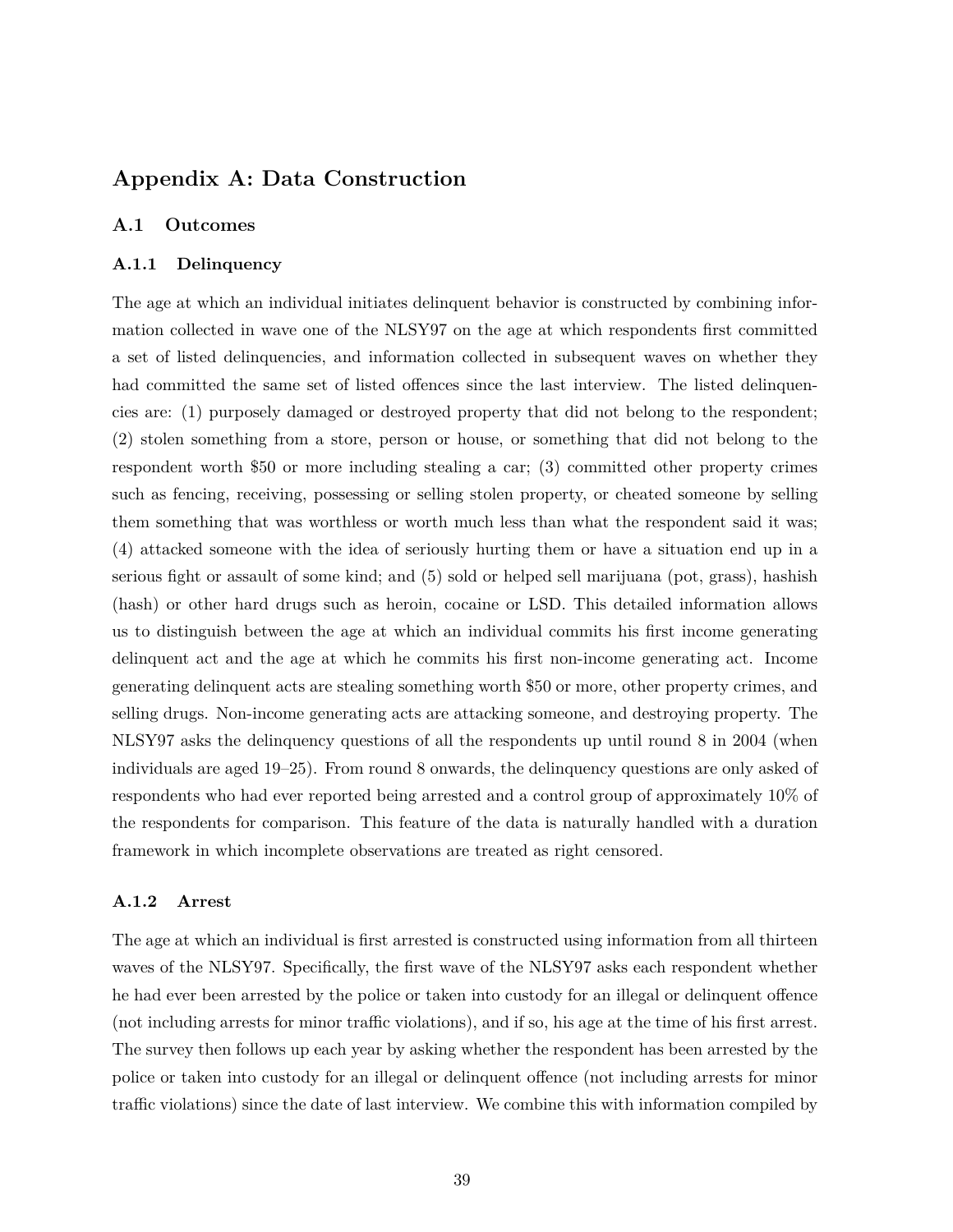## Appendix A: Data Construction

### A.1 Outcomes

#### A.1.1 Delinquency

The age at which an individual initiates delinquent behavior is constructed by combining information collected in wave one of the NLSY97 on the age at which respondents first committed a set of listed delinquencies, and information collected in subsequent waves on whether they had committed the same set of listed offences since the last interview. The listed delinquencies are: (1) purposely damaged or destroyed property that did not belong to the respondent; (2) stolen something from a store, person or house, or something that did not belong to the respondent worth $50 or more including stealing a car; (3) committed other property crimes such as fencing, receiving, possessing or selling stolen property, or cheated someone by selling them something that was worthless or worth much less than what the respondent said it was; (4) attacked someone with the idea of seriously hurting them or have a situation end up in a serious fight or assault of some kind; and (5) sold or helped sell marijuana (pot, grass), hashish (hash) or other hard drugs such as heroin, cocaine or LSD. This detailed information allows us to distinguish between the age at which an individual commits his first income generating delinquent act and the age at which he commits his first non-income generating act. Income generating delinquent acts are stealing something worth $50 or more, other property crimes, and selling drugs. Non-income generating acts are attacking someone, and destroying property. The NLSY97 asks the delinquency questions of all the respondents up until round 8 in 2004 (when individuals are aged 19–25). From round 8 onwards, the delinquency questions are only asked of respondents who had ever reported being arrested and a control group of approximately 10% of the respondents for comparison. This feature of the data is naturally handled with a duration framework in which incomplete observations are treated as right censored.

#### A.1.2 Arrest

The age at which an individual is first arrested is constructed using information from all thirteen waves of the NLSY97. Specifically, the first wave of the NLSY97 asks each respondent whether he had ever been arrested by the police or taken into custody for an illegal or delinquent offence (not including arrests for minor traffic violations), and if so, his age at the time of his first arrest. The survey then follows up each year by asking whether the respondent has been arrested by the police or taken into custody for an illegal or delinquent offence (not including arrests for minor traffic violations) since the date of last interview. We combine this with information compiled by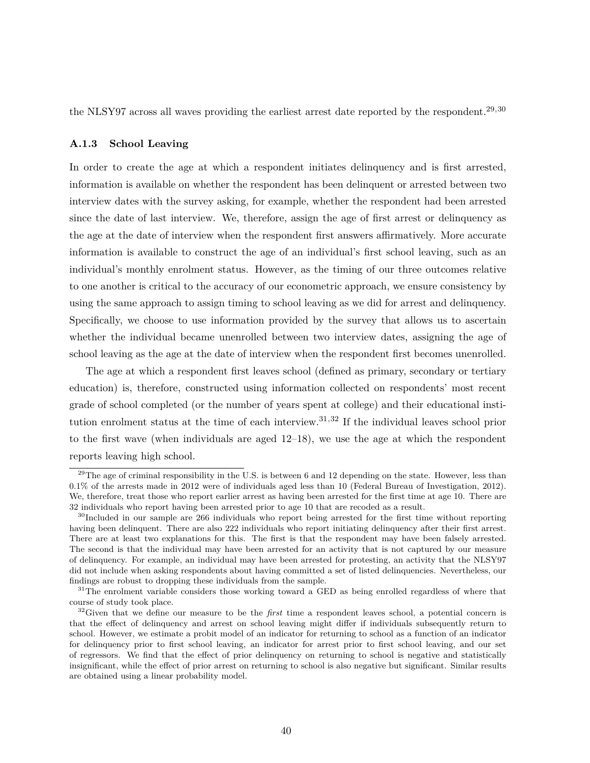the NLSY97 across all waves providing the earliest arrest date reported by the respondent.[29,30]

### A.1.3 School Leaving

In order to create the age at which a respondent initiates delinquency and is first arrested, information is available on whether the respondent has been delinquent or arrested between two interview dates with the survey asking, for example, whether the respondent had been arrested since the date of last interview. We, therefore, assign the age of first arrest or delinquency as the age at the date of interview when the respondent first answers affirmatively. More accurate information is available to construct the age of an individual's first school leaving, such as an individual's monthly enrolment status. However, as the timing of our three outcomes relative to one another is critical to the accuracy of our econometric approach, we ensure consistency by using the same approach to assign timing to school leaving as we did for arrest and delinquency. Specifically, we choose to use information provided by the survey that allows us to ascertain whether the individual became unenrolled between two interview dates, assigning the age of school leaving as the age at the date of interview when the respondent first becomes unenrolled.

The age at which a respondent first leaves school (defined as primary, secondary or tertiary education) is, therefore, constructed using information collected on respondents' most recent grade of school completed (or the number of years spent at college) and their educational institution enrolment status at the time of each interview.[31,32] If the individual leaves school prior to the first wave (when individuals are aged 12–18), we use the age at which the respondent reports leaving high school.

[29] The age of criminal responsibility in the U.S. is between 6 and 12 depending on the state. However, less than 0.1% of the arrests made in 2012 were of individuals aged less than 10 (Federal Bureau of Investigation, 2012). We, therefore, treat those who report earlier arrest as having been arrested for the first time at age 10. There are 32 individuals who report having been arrested prior to age 10 that are recoded as a result.

[30] Included in our sample are 266 individuals who report being arrested for the first time without reporting having been delinquent. There are also 222 individuals who report initiating delinquency after their first arrest. There are at least two explanations for this. The first is that the respondent may have been falsely arrested. The second is that the individual may have been arrested for an activity that is not captured by our measure of delinquency. For example, an individual may have been arrested for protesting, an activity that the NLSY97 did not include when asking respondents about having committed a set of listed delinquencies. Nevertheless, our findings are robust to dropping these individuals from the sample.

[31] The enrolment variable considers those working toward a GED as being enrolled regardless of where that course of study took place.

[32] Given that we define our measure to be the *first* time a respondent leaves school, a potential concern is that the effect of delinquency and arrest on school leaving might differ if individuals subsequently return to school. However, we estimate a probit model of an indicator for returning to school as a function of an indicator for delinquency prior to first school leaving, an indicator for arrest prior to first school leaving, and our set of regressors. We find that the effect of prior delinquency on returning to school is negative and statistically insignificant, while the effect of prior arrest on returning to school is also negative but significant. Similar results are obtained using a linear probability model.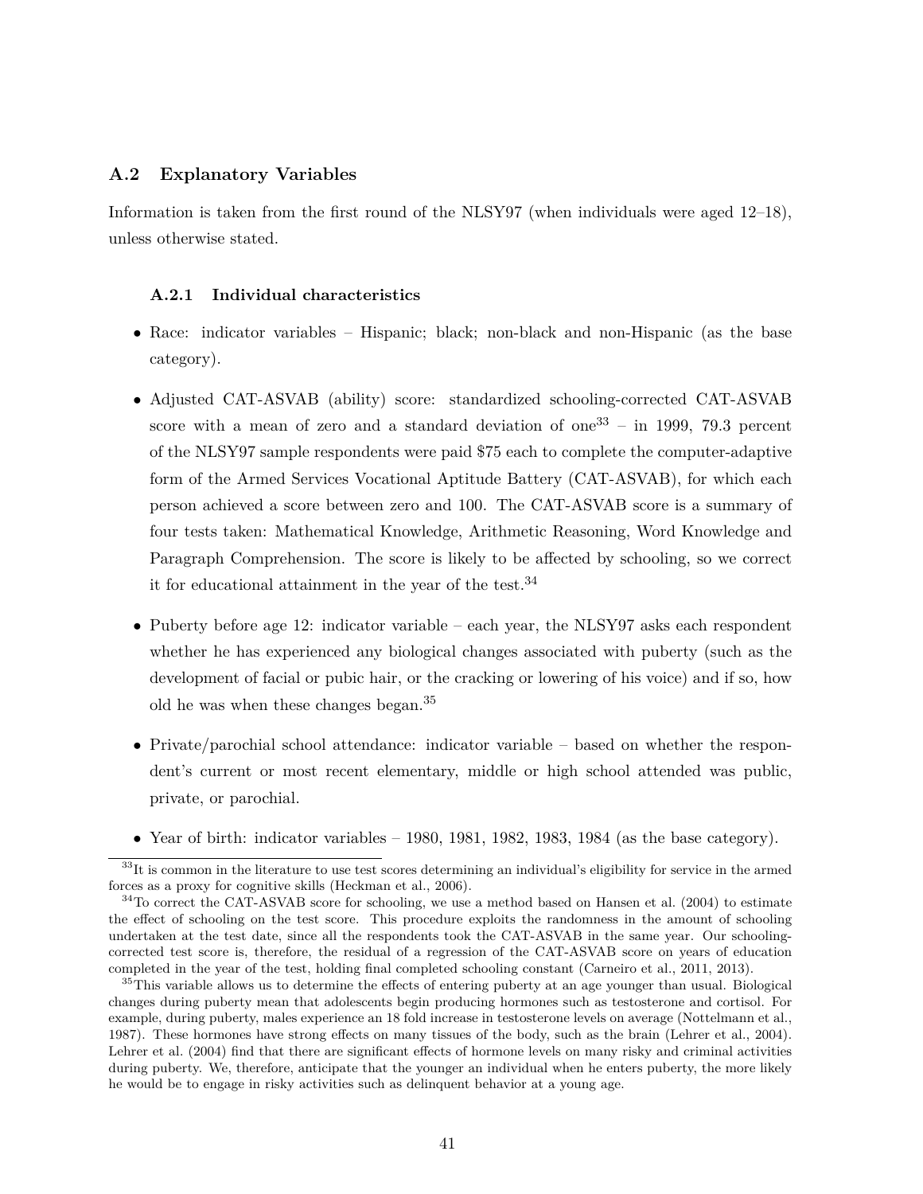## A.2 Explanatory Variables

Information is taken from the first round of the NLSY97 (when individuals were aged 12–18), unless otherwise stated.

### A.2.1 Individual characteristics

- Race: indicator variables – Hispanic; black; non-black and non-Hispanic (as the base category).
- Adjusted CAT-ASVAB (ability) score: standardized schooling-corrected CAT-ASVAB score with a mean of zero and a standard deviation of one[33] – in 1999, 79.3 percent of the NLSY97 sample respondents were paid $75 each to complete the computer-adaptive form of the Armed Services Vocational Aptitude Battery (CAT-ASVAB), for which each person achieved a score between zero and 100. The CAT-ASVAB score is a summary of four tests taken: Mathematical Knowledge, Arithmetic Reasoning, Word Knowledge and Paragraph Comprehension. The score is likely to be affected by schooling, so we correct it for educational attainment in the year of the test.[34]
- Puberty before age 12: indicator variable – each year, the NLSY97 asks each respondent whether he has experienced any biological changes associated with puberty (such as the development of facial or pubic hair, or the cracking or lowering of his voice) and if so, how old he was when these changes began.[35]
- Private/parochial school attendance: indicator variable – based on whether the respondent's current or most recent elementary, middle or high school attended was public, private, or parochial.
- Year of birth: indicator variables – 1980, 1981, 1982, 1983, 1984 (as the base category).

[33] It is common in the literature to use test scores determining an individual's eligibility for service in the armed forces as a proxy for cognitive skills (Heckman et al., 2006).

[34] To correct the CAT-ASVAB score for schooling, we use a method based on Hansen et al. (2004) to estimate the effect of schooling on the test score. This procedure exploits the randomness in the amount of schooling undertaken at the test date, since all the respondents took the CAT-ASVAB in the same year. Our schooling-corrected test score is, therefore, the residual of a regression of the CAT-ASVAB score on years of education completed in the year of the test, holding final completed schooling constant (Carneiro et al., 2011, 2013).

[35] This variable allows us to determine the effects of entering puberty at an age younger than usual. Biological changes during puberty mean that adolescents begin producing hormones such as testosterone and cortisol. For example, during puberty, males experience an 18 fold increase in testosterone levels on average (Nottelmann et al., 1987). These hormones have strong effects on many tissues of the body, such as the brain (Lehrer et al., 2004). Lehrer et al. (2004) find that there are significant effects of hormone levels on many risky and criminal activities during puberty. We, therefore, anticipate that the younger an individual when he enters puberty, the more likely he would be to engage in risky activities such as delinquent behavior at a young age.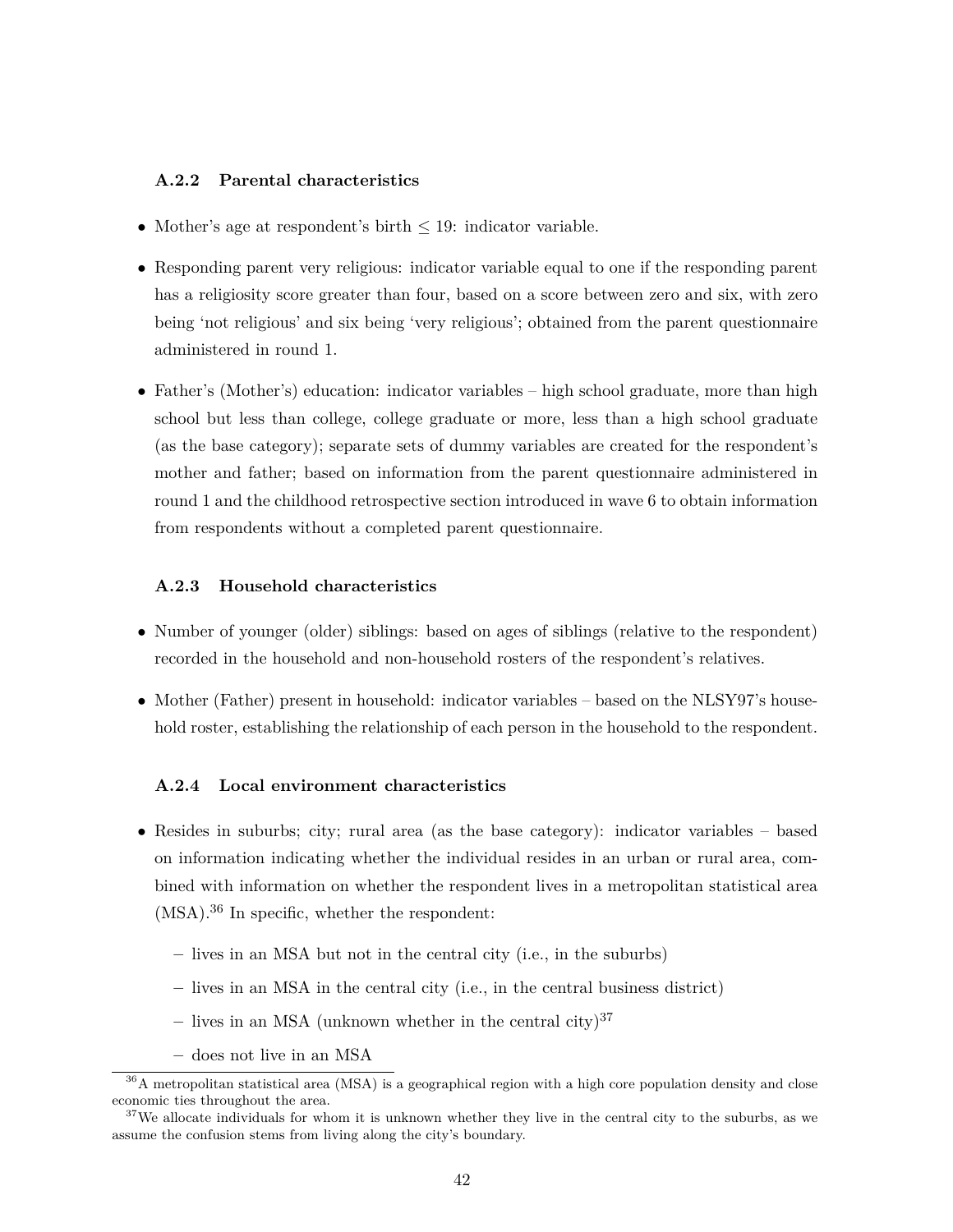### A.2.2 Parental characteristics

- Mother's age at respondent's birth $\leq 19$: indicator variable.
- Responding parent very religious: indicator variable equal to one if the responding parent has a religiosity score greater than four, based on a score between zero and six, with zero being 'not religious' and six being 'very religious'; obtained from the parent questionnaire administered in round 1.
- Father's (Mother's) education: indicator variables – high school graduate, more than high school but less than college, college graduate or more, less than a high school graduate (as the base category); separate sets of dummy variables are created for the respondent's mother and father; based on information from the parent questionnaire administered in round 1 and the childhood retrospective section introduced in wave 6 to obtain information from respondents without a completed parent questionnaire.

### A.2.3 Household characteristics

- Number of younger (older) siblings: based on ages of siblings (relative to the respondent) recorded in the household and non-household rosters of the respondent's relatives.
- Mother (Father) present in household: indicator variables – based on the NLSY97's household roster, establishing the relationship of each person in the household to the respondent.

### A.2.4 Local environment characteristics

- Resides in suburbs; city; rural area (as the base category): indicator variables – based on information indicating whether the individual resides in an urban or rural area, combined with information on whether the respondent lives in a metropolitan statistical area (MSA).[36] In specific, whether the respondent:
  - lives in an MSA but not in the central city (i.e., in the suburbs)
  - lives in an MSA in the central city (i.e., in the central business district)
  - lives in an MSA (unknown whether in the central city)[37]
  - does not live in an MSA

[36] A metropolitan statistical area (MSA) is a geographical region with a high core population density and close economic ties throughout the area.

[37] We allocate individuals for whom it is unknown whether they live in the central city to the suburbs, as we assume the confusion stems from living along the city's boundary.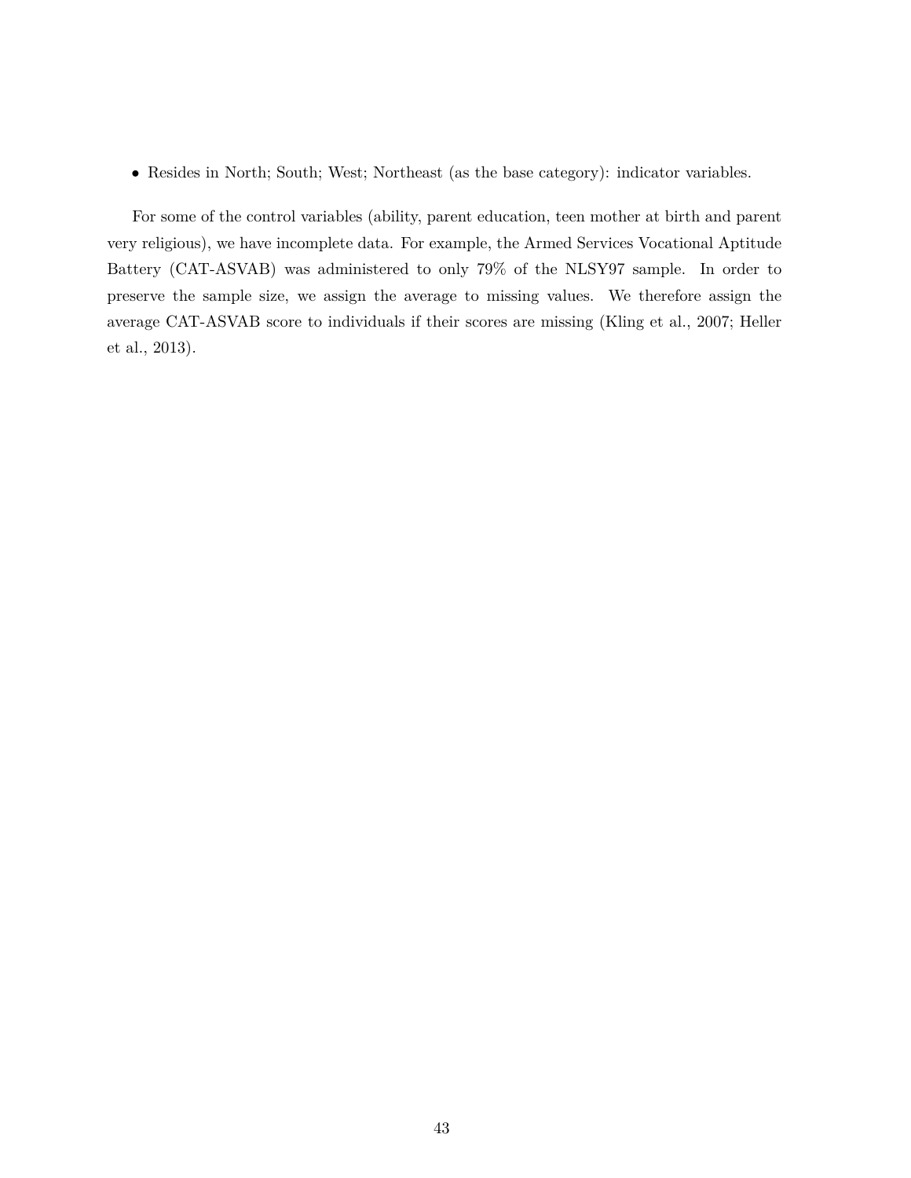- Resides in North; South; West; Northeast (as the base category): indicator variables.

For some of the control variables (ability, parent education, teen mother at birth and parent very religious), we have incomplete data. For example, the Armed Services Vocational Aptitude Battery (CAT-ASVAB) was administered to only 79% of the NLSY97 sample. In order to preserve the sample size, we assign the average to missing values. We therefore assign the average CAT-ASVAB score to individuals if their scores are missing (Kling et al., 2007; Heller et al., 2013).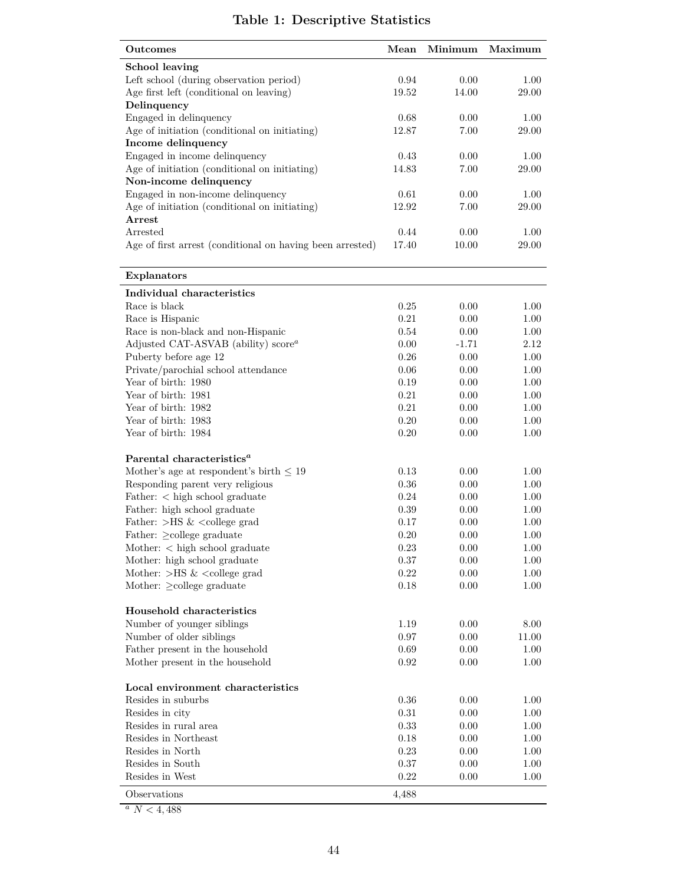# Table 1: Descriptive Statistics

| Outcomes | Mean | Minimum | Maximum |
|---|---|---|---|
| **School leaving** | | | |
| Left school (during observation period) | 0.94 | 0.00 | 1.00 |
| Age first left (conditional on leaving) | 19.52 | 14.00 | 29.00 |
| **Delinquency** | | | |
| Engaged in delinquency | 0.68 | 0.00 | 1.00 |
| Age of initiation (conditional on initiating) | 12.87 | 7.00 | 29.00 |
| **Income delinquency** | | | |
| Engaged in income delinquency | 0.43 | 0.00 | 1.00 |
| Age of initiation (conditional on initiating) | 14.83 | 7.00 | 29.00 |
| **Non-income delinquency** | | | |
| Engaged in non-income delinquency | 0.61 | 0.00 | 1.00 |
| Age of initiation (conditional on initiating) | 12.92 | 7.00 | 29.00 |
| **Arrest** | | | |
| Arrested | 0.44 | 0.00 | 1.00 |
| Age of first arrest (conditional on having been arrested) | 17.40 | 10.00 | 29.00 |
| **Explanators** | | | |
| **Individual characteristics** | | | |
| Race is black | 0.25 | 0.00 | 1.00 |
| Race is Hispanic | 0.21 | 0.00 | 1.00 |
| Race is non-black and non-Hispanic | 0.54 | 0.00 | 1.00 |
| Adjusted CAT-ASVAB (ability) score[a] | 0.00 | -1.71 | 2.12 |
| Puberty before age 12 | 0.26 | 0.00 | 1.00 |
| Private/parochial school attendance | 0.06 | 0.00 | 1.00 |
| Year of birth: 1980 | 0.19 | 0.00 | 1.00 |
| Year of birth: 1981 | 0.21 | 0.00 | 1.00 |
| Year of birth: 1982 | 0.21 | 0.00 | 1.00 |
| Year of birth: 1983 | 0.20 | 0.00 | 1.00 |
| Year of birth: 1984 | 0.20 | 0.00 | 1.00 |
| **Parental characteristics[a]** | | | |
| Mother's age at respondent's birth $\leq 19$ | 0.13 | 0.00 | 1.00 |
| Responding parent very religious | 0.36 | 0.00 | 1.00 |
| Father: < high school graduate | 0.24 | 0.00 | 1.00 |
| Father: high school graduate | 0.39 | 0.00 | 1.00 |
| Father: >HS & <college grad | 0.17 | 0.00 | 1.00 |
| Father: $\geq$college graduate | 0.20 | 0.00 | 1.00 |
| Mother: < high school graduate | 0.23 | 0.00 | 1.00 |
| Mother: high school graduate | 0.37 | 0.00 | 1.00 |
| Mother: >HS & <college grad | 0.22 | 0.00 | 1.00 |
| Mother: $\geq$college graduate | 0.18 | 0.00 | 1.00 |
| **Household characteristics** | | | |
| Number of younger siblings | 1.19 | 0.00 | 8.00 |
| Number of older siblings | 0.97 | 0.00 | 11.00 |
| Father present in the household | 0.69 | 0.00 | 1.00 |
| Mother present in the household | 0.92 | 0.00 | 1.00 |
| **Local environment characteristics** | | | |
| Resides in suburbs | 0.36 | 0.00 | 1.00 |
| Resides in city | 0.31 | 0.00 | 1.00 |
| Resides in rural area | 0.33 | 0.00 | 1.00 |
| Resides in Northeast | 0.18 | 0.00 | 1.00 |
| Resides in North | 0.23 | 0.00 | 1.00 |
| Resides in South | 0.37 | 0.00 | 1.00 |
| Resides in West | 0.22 | 0.00 | 1.00 |
| Observations | 4,488 | | |

[a] $N < 4,488$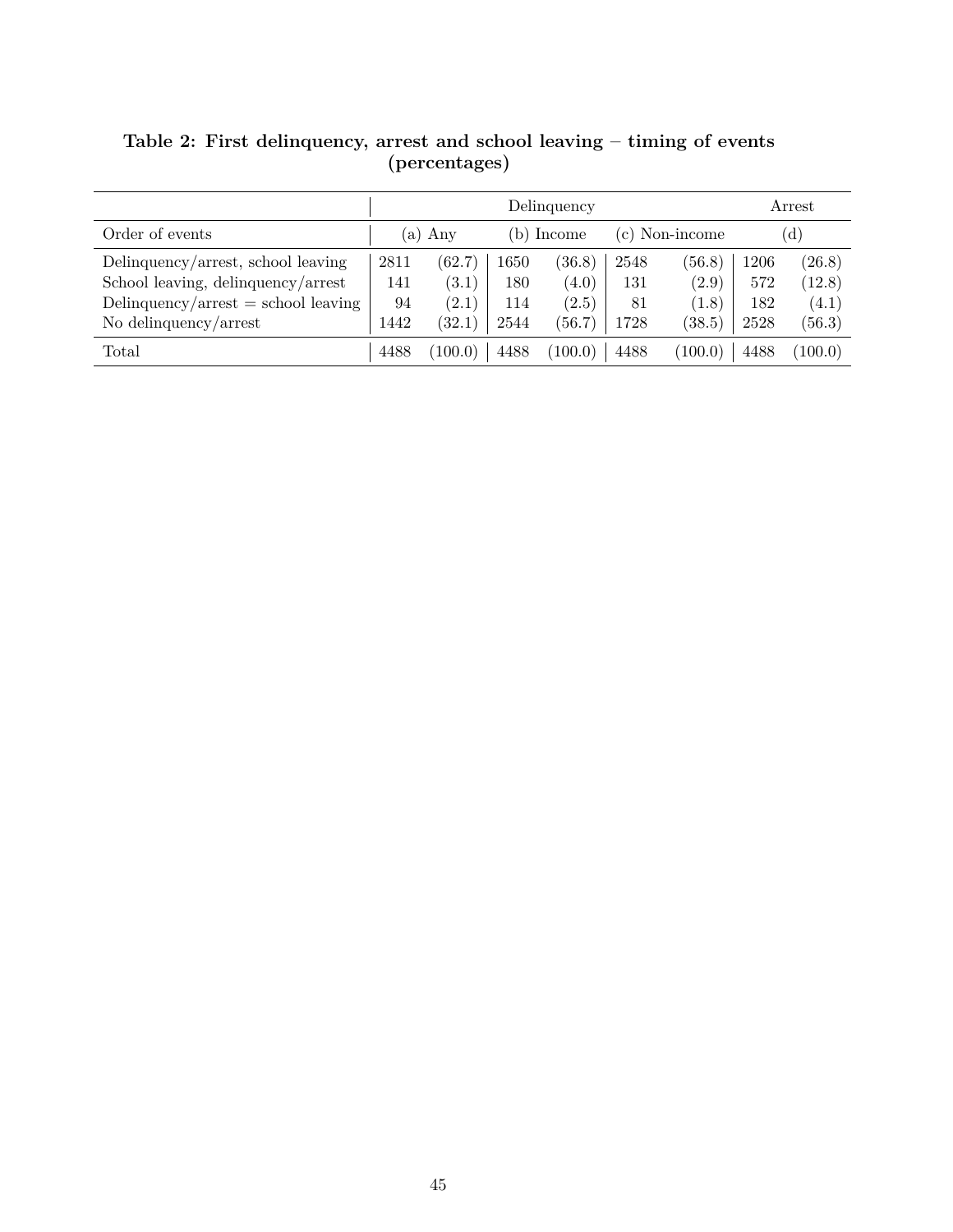**Table 2: First delinquency, arrest and school leaving – timing of events (percentages)**

| | Delinquency | | | | | | Arrest | |
|---|---|---|---|---|---|---|---|---|
| Order of events | (a) Any | | (b) Income | | (c) Non-income | | (d) | |
| Delinquency/arrest, school leaving | 2811 | (62.7) | 1650 | (36.8) | 2548 | (56.8) | 1206 | (26.8) |
| School leaving, delinquency/arrest | 141 | (3.1) | 180 | (4.0) | 131 | (2.9) | 572 | (12.8) |
| Delinquency/arrest = school leaving | 94 | (2.1) | 114 | (2.5) | 81 | (1.8) | 182 | (4.1) |
| No delinquency/arrest | 1442 | (32.1) | 2544 | (56.7) | 1728 | (38.5) | 2528 | (56.3) |
| Total | 4488 | (100.0) | 4488 | (100.0) | 4488 | (100.0) | 4488 | (100.0) |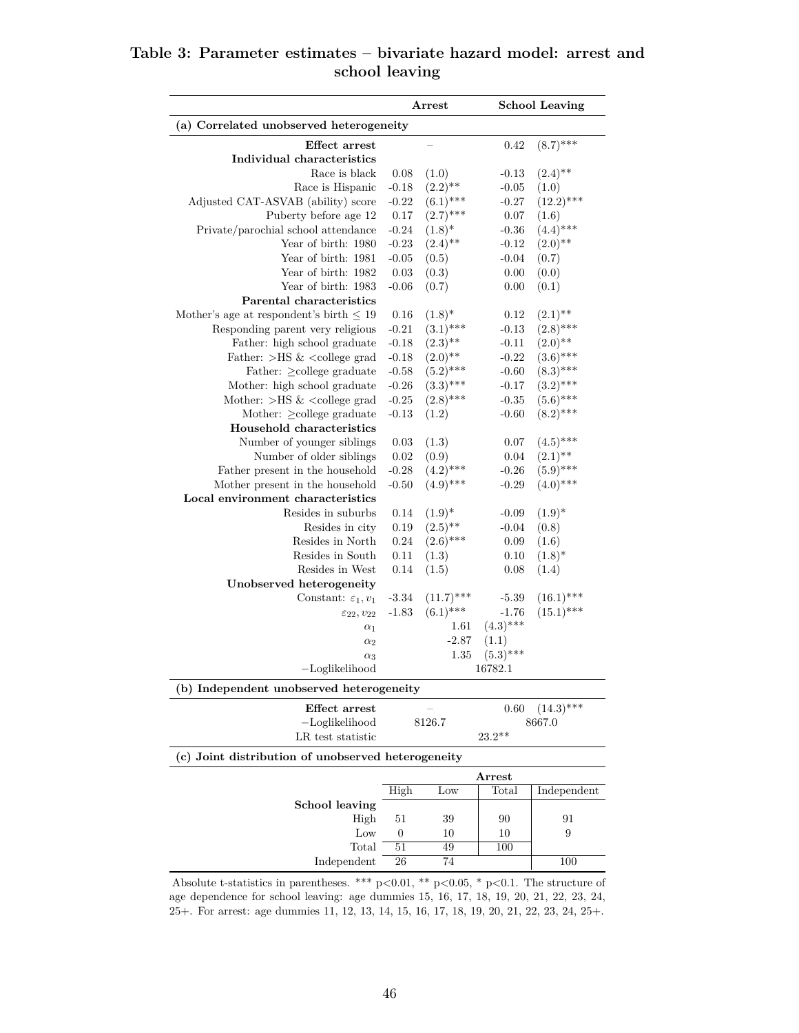**Table 3: Parameter estimates – bivariate hazard model: arrest and school leaving**

| | Arrest | | School Leaving | |
|---|---|---|---|---|
| **(a) Correlated unobserved heterogeneity** | | | | |
| **Effect arrest** | – | | 0.42 | (8.7)*** |
| **Individual characteristics** | | | | |
| Race is black | 0.08 | (1.0) | -0.13 | (2.4)** |
| Race is Hispanic | -0.18 | (2.2)** | -0.05 | (1.0) |
| Adjusted CAT-ASVAB (ability) score | -0.22 | (6.1)*** | -0.27 | (12.2)*** |
| Puberty before age 12 | 0.17 | (2.7)*** | 0.07 | (1.6) |
| Private/parochial school attendance | -0.24 | (1.8)* | -0.36 | (4.4)*** |
| Year of birth: 1980 | -0.23 | (2.4)** | -0.12 | (2.0)** |
| Year of birth: 1981 | -0.05 | (0.5) | -0.04 | (0.7) |
| Year of birth: 1982 | 0.03 | (0.3) | 0.00 | (0.0) |
| Year of birth: 1983 | -0.06 | (0.7) | 0.00 | (0.1) |
| **Parental characteristics** | | | | |
| Mother's age at respondent's birth ≤ 19 | 0.16 | (1.8)* | 0.12 | (2.1)** |
| Responding parent very religious | -0.21 | (3.1)*** | -0.13 | (2.8)*** |
| Father: high school graduate | -0.18 | (2.3)** | -0.11 | (2.0)** |
| Father: >HS & <college grad | -0.18 | (2.0)** | -0.22 | (3.6)*** |
| Father: ≥college graduate | -0.58 | (5.2)*** | -0.60 | (8.3)*** |
| Mother: high school graduate | -0.26 | (3.3)*** | -0.17 | (3.2)*** |
| Mother: >HS & <college grad | -0.25 | (2.8)*** | -0.35 | (5.6)*** |
| Mother: ≥college graduate | -0.13 | (1.2) | -0.60 | (8.2)*** |
| **Household characteristics** | | | | |
| Number of younger siblings | 0.03 | (1.3) | 0.07 | (4.5)*** |
| Number of older siblings | 0.02 | (0.9) | 0.04 | (2.1)** |
| Father present in the household | -0.28 | (4.2)*** | -0.26 | (5.9)*** |
| Mother present in the household | -0.50 | (4.9)*** | -0.29 | (4.0)*** |
| **Local environment characteristics** | | | | |
| Resides in suburbs | 0.14 | (1.9)* | -0.09 | (1.9)* |
| Resides in city | 0.19 | (2.5)** | -0.04 | (0.8) |
| Resides in North | 0.24 | (2.6)*** | 0.09 | (1.6) |
| Resides in South | 0.11 | (1.3) | 0.10 | (1.8)* |
| Resides in West | 0.14 | (1.5) | 0.08 | (1.4) |
| **Unobserved heterogeneity** | | | | |
| Constant: $\varepsilon_1, v_1$ | -3.34 | (11.7)*** | -5.39 | (16.1)*** |
| $\varepsilon_{22}, v_{22}$ | -1.83 | (6.1)*** | -1.76 | (15.1)*** |
| $\alpha_1$ | | 1.61 | (4.3)*** | |
| $\alpha_2$ | | -2.87 | (1.1) | |
| $\alpha_3$ | | 1.35 | (5.3)*** | |
| −Loglikelihood | | | 16782.1 | |
| **(b) Independent unobserved heterogeneity** | | | | |
| **Effect arrest** | – | | 0.60 | (14.3)*** |
| −Loglikelihood | 8126.7 | | 8667.0 | |
| LR test statistic | | | 23.2** | |

**(c) Joint distribution of unobserved heterogeneity**

| | Arrest | | | |
|---|---|---|---|---|
| | High | Low | Total | Independent |
| **School leaving** | | | | |
| High | 51 | 39 | 90 | 91 |
| Low | 0 | 10 | 10 | 9 |
| Total | 51 | 49 | 100 | |
| Independent | 26 | 74 | | 100 |

Absolute t-statistics in parentheses. *** p<0.01, ** p<0.05, * p<0.1. The structure of age dependence for school leaving: age dummies 15, 16, 17, 18, 19, 20, 21, 22, 23, 24, 25+. For arrest: age dummies 11, 12, 13, 14, 15, 16, 17, 18, 19, 20, 21, 22, 23, 24, 25+.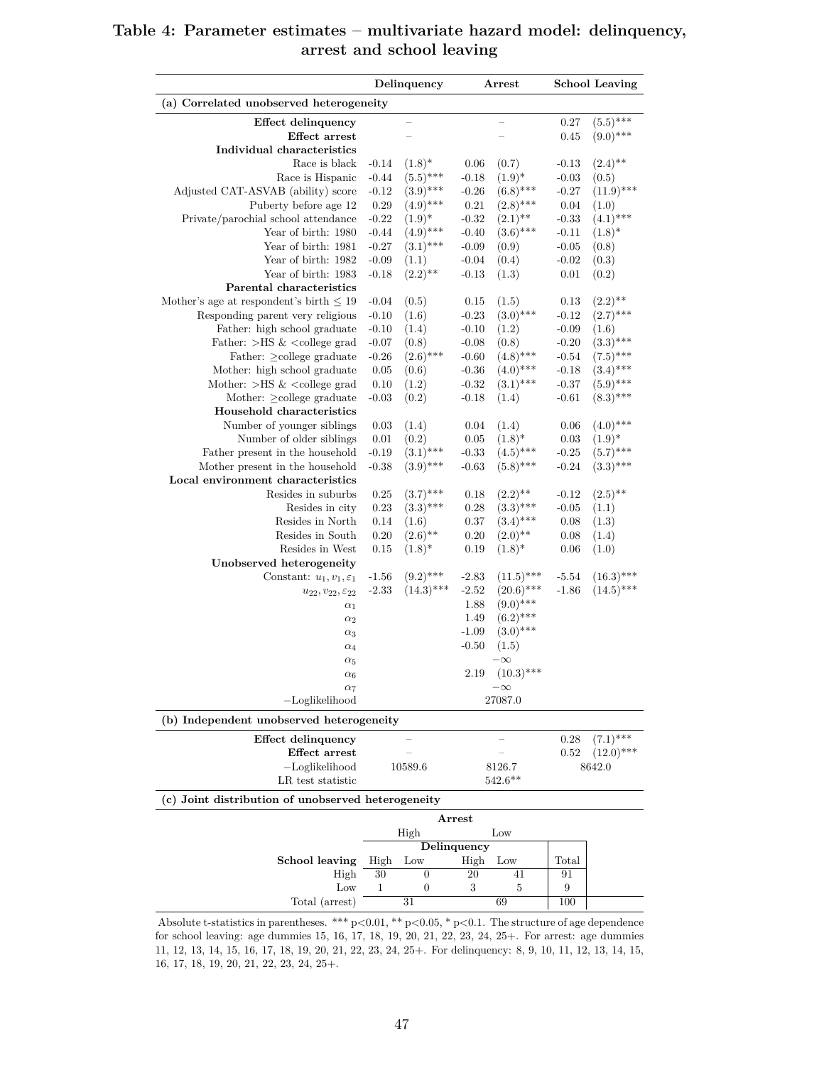**Table 4: Parameter estimates – multivariate hazard model: delinquency, arrest and school leaving**

| | Delinquency | | Arrest | | School Leaving | |
|---|---|---|---|---|---|---|
| **(a) Correlated unobserved heterogeneity** | | | | | | |
| **Effect delinquency** | – | | – | | 0.27 | (5.5)*** |
| **Effect arrest** | – | | – | | 0.45 | (9.0)*** |
| **Individual characteristics** | | | | | | |
| Race is black | -0.14 | (1.8)* | 0.06 | (0.7) | -0.13 | (2.4)** |
| Race is Hispanic | -0.44 | (5.5)*** | -0.18 | (1.9)* | -0.03 | (0.5) |
| Adjusted CAT-ASVAB (ability) score | -0.12 | (3.9)*** | -0.26 | (6.8)*** | -0.27 | (11.9)*** |
| Puberty before age 12 | 0.29 | (4.9)*** | 0.21 | (2.8)*** | 0.04 | (1.0) |
| Private/parochial school attendance | -0.22 | (1.9)* | -0.32 | (2.1)** | -0.33 | (4.1)*** |
| Year of birth: 1980 | -0.44 | (4.9)*** | -0.40 | (3.6)*** | -0.11 | (1.8)* |
| Year of birth: 1981 | -0.27 | (3.1)*** | -0.09 | (0.9) | -0.05 | (0.8) |
| Year of birth: 1982 | -0.09 | (1.1) | -0.04 | (0.4) | -0.02 | (0.3) |
| Year of birth: 1983 | -0.18 | (2.2)** | -0.13 | (1.3) | 0.01 | (0.2) |
| **Parental characteristics** | | | | | | |
| Mother's age at respondent's birth ≤ 19 | -0.04 | (0.5) | 0.15 | (1.5) | 0.13 | (2.2)** |
| Responding parent very religious | -0.10 | (1.6) | -0.23 | (3.0)*** | -0.12 | (2.7)*** |
| Father: high school graduate | -0.10 | (1.4) | -0.10 | (1.2) | -0.09 | (1.6) |
| Father: >HS & <college grad | -0.07 | (0.8) | -0.08 | (0.8) | -0.20 | (3.3)*** |
| Father: ≥college graduate | -0.26 | (2.6)*** | -0.60 | (4.8)*** | -0.54 | (7.5)*** |
| Mother: high school graduate | 0.05 | (0.6) | -0.36 | (4.0)*** | -0.18 | (3.4)*** |
| Mother: >HS & <college grad | 0.10 | (1.2) | -0.32 | (3.1)*** | -0.37 | (5.9)*** |
| Mother: ≥college graduate | -0.03 | (0.2) | -0.18 | (1.4) | -0.61 | (8.3)*** |
| **Household characteristics** | | | | | | |
| Number of younger siblings | 0.03 | (1.4) | 0.04 | (1.4) | 0.06 | (4.0)*** |
| Number of older siblings | 0.01 | (0.2) | 0.05 | (1.8)* | 0.03 | (1.9)* |
| Father present in the household | -0.19 | (3.1)*** | -0.33 | (4.5)*** | -0.25 | (5.7)*** |
| Mother present in the household | -0.38 | (3.9)*** | -0.63 | (5.8)*** | -0.24 | (3.3)*** |
| **Local environment characteristics** | | | | | | |
| Resides in suburbs | 0.25 | (3.7)*** | 0.18 | (2.2)** | -0.12 | (2.5)** |
| Resides in city | 0.23 | (3.3)*** | 0.28 | (3.3)*** | -0.05 | (1.1) |
| Resides in North | 0.14 | (1.6) | 0.37 | (3.4)*** | 0.08 | (1.3) |
| Resides in South | 0.20 | (2.6)** | 0.20 | (2.0)** | 0.08 | (1.4) |
| Resides in West | 0.15 | (1.8)* | 0.19 | (1.8)* | 0.06 | (1.0) |
| **Unobserved heterogeneity** | | | | | | |
| Constant: $u_1, v_1, \varepsilon_1$ | -1.56 | (9.2)*** | -2.83 | (11.5)*** | -5.54 | (16.3)*** |
| $u_{22}, v_{22}, \varepsilon_{22}$ | -2.33 | (14.3)*** | -2.52 | (20.6)*** | -1.86 | (14.5)*** |
| $\alpha_1$ | | | 1.88 | (9.0)*** | | |
| $\alpha_2$ | | | 1.49 | (6.2)*** | | |
| $\alpha_3$ | | | -1.09 | (3.0)*** | | |
| $\alpha_4$ | | | -0.50 | (1.5) | | |
| $\alpha_5$ | | | $-\infty$ | | | |
| $\alpha_6$ | | | 2.19 | (10.3)*** | | |
| $\alpha_7$ | | | $-\infty$ | | | |
| −Loglikelihood | | | 27087.0 | | | |
| **(b) Independent unobserved heterogeneity** | | | | | | |
| **Effect delinquency** | – | | – | | 0.28 | (7.1)*** |
| **Effect arrest** | – | | – | | 0.52 | (12.0)*** |
| −Loglikelihood | 10589.6 | | 8126.7 | | 8642.0 | |
| LR test statistic | | | 542.6** | | | |

**(c) Joint distribution of unobserved heterogeneity**

| | Arrest: High | | Arrest: Low | | |
|---|---|---|---|---|---|
| | Delinquency: High | Delinquency: Low | Delinquency: High | Delinquency: Low | |
| **School leaving** | High | Low | High | Low | Total |
| High | 30 | 0 | 20 | 41 | 91 |
| Low | 1 | 0 | 3 | 5 | 9 |
| Total (arrest) | 31 | | 69 | | 100 |

Absolute t-statistics in parentheses. *** p<0.01, ** p<0.05, * p<0.1. The structure of age dependence for school leaving: age dummies 15, 16, 17, 18, 19, 20, 21, 22, 23, 24, 25+. For arrest: age dummies 11, 12, 13, 14, 15, 16, 17, 18, 19, 20, 21, 22, 23, 24, 25+. For delinquency: 8, 9, 10, 11, 12, 13, 14, 15, 16, 17, 18, 19, 20, 21, 22, 23, 24, 25+.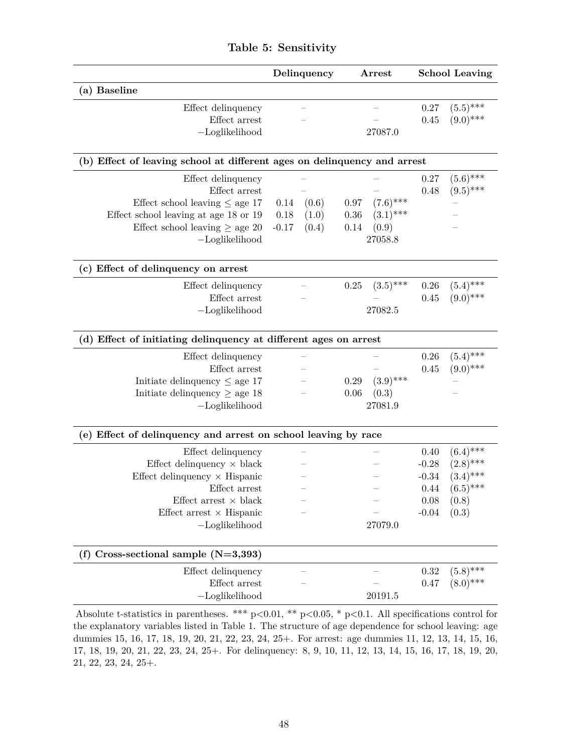**Table 5: Sensitivity**

| | Delinquency | | Arrest | | School Leaving | |
|---|---|---|---|---|---|---|
| **(a) Baseline** | | | | | | |
| Effect delinquency | – | | – | | 0.27 | (5.5)*** |
| Effect arrest | – | | – | | 0.45 | (9.0)*** |
| −Loglikelihood | | | 27087.0 | | | |
| **(b) Effect of leaving school at different ages on delinquency and arrest** | | | | | | |
| Effect delinquency | – | | – | | 0.27 | (5.6)*** |
| Effect arrest | – | | – | | 0.48 | (9.5)*** |
| Effect school leaving ≤ age 17 | 0.14 | (0.6) | 0.97 | (7.6)*** | – | |
| Effect school leaving at age 18 or 19 | 0.18 | (1.0) | 0.36 | (3.1)*** | – | |
| Effect school leaving ≥ age 20 | -0.17 | (0.4) | 0.14 | (0.9) | – | |
| −Loglikelihood | | | 27058.8 | | | |
| **(c) Effect of delinquency on arrest** | | | | | | |
| Effect delinquency | – | | 0.25 | (3.5)*** | 0.26 | (5.4)*** |
| Effect arrest | – | | – | | 0.45 | (9.0)*** |
| −Loglikelihood | | | 27082.5 | | | |
| **(d) Effect of initiating delinquency at different ages on arrest** | | | | | | |
| Effect delinquency | – | | – | | 0.26 | (5.4)*** |
| Effect arrest | – | | – | | 0.45 | (9.0)*** |
| Initiate delinquency ≤ age 17 | – | | 0.29 | (3.9)*** | – | |
| Initiate delinquency ≥ age 18 | – | | 0.06 | (0.3) | – | |
| −Loglikelihood | | | 27081.9 | | | |
| **(e) Effect of delinquency and arrest on school leaving by race** | | | | | | |
| Effect delinquency | – | | – | | 0.40 | (6.4)*** |
| Effect delinquency × black | – | | – | | -0.28 | (2.8)*** |
| Effect delinquency × Hispanic | – | | – | | -0.34 | (3.4)*** |
| Effect arrest | – | | – | | 0.44 | (6.5)*** |
| Effect arrest × black | – | | – | | 0.08 | (0.8) |
| Effect arrest × Hispanic | – | | – | | -0.04 | (0.3) |
| −Loglikelihood | | | 27079.0 | | | |
| **(f) Cross-sectional sample (N=3,393)** | | | | | | |
| Effect delinquency | – | | – | | 0.32 | (5.8)*** |
| Effect arrest | – | | – | | 0.47 | (8.0)*** |
| −Loglikelihood | | | 20191.5 | | | |

Absolute t-statistics in parentheses. *** p<0.01, ** p<0.05, * p<0.1. All specifications control for the explanatory variables listed in Table 1. The structure of age dependence for school leaving: age dummies 15, 16, 17, 18, 19, 20, 21, 22, 23, 24, 25+. For arrest: age dummies 11, 12, 13, 14, 15, 16, 17, 18, 19, 20, 21, 22, 23, 24, 25+. For delinquency: 8, 9, 10, 11, 12, 13, 14, 15, 16, 17, 18, 19, 20, 21, 22, 23, 24, 25+.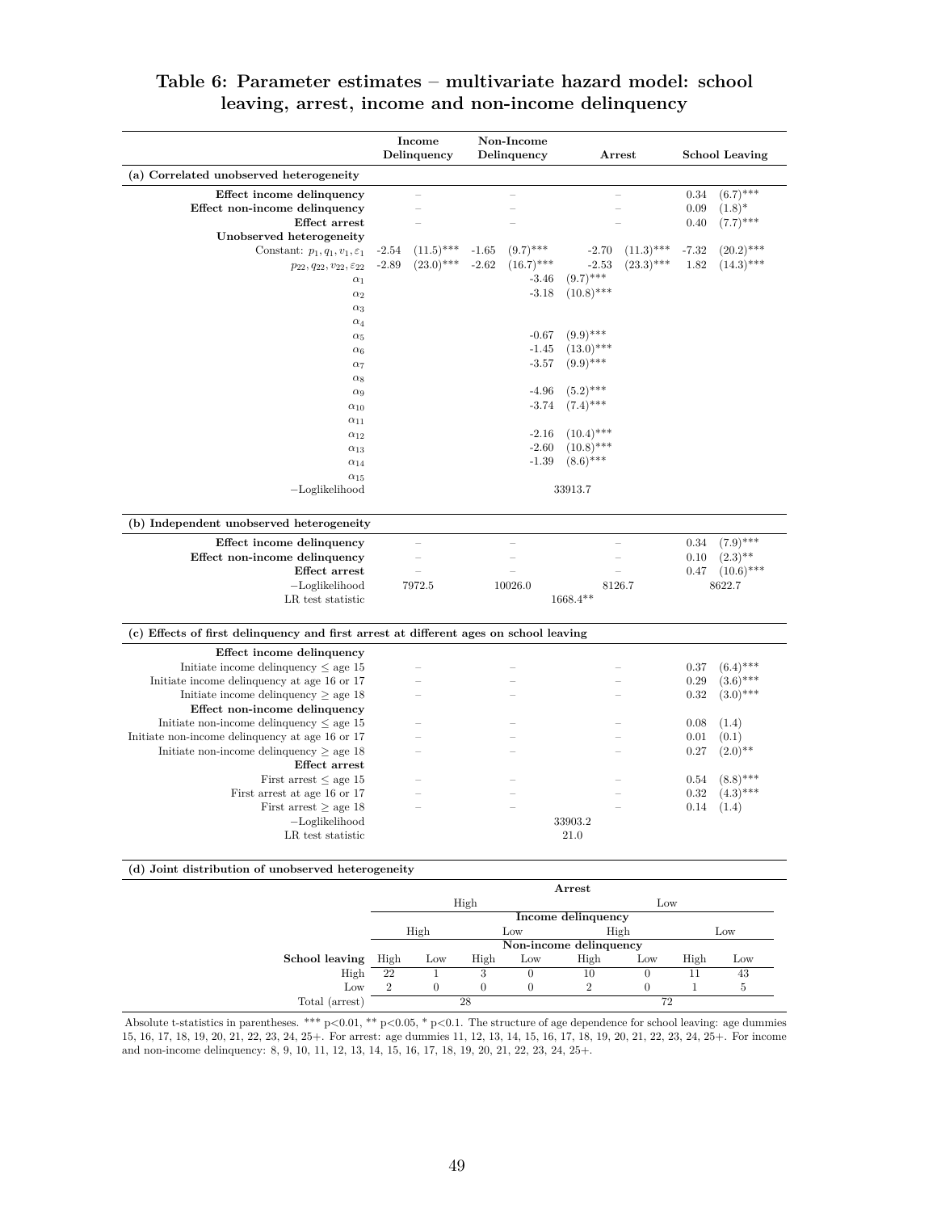## Table 6: Parameter estimates – multivariate hazard model: school leaving, arrest, income and non-income delinquency

| | Income Delinquency | | Non-Income Delinquency | | Arrest | | School Leaving | |
|---|---|---|---|---|---|---|---|---|
| **(a) Correlated unobserved heterogeneity** | | | | | | | | |
| **Effect income delinquency** | – | | – | | – | | 0.34 | (6.7)*** |
| **Effect non-income delinquency** | – | | – | | – | | 0.09 | (1.8)* |
| **Effect arrest** | – | | – | | – | | 0.40 | (7.7)*** |
| **Unobserved heterogeneity** | | | | | | | | |
| Constant: $p_1, q_1, v_1, \varepsilon_1$ | -2.54 | (11.5)*** | -1.65 | (9.7)*** | -2.70 | (11.3)*** | -7.32 | (20.2)*** |
| $p_{22}, q_{22}, v_{22}, \varepsilon_{22}$ | -2.89 | (23.0)*** | -2.62 | (16.7)*** | -2.53 | (23.3)*** | 1.82 | (14.3)*** |
| $\alpha_1$ | | | | -3.46 | (9.7)*** | | | |
| $\alpha_2$ | | | | -3.18 | (10.8)*** | | | |
| $\alpha_3$ | | | | | | | | |
| $\alpha_4$ | | | | | | | | |
| $\alpha_5$ | | | | -0.67 | (9.9)*** | | | |
| $\alpha_6$ | | | | -1.45 | (13.0)*** | | | |
| $\alpha_7$ | | | | -3.57 | (9.9)*** | | | |
| $\alpha_8$ | | | | | | | | |
| $\alpha_9$ | | | | -4.96 | (5.2)*** | | | |
| $\alpha_{10}$ | | | | -3.74 | (7.4)*** | | | |
| $\alpha_{11}$ | | | | | | | | |
| $\alpha_{12}$ | | | | -2.16 | (10.4)*** | | | |
| $\alpha_{13}$ | | | | -2.60 | (10.8)*** | | | |
| $\alpha_{14}$ | | | | -1.39 | (8.6)*** | | | |
| $\alpha_{15}$ | | | | | | | | |
| −Loglikelihood | | | | | 33913.7 | | | |
| **(b) Independent unobserved heterogeneity** | | | | | | | | |
| **Effect income delinquency** | – | | – | | – | | 0.34 | (7.9)*** |
| **Effect non-income delinquency** | – | | – | | – | | 0.10 | (2.3)** |
| **Effect arrest** | – | | – | | – | | 0.47 | (10.6)*** |
| −Loglikelihood | 7972.5 | | 10026.0 | | 8126.7 | | 8622.7 | |
| LR test statistic | | | | | 1668.4** | | | |
| **(c) Effects of first delinquency and first arrest at different ages on school leaving** | | | | | | | | |
| **Effect income delinquency** | | | | | | | | |
| Initiate income delinquency ≤ age 15 | – | | – | | – | | 0.37 | (6.4)*** |
| Initiate income delinquency at age 16 or 17 | – | | – | | – | | 0.29 | (3.6)*** |
| Initiate income delinquency ≥ age 18 | – | | – | | – | | 0.32 | (3.0)*** |
| **Effect non-income delinquency** | | | | | | | | |
| Initiate non-income delinquency ≤ age 15 | – | | – | | – | | 0.08 | (1.4) |
| Initiate non-income delinquency at age 16 or 17 | – | | – | | – | | 0.01 | (0.1) |
| Initiate non-income delinquency ≥ age 18 | – | | – | | – | | 0.27 | (2.0)** |
| **Effect arrest** | | | | | | | | |
| First arrest ≤ age 15 | – | | – | | – | | 0.54 | (8.8)*** |
| First arrest at age 16 or 17 | – | | – | | – | | 0.32 | (4.3)*** |
| First arrest ≥ age 18 | – | | – | | – | | 0.14 | (1.4) |
| −Loglikelihood | | | | | 33903.2 | | | |
| LR test statistic | | | | | 21.0 | | | |

**(d) Joint distribution of unobserved heterogeneity**

| | Arrest | | | | | | | |
|---|---|---|---|---|---|---|---|---|
| | High | | | | Low | | | |
| | Income delinquency | | | | | | | |
| | High | | Low | | High | | Low | |
| | Non-income delinquency | | | | | | | |
| **School leaving** | High | Low | High | Low | High | Low | High | Low |
| High | 22 | 1 | 3 | 0 | 10 | 0 | 11 | 43 |
| Low | 2 | 0 | 0 | 0 | 2 | 0 | 1 | 5 |
| Total (arrest) | 28 | | | | 72 | | | |

Absolute t-statistics in parentheses. *** p<0.01, ** p<0.05, * p<0.1. The structure of age dependence for school leaving: age dummies 15, 16, 17, 18, 19, 20, 21, 22, 23, 24, 25+. For arrest: age dummies 11, 12, 13, 14, 15, 16, 17, 18, 19, 20, 21, 22, 23, 24, 25+. For income and non-income delinquency: 8, 9, 10, 11, 12, 13, 14, 15, 16, 17, 18, 19, 20, 21, 22, 23, 24, 25+.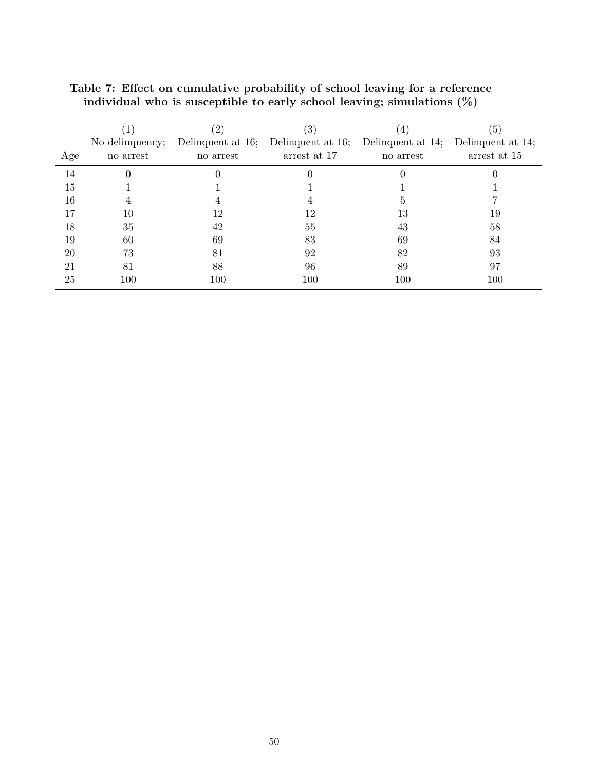**Table 7: Effect on cumulative probability of school leaving for a reference individual who is susceptible to early school leaving; simulations (%)**

| Age | (1) No delinquency; no arrest | (2) Delinquent at 16; no arrest | (3) Delinquent at 16; arrest at 17 | (4) Delinquent at 14; no arrest | (5) Delinquent at 14; arrest at 15 |
|---|---|---|---|---|---|
| 14 | 0 | 0 | 0 | 0 | 0 |
| 15 | 1 | 1 | 1 | 1 | 1 |
| 16 | 4 | 4 | 4 | 5 | 7 |
| 17 | 10 | 12 | 12 | 13 | 19 |
| 18 | 35 | 42 | 55 | 43 | 58 |
| 19 | 60 | 69 | 83 | 69 | 84 |
| 20 | 73 | 81 | 92 | 82 | 93 |
| 21 | 81 | 88 | 96 | 89 | 97 |
| 25 | 100 | 100 | 100 | 100 | 100 |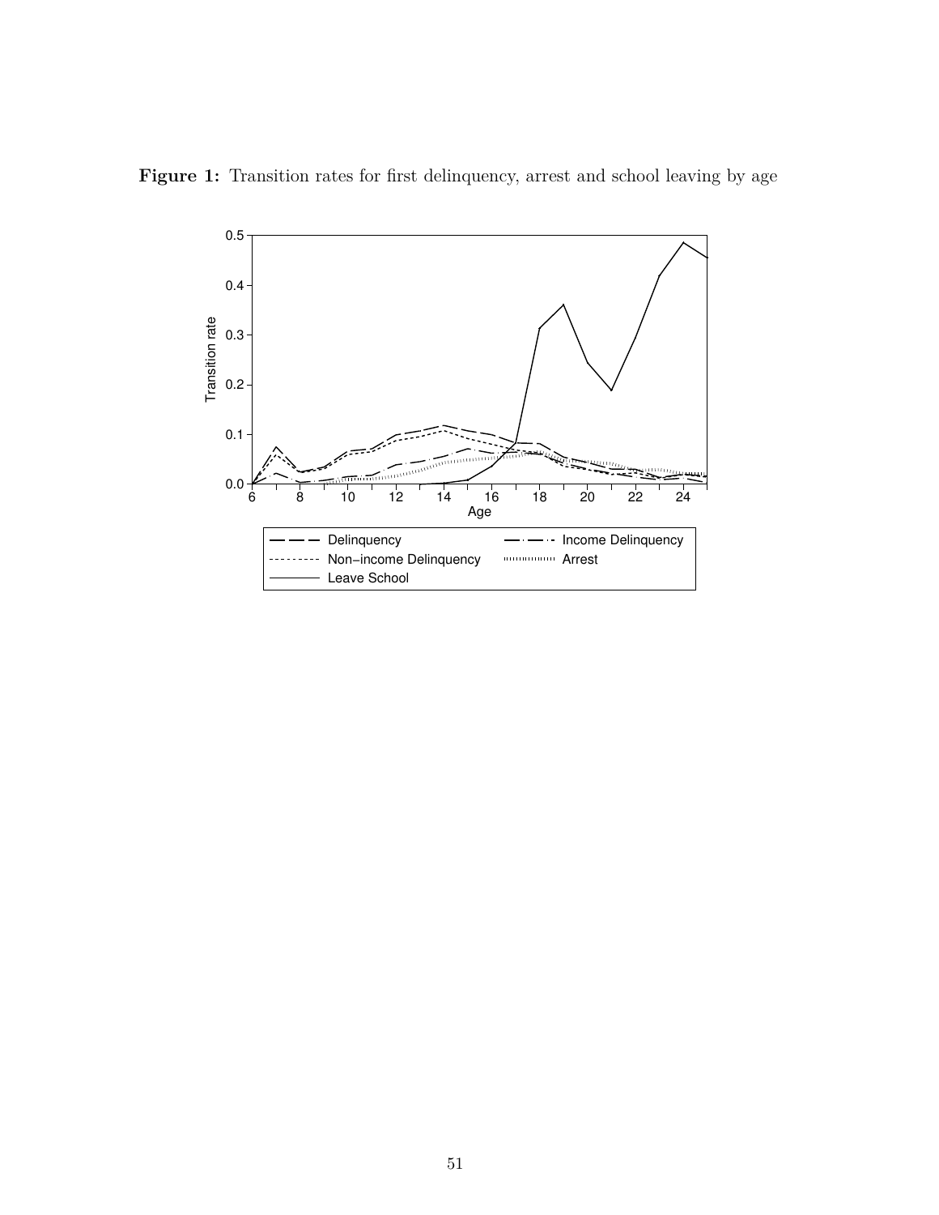**Figure 1:** Transition rates for first delinquency, arrest and school leaving by age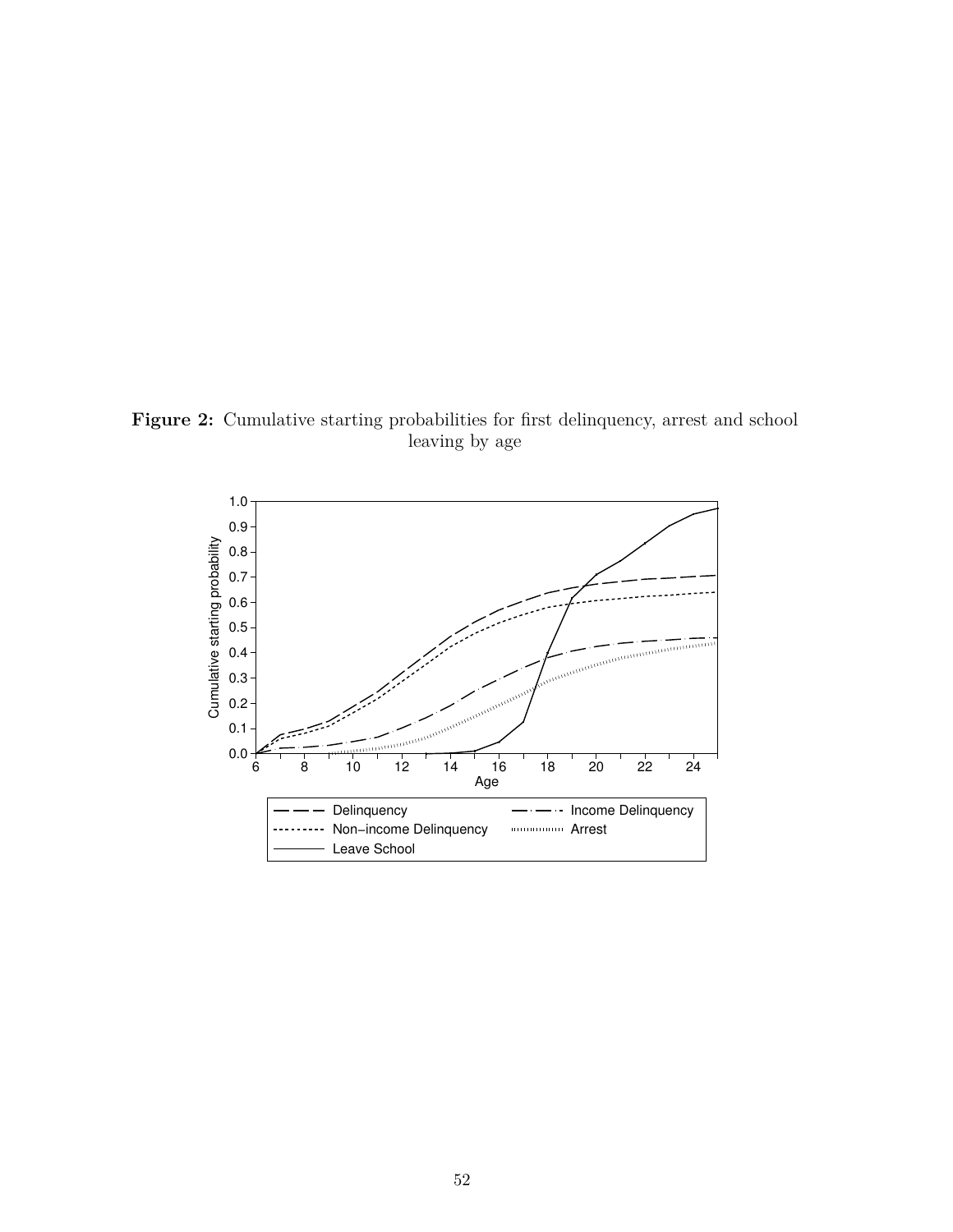**Figure 2:** Cumulative starting probabilities for first delinquency, arrest and school leaving by age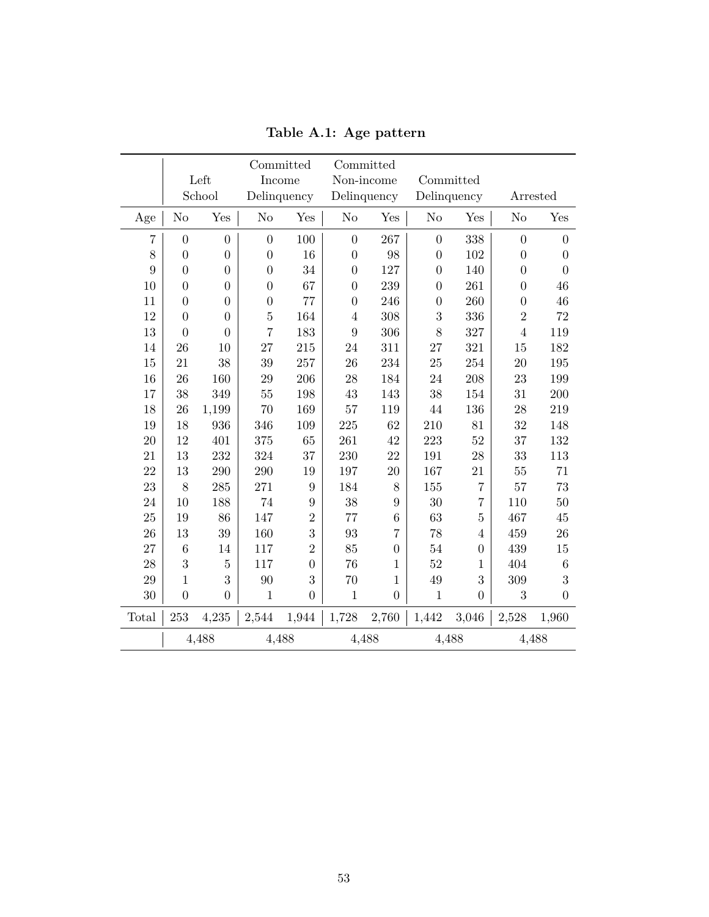**Table A.1: Age pattern**

| | Left School | | Committed Income Delinquency | | Committed Non-income Delinquency | | Committed Delinquency | | Arrested | |
|---|---|---|---|---|---|---|---|---|---|---|
| Age | No | Yes | No | Yes | No | Yes | No | Yes | No | Yes |
| 7 | 0 | 0 | 0 | 100 | 0 | 267 | 0 | 338 | 0 | 0 |
| 8 | 0 | 0 | 0 | 16 | 0 | 98 | 0 | 102 | 0 | 0 |
| 9 | 0 | 0 | 0 | 34 | 0 | 127 | 0 | 140 | 0 | 0 |
| 10 | 0 | 0 | 0 | 67 | 0 | 239 | 0 | 261 | 0 | 46 |
| 11 | 0 | 0 | 0 | 77 | 0 | 246 | 0 | 260 | 0 | 46 |
| 12 | 0 | 0 | 5 | 164 | 4 | 308 | 3 | 336 | 2 | 72 |
| 13 | 0 | 0 | 7 | 183 | 9 | 306 | 8 | 327 | 4 | 119 |
| 14 | 26 | 10 | 27 | 215 | 24 | 311 | 27 | 321 | 15 | 182 |
| 15 | 21 | 38 | 39 | 257 | 26 | 234 | 25 | 254 | 20 | 195 |
| 16 | 26 | 160 | 29 | 206 | 28 | 184 | 24 | 208 | 23 | 199 |
| 17 | 38 | 349 | 55 | 198 | 43 | 143 | 38 | 154 | 31 | 200 |
| 18 | 26 | 1,199 | 70 | 169 | 57 | 119 | 44 | 136 | 28 | 219 |
| 19 | 18 | 936 | 346 | 109 | 225 | 62 | 210 | 81 | 32 | 148 |
| 20 | 12 | 401 | 375 | 65 | 261 | 42 | 223 | 52 | 37 | 132 |
| 21 | 13 | 232 | 324 | 37 | 230 | 22 | 191 | 28 | 33 | 113 |
| 22 | 13 | 290 | 290 | 19 | 197 | 20 | 167 | 21 | 55 | 71 |
| 23 | 8 | 285 | 271 | 9 | 184 | 8 | 155 | 7 | 57 | 73 |
| 24 | 10 | 188 | 74 | 9 | 38 | 9 | 30 | 7 | 110 | 50 |
| 25 | 19 | 86 | 147 | 2 | 77 | 6 | 63 | 5 | 467 | 45 |
| 26 | 13 | 39 | 160 | 3 | 93 | 7 | 78 | 4 | 459 | 26 |
| 27 | 6 | 14 | 117 | 2 | 85 | 0 | 54 | 0 | 439 | 15 |
| 28 | 3 | 5 | 117 | 0 | 76 | 1 | 52 | 1 | 404 | 6 |
| 29 | 1 | 3 | 90 | 3 | 70 | 1 | 49 | 3 | 309 | 3 |
| 30 | 0 | 0 | 1 | 0 | 1 | 0 | 1 | 0 | 3 | 0 |
| Total | 253 | 4,235 | 2,544 | 1,944 | 1,728 | 2,760 | 1,442 | 3,046 | 2,528 | 1,960 |
| | 4,488 | | 4,488 | | 4,488 | | 4,488 | | 4,488 | |